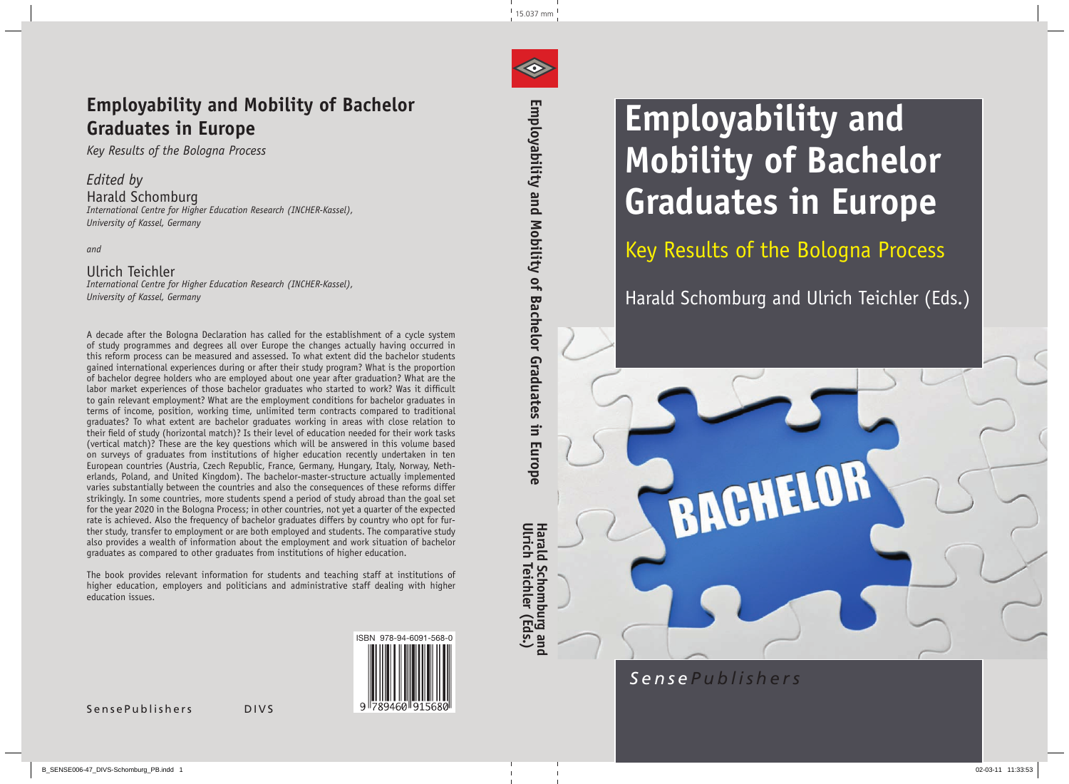# Employability and Mobility of Bachelor Graduates in Europe

## Key Results of the Bologna Process

Harald Schomburg and Ulrich Teichler (Eds.)

SensePublishers

---

# Employability and Mobility of Bachelor Graduates in Europe

*Key Results of the Bologna Process*

*Edited by*

Harald Schomburg
*International Centre for Higher Education Research (INCHER-Kassel), University of Kassel, Germany*

*and*

Ulrich Teichler
*International Centre for Higher Education Research (INCHER-Kassel), University of Kassel, Germany*

A decade after the Bologna Declaration has called for the establishment of a cycle system of study programmes and degrees all over Europe the changes actually having occurred in this reform process can be measured and assessed. To what extent did the bachelor students gained international experiences during or after their study program? What is the proportion of bachelor degree holders who are employed about one year after graduation? What are the labor market experiences of those bachelor graduates who started to work? Was it difficult to gain relevant employment? What are the employment conditions for bachelor graduates in terms of income, position, working time, unlimited term contracts compared to traditional graduates? To what extent are bachelor graduates working in areas with close relation to their field of study (horizontal match)? Is their level of education needed for their work tasks (vertical match)? These are the key questions which will be answered in this volume based on surveys of graduates from institutions of higher education recently undertaken in ten European countries (Austria, Czech Republic, France, Germany, Hungary, Italy, Norway, Netherlands, Poland, and United Kingdom). The bachelor-master-structure actually implemented varies substantially between the countries and also the consequences of these reforms differ strikingly. In some countries, more students spend a period of study abroad than the goal set for the year 2020 in the Bologna Process; in other countries, not yet a quarter of the expected rate is achieved. Also the frequency of bachelor graduates differs by country who opt for further study, transfer to employment or are both employed and students. The comparative study also provides a wealth of information about the employment and work situation of bachelor graduates as compared to other graduates from institutions of higher education.

The book provides relevant information for students and teaching staff at institutions of higher education, employers and politicians and administrative staff dealing with higher education issues.

ISBN 978-94-6091-568-0

SensePublishers DIVS

---

Employability and Mobility of Bachelor Graduates in Europe

Harald Schomburg and Ulrich Teichler (Eds.)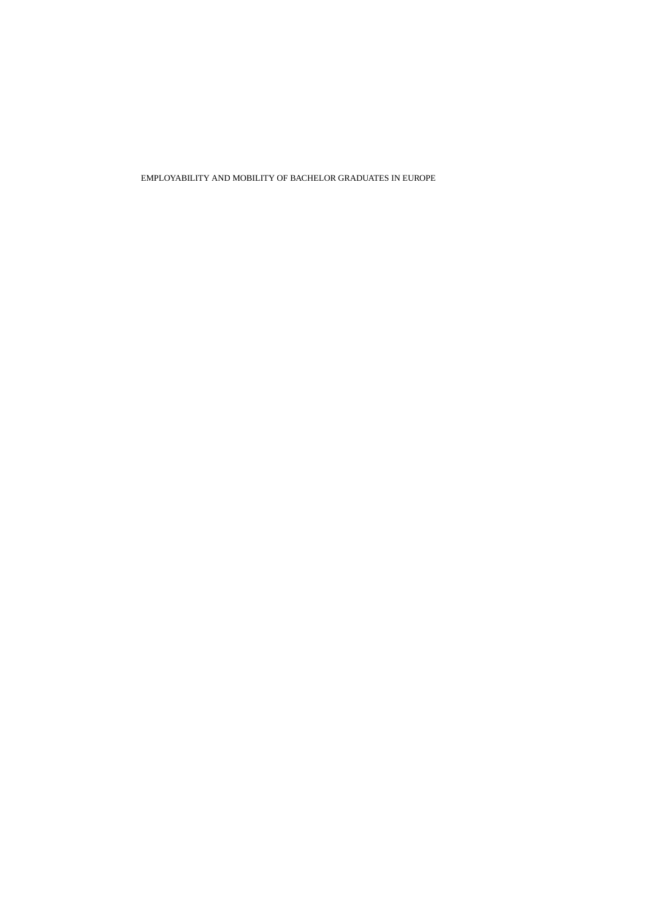EMPLOYABILITY AND MOBILITY OF BACHELOR GRADUATES IN EUROPE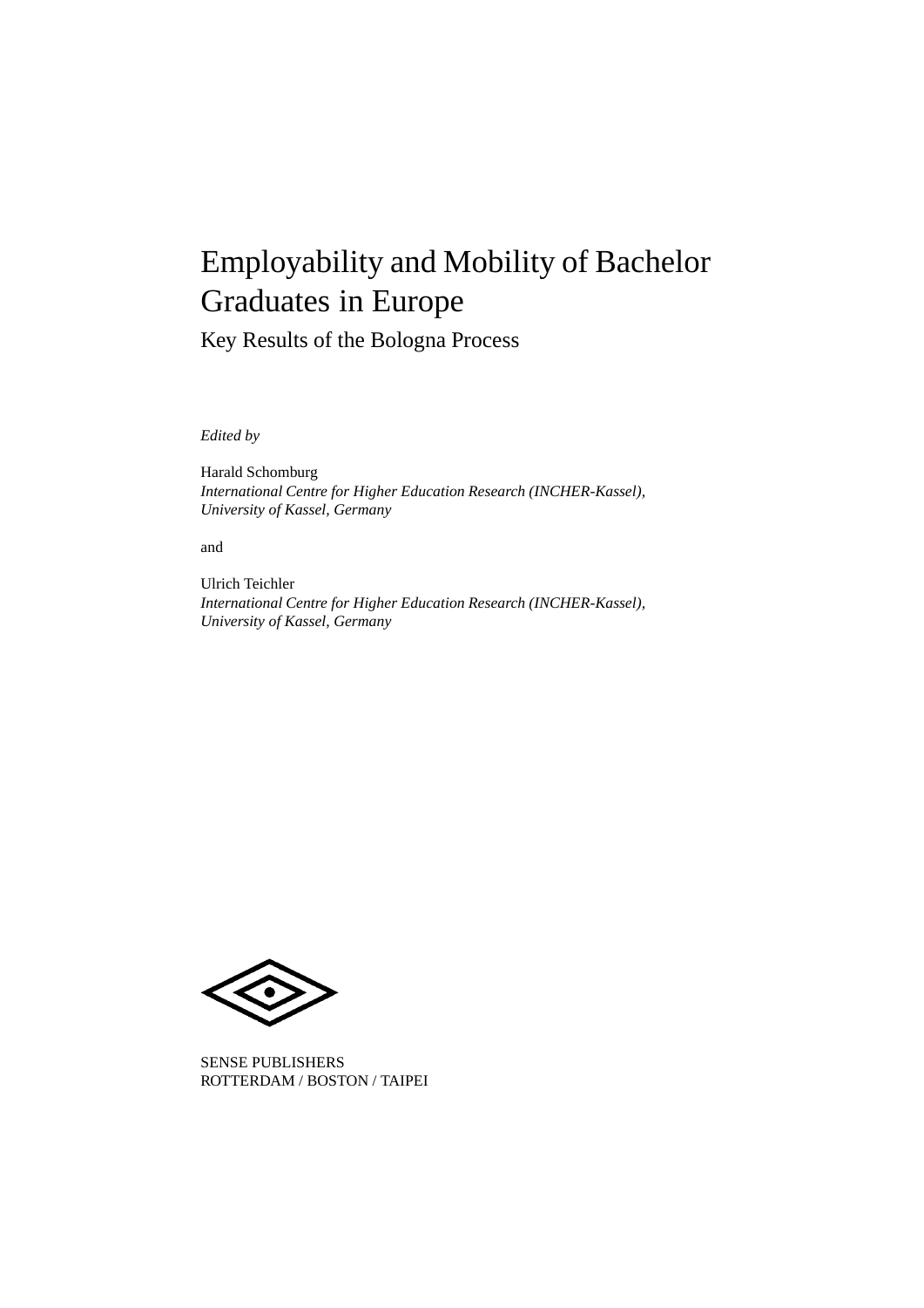# Employability and Mobility of Bachelor Graduates in Europe

## Key Results of the Bologna Process

*Edited by*

Harald Schomburg
*International Centre for Higher Education Research (INCHER-Kassel), University of Kassel, Germany*

and

Ulrich Teichler
*International Centre for Higher Education Research (INCHER-Kassel), University of Kassel, Germany*

SENSE PUBLISHERS
ROTTERDAM / BOSTON / TAIPEI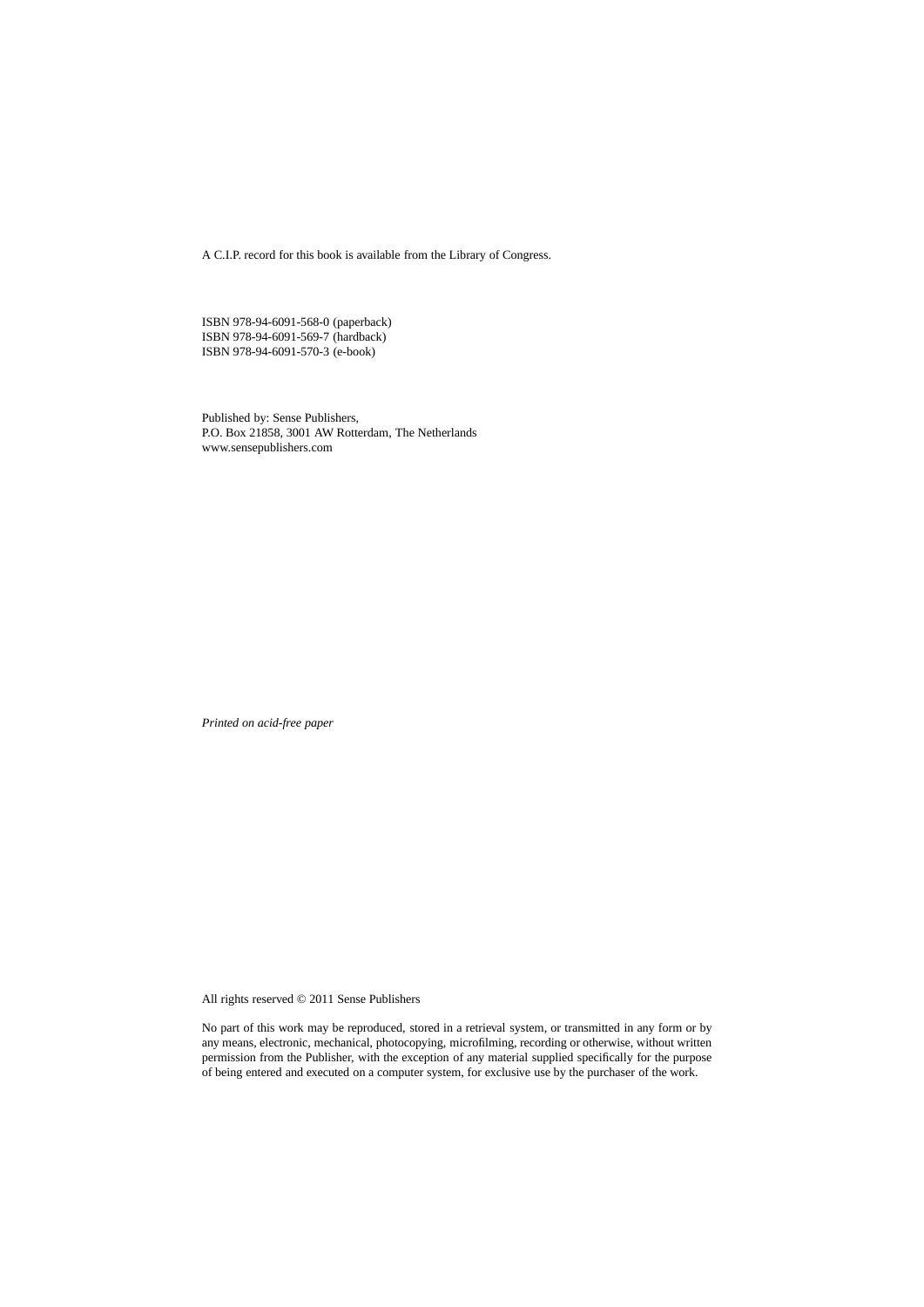A C.I.P. record for this book is available from the Library of Congress.

ISBN 978-94-6091-568-0 (paperback)
ISBN 978-94-6091-569-7 (hardback)
ISBN 978-94-6091-570-3 (e-book)

Published by: Sense Publishers,
P.O. Box 21858, 3001 AW Rotterdam, The Netherlands
www.sensepublishers.com

*Printed on acid-free paper*

All rights reserved © 2011 Sense Publishers

No part of this work may be reproduced, stored in a retrieval system, or transmitted in any form or by any means, electronic, mechanical, photocopying, microfilming, recording or otherwise, without written permission from the Publisher, with the exception of any material supplied specifically for the purpose of being entered and executed on a computer system, for exclusive use by the purchaser of the work.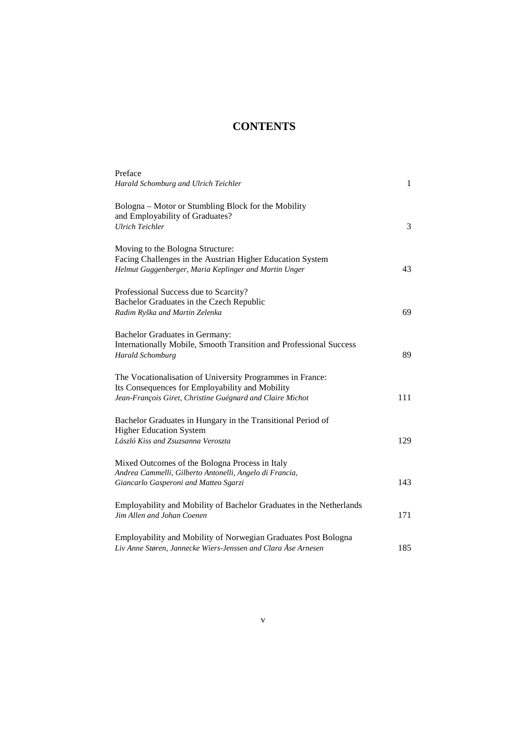# CONTENTS

Preface
*Harald Schomburg and Ulrich Teichler* 1

Bologna – Motor or Stumbling Block for the Mobility and Employability of Graduates?
*Ulrich Teichler* 3

Moving to the Bologna Structure: Facing Challenges in the Austrian Higher Education System
*Helmut Guggenberger, Maria Keplinger and Martin Unger* 43

Professional Success due to Scarcity? Bachelor Graduates in the Czech Republic
*Radim Ryška and Martin Zelenka* 69

Bachelor Graduates in Germany: Internationally Mobile, Smooth Transition and Professional Success
*Harald Schomburg* 89

The Vocationalisation of University Programmes in France: Its Consequences for Employability and Mobility
*Jean-François Giret, Christine Guégnard and Claire Michot* 111

Bachelor Graduates in Hungary in the Transitional Period of Higher Education System
*László Kiss and Zsuzsanna Veroszta* 129

Mixed Outcomes of the Bologna Process in Italy
*Andrea Cammelli, Gilberto Antonelli, Angelo di Francia, Giancarlo Gasperoni and Matteo Sgarzi* 143

Employability and Mobility of Bachelor Graduates in the Netherlands
*Jim Allen and Johan Coenen* 171

Employability and Mobility of Norwegian Graduates Post Bologna
*Liv Anne Støren, Jannecke Wiers-Jenssen and Clara Åse Arnesen* 185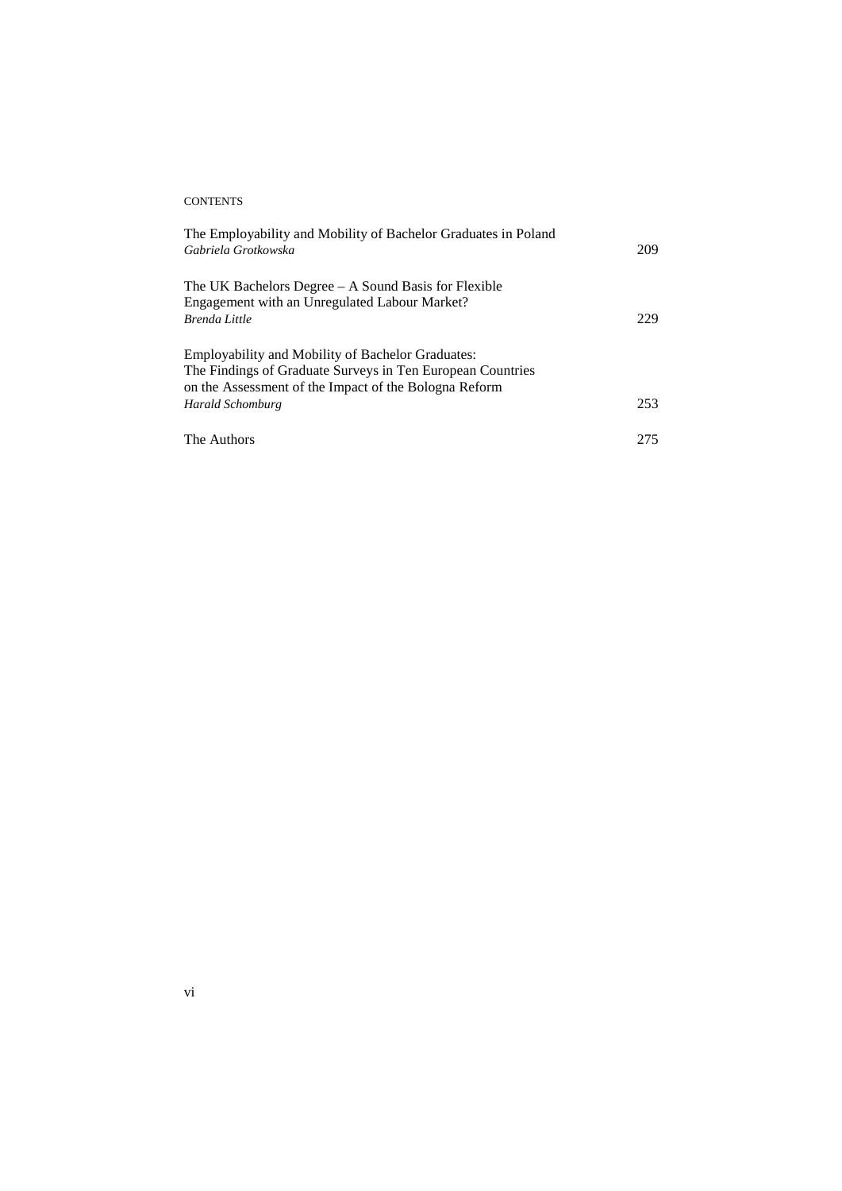The Employability and Mobility of Bachelor Graduates in Poland
*Gabriela Grotkowska* 209

The UK Bachelors Degree – A Sound Basis for Flexible Engagement with an Unregulated Labour Market?
*Brenda Little* 229

Employability and Mobility of Bachelor Graduates: The Findings of Graduate Surveys in Ten European Countries on the Assessment of the Impact of the Bologna Reform
*Harald Schomburg* 253

The Authors 275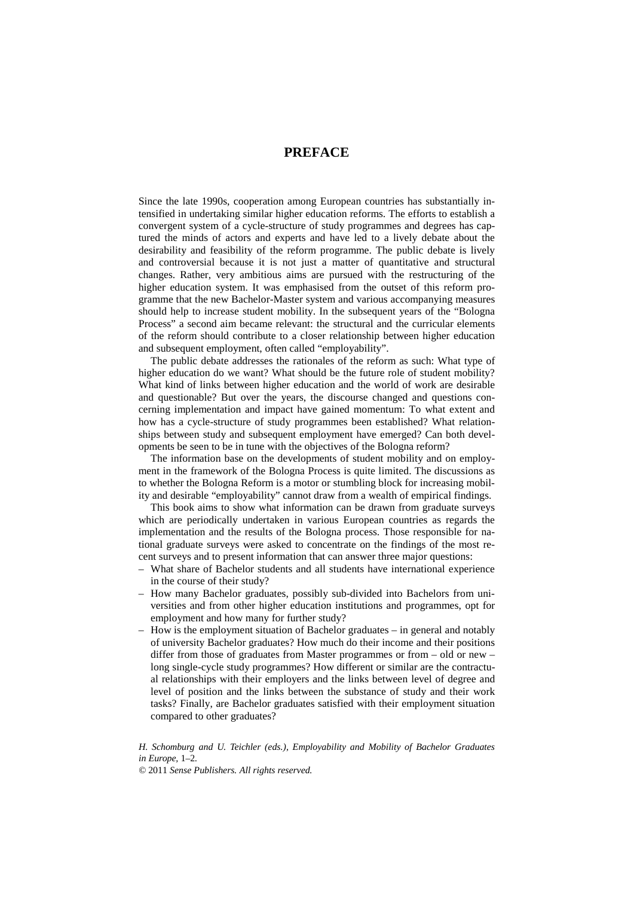# PREFACE

Since the late 1990s, cooperation among European countries has substantially intensified in undertaking similar higher education reforms. The efforts to establish a convergent system of a cycle-structure of study programmes and degrees has captured the minds of actors and experts and have led to a lively debate about the desirability and feasibility of the reform programme. The public debate is lively and controversial because it is not just a matter of quantitative and structural changes. Rather, very ambitious aims are pursued with the restructuring of the higher education system. It was emphasised from the outset of this reform programme that the new Bachelor-Master system and various accompanying measures should help to increase student mobility. In the subsequent years of the "Bologna Process" a second aim became relevant: the structural and the curricular elements of the reform should contribute to a closer relationship between higher education and subsequent employment, often called "employability".

The public debate addresses the rationales of the reform as such: What type of higher education do we want? What should be the future role of student mobility? What kind of links between higher education and the world of work are desirable and questionable? But over the years, the discourse changed and questions concerning implementation and impact have gained momentum: To what extent and how has a cycle-structure of study programmes been established? What relationships between study and subsequent employment have emerged? Can both developments be seen to be in tune with the objectives of the Bologna reform?

The information base on the developments of student mobility and on employment in the framework of the Bologna Process is quite limited. The discussions as to whether the Bologna Reform is a motor or stumbling block for increasing mobility and desirable "employability" cannot draw from a wealth of empirical findings.

This book aims to show what information can be drawn from graduate surveys which are periodically undertaken in various European countries as regards the implementation and the results of the Bologna process. Those responsible for national graduate surveys were asked to concentrate on the findings of the most recent surveys and to present information that can answer three major questions:

- What share of Bachelor students and all students have international experience in the course of their study?
- How many Bachelor graduates, possibly sub-divided into Bachelors from universities and from other higher education institutions and programmes, opt for employment and how many for further study?
- How is the employment situation of Bachelor graduates – in general and notably of university Bachelor graduates? How much do their income and their positions differ from those of graduates from Master programmes or from – old or new – long single-cycle study programmes? How different or similar are the contractual relationships with their employers and the links between level of degree and level of position and the links between the substance of study and their work tasks? Finally, are Bachelor graduates satisfied with their employment situation compared to other graduates?

*H. Schomburg and U. Teichler (eds.), Employability and Mobility of Bachelor Graduates in Europe*, 1–2.
© 2011 *Sense Publishers. All rights reserved.*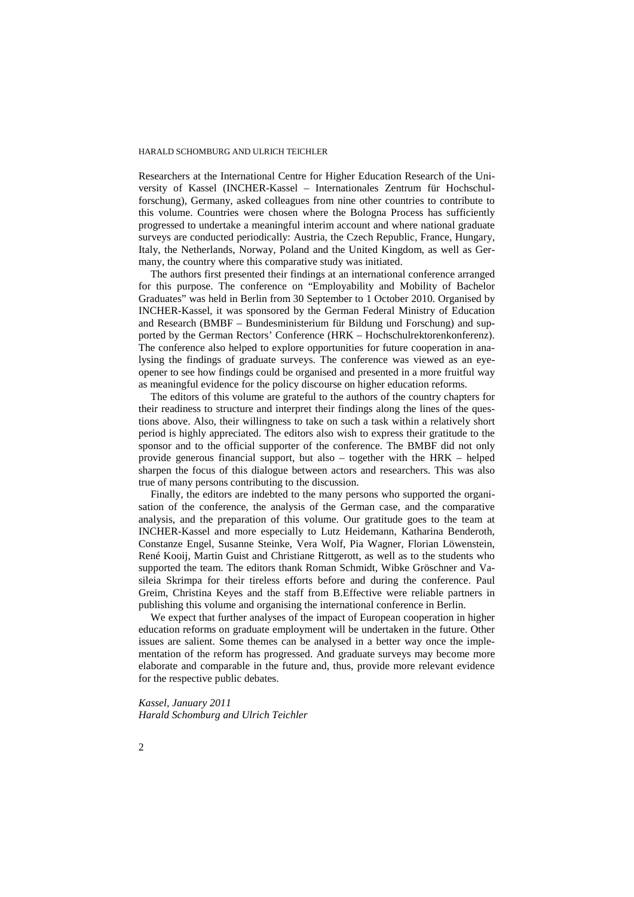Researchers at the International Centre for Higher Education Research of the University of Kassel (INCHER-Kassel – Internationales Zentrum für Hochschulforschung), Germany, asked colleagues from nine other countries to contribute to this volume. Countries were chosen where the Bologna Process has sufficiently progressed to undertake a meaningful interim account and where national graduate surveys are conducted periodically: Austria, the Czech Republic, France, Hungary, Italy, the Netherlands, Norway, Poland and the United Kingdom, as well as Germany, the country where this comparative study was initiated.

The authors first presented their findings at an international conference arranged for this purpose. The conference on "Employability and Mobility of Bachelor Graduates" was held in Berlin from 30 September to 1 October 2010. Organised by INCHER-Kassel, it was sponsored by the German Federal Ministry of Education and Research (BMBF – Bundesministerium für Bildung und Forschung) and supported by the German Rectors' Conference (HRK – Hochschulrektorenkonferenz). The conference also helped to explore opportunities for future cooperation in analysing the findings of graduate surveys. The conference was viewed as an eye-opener to see how findings could be organised and presented in a more fruitful way as meaningful evidence for the policy discourse on higher education reforms.

The editors of this volume are grateful to the authors of the country chapters for their readiness to structure and interpret their findings along the lines of the questions above. Also, their willingness to take on such a task within a relatively short period is highly appreciated. The editors also wish to express their gratitude to the sponsor and to the official supporter of the conference. The BMBF did not only provide generous financial support, but also – together with the HRK – helped sharpen the focus of this dialogue between actors and researchers. This was also true of many persons contributing to the discussion.

Finally, the editors are indebted to the many persons who supported the organisation of the conference, the analysis of the German case, and the comparative analysis, and the preparation of this volume. Our gratitude goes to the team at INCHER-Kassel and more especially to Lutz Heidemann, Katharina Benderoth, Constanze Engel, Susanne Steinke, Vera Wolf, Pia Wagner, Florian Löwenstein, René Kooij, Martin Guist and Christiane Rittgerott, as well as to the students who supported the team. The editors thank Roman Schmidt, Wibke Gröschner and Vasileia Skrimpa for their tireless efforts before and during the conference. Paul Greim, Christina Keyes and the staff from B.Effective were reliable partners in publishing this volume and organising the international conference in Berlin.

We expect that further analyses of the impact of European cooperation in higher education reforms on graduate employment will be undertaken in the future. Other issues are salient. Some themes can be analysed in a better way once the implementation of the reform has progressed. And graduate surveys may become more elaborate and comparable in the future and, thus, provide more relevant evidence for the respective public debates.

*Kassel, January 2011*
*Harald Schomburg and Ulrich Teichler*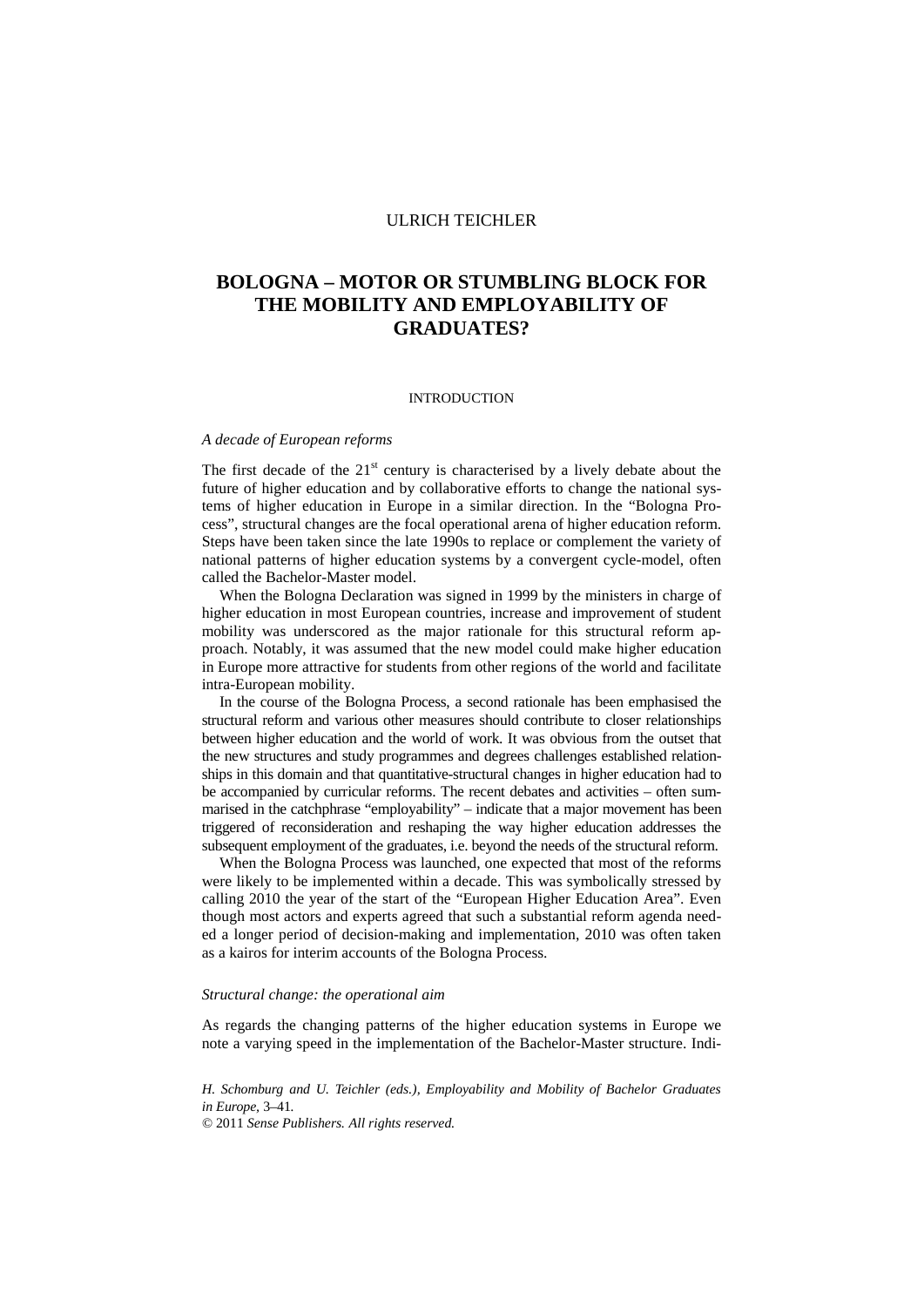ULRICH TEICHLER

# BOLOGNA – MOTOR OR STUMBLING BLOCK FOR THE MOBILITY AND EMPLOYABILITY OF GRADUATES?

## INTRODUCTION

### *A decade of European reforms*

The first decade of the 21st century is characterised by a lively debate about the future of higher education and by collaborative efforts to change the national systems of higher education in Europe in a similar direction. In the "Bologna Process", structural changes are the focal operational arena of higher education reform. Steps have been taken since the late 1990s to replace or complement the variety of national patterns of higher education systems by a convergent cycle-model, often called the Bachelor-Master model.

When the Bologna Declaration was signed in 1999 by the ministers in charge of higher education in most European countries, increase and improvement of student mobility was underscored as the major rationale for this structural reform approach. Notably, it was assumed that the new model could make higher education in Europe more attractive for students from other regions of the world and facilitate intra-European mobility.

In the course of the Bologna Process, a second rationale has been emphasised the structural reform and various other measures should contribute to closer relationships between higher education and the world of work. It was obvious from the outset that the new structures and study programmes and degrees challenges established relationships in this domain and that quantitative-structural changes in higher education had to be accompanied by curricular reforms. The recent debates and activities – often summarised in the catchphrase "employability" – indicate that a major movement has been triggered of reconsideration and reshaping the way higher education addresses the subsequent employment of the graduates, i.e. beyond the needs of the structural reform.

When the Bologna Process was launched, one expected that most of the reforms were likely to be implemented within a decade. This was symbolically stressed by calling 2010 the year of the start of the "European Higher Education Area". Even though most actors and experts agreed that such a substantial reform agenda needed a longer period of decision-making and implementation, 2010 was often taken as a kairos for interim accounts of the Bologna Process.

### *Structural change: the operational aim*

As regards the changing patterns of the higher education systems in Europe we note a varying speed in the implementation of the Bachelor-Master structure. Indi-

*H. Schomburg and U. Teichler (eds.), Employability and Mobility of Bachelor Graduates in Europe*, 3–41.
© 2011 *Sense Publishers. All rights reserved.*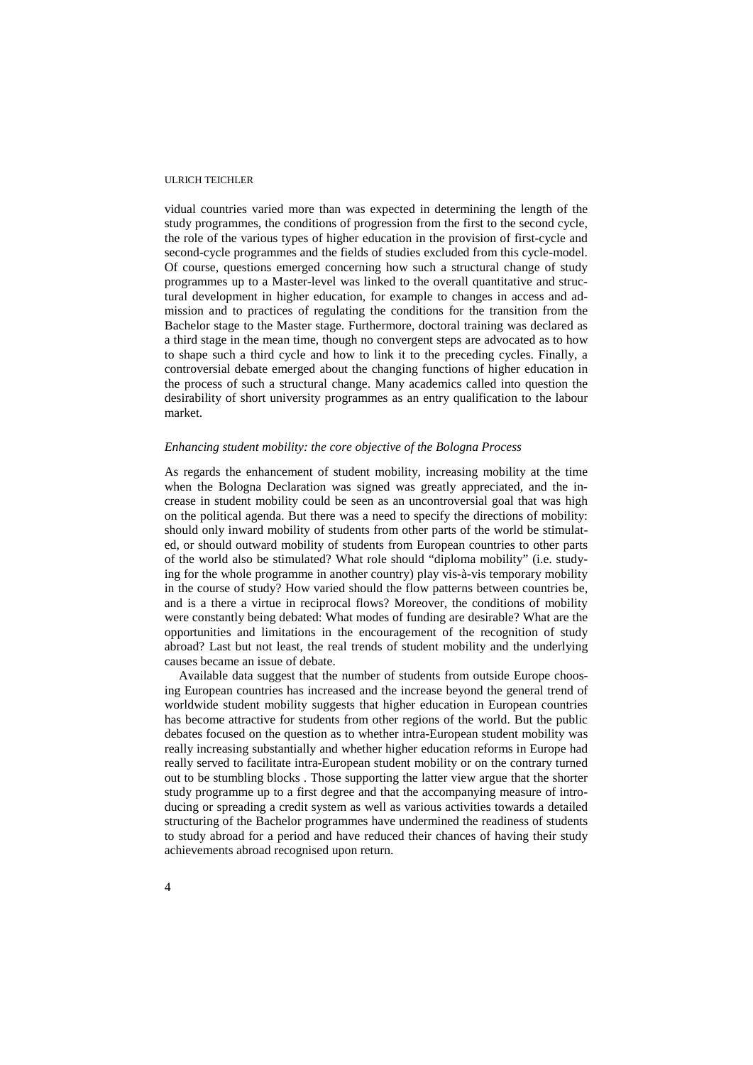vidual countries varied more than was expected in determining the length of the study programmes, the conditions of progression from the first to the second cycle, the role of the various types of higher education in the provision of first-cycle and second-cycle programmes and the fields of studies excluded from this cycle-model. Of course, questions emerged concerning how such a structural change of study programmes up to a Master-level was linked to the overall quantitative and structural development in higher education, for example to changes in access and admission and to practices of regulating the conditions for the transition from the Bachelor stage to the Master stage. Furthermore, doctoral training was declared as a third stage in the mean time, though no convergent steps are advocated as to how to shape such a third cycle and how to link it to the preceding cycles. Finally, a controversial debate emerged about the changing functions of higher education in the process of such a structural change. Many academics called into question the desirability of short university programmes as an entry qualification to the labour market.

*Enhancing student mobility: the core objective of the Bologna Process*

As regards the enhancement of student mobility, increasing mobility at the time when the Bologna Declaration was signed was greatly appreciated, and the increase in student mobility could be seen as an uncontroversial goal that was high on the political agenda. But there was a need to specify the directions of mobility: should only inward mobility of students from other parts of the world be stimulated, or should outward mobility of students from European countries to other parts of the world also be stimulated? What role should "diploma mobility" (i.e. studying for the whole programme in another country) play vis-à-vis temporary mobility in the course of study? How varied should the flow patterns between countries be, and is a there a virtue in reciprocal flows? Moreover, the conditions of mobility were constantly being debated: What modes of funding are desirable? What are the opportunities and limitations in the encouragement of the recognition of study abroad? Last but not least, the real trends of student mobility and the underlying causes became an issue of debate.

Available data suggest that the number of students from outside Europe choosing European countries has increased and the increase beyond the general trend of worldwide student mobility suggests that higher education in European countries has become attractive for students from other regions of the world. But the public debates focused on the question as to whether intra-European student mobility was really increasing substantially and whether higher education reforms in Europe had really served to facilitate intra-European student mobility or on the contrary turned out to be stumbling blocks . Those supporting the latter view argue that the shorter study programme up to a first degree and that the accompanying measure of introducing or spreading a credit system as well as various activities towards a detailed structuring of the Bachelor programmes have undermined the readiness of students to study abroad for a period and have reduced their chances of having their study achievements abroad recognised upon return.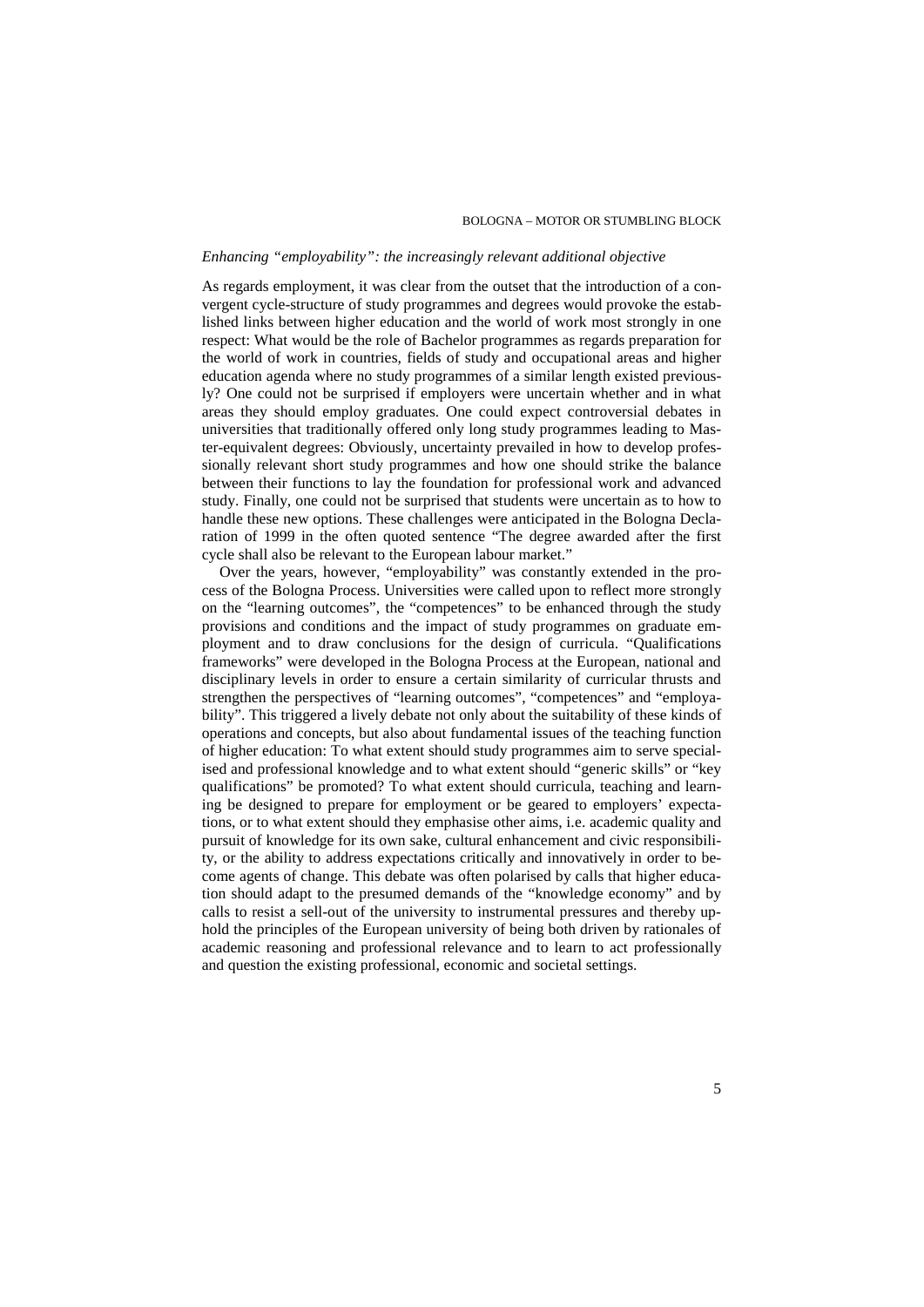*Enhancing "employability": the increasingly relevant additional objective*

As regards employment, it was clear from the outset that the introduction of a convergent cycle-structure of study programmes and degrees would provoke the established links between higher education and the world of work most strongly in one respect: What would be the role of Bachelor programmes as regards preparation for the world of work in countries, fields of study and occupational areas and higher education agenda where no study programmes of a similar length existed previously? One could not be surprised if employers were uncertain whether and in what areas they should employ graduates. One could expect controversial debates in universities that traditionally offered only long study programmes leading to Master-equivalent degrees: Obviously, uncertainty prevailed in how to develop professionally relevant short study programmes and how one should strike the balance between their functions to lay the foundation for professional work and advanced study. Finally, one could not be surprised that students were uncertain as to how to handle these new options. These challenges were anticipated in the Bologna Declaration of 1999 in the often quoted sentence "The degree awarded after the first cycle shall also be relevant to the European labour market."

Over the years, however, "employability" was constantly extended in the process of the Bologna Process. Universities were called upon to reflect more strongly on the "learning outcomes", the "competences" to be enhanced through the study provisions and conditions and the impact of study programmes on graduate employment and to draw conclusions for the design of curricula. "Qualifications frameworks" were developed in the Bologna Process at the European, national and disciplinary levels in order to ensure a certain similarity of curricular thrusts and strengthen the perspectives of "learning outcomes", "competences" and "employability". This triggered a lively debate not only about the suitability of these kinds of operations and concepts, but also about fundamental issues of the teaching function of higher education: To what extent should study programmes aim to serve specialised and professional knowledge and to what extent should "generic skills" or "key qualifications" be promoted? To what extent should curricula, teaching and learning be designed to prepare for employment or be geared to employers' expectations, or to what extent should they emphasise other aims, i.e. academic quality and pursuit of knowledge for its own sake, cultural enhancement and civic responsibility, or the ability to address expectations critically and innovatively in order to become agents of change. This debate was often polarised by calls that higher education should adapt to the presumed demands of the "knowledge economy" and by calls to resist a sell-out of the university to instrumental pressures and thereby uphold the principles of the European university of being both driven by rationales of academic reasoning and professional relevance and to learn to act professionally and question the existing professional, economic and societal settings.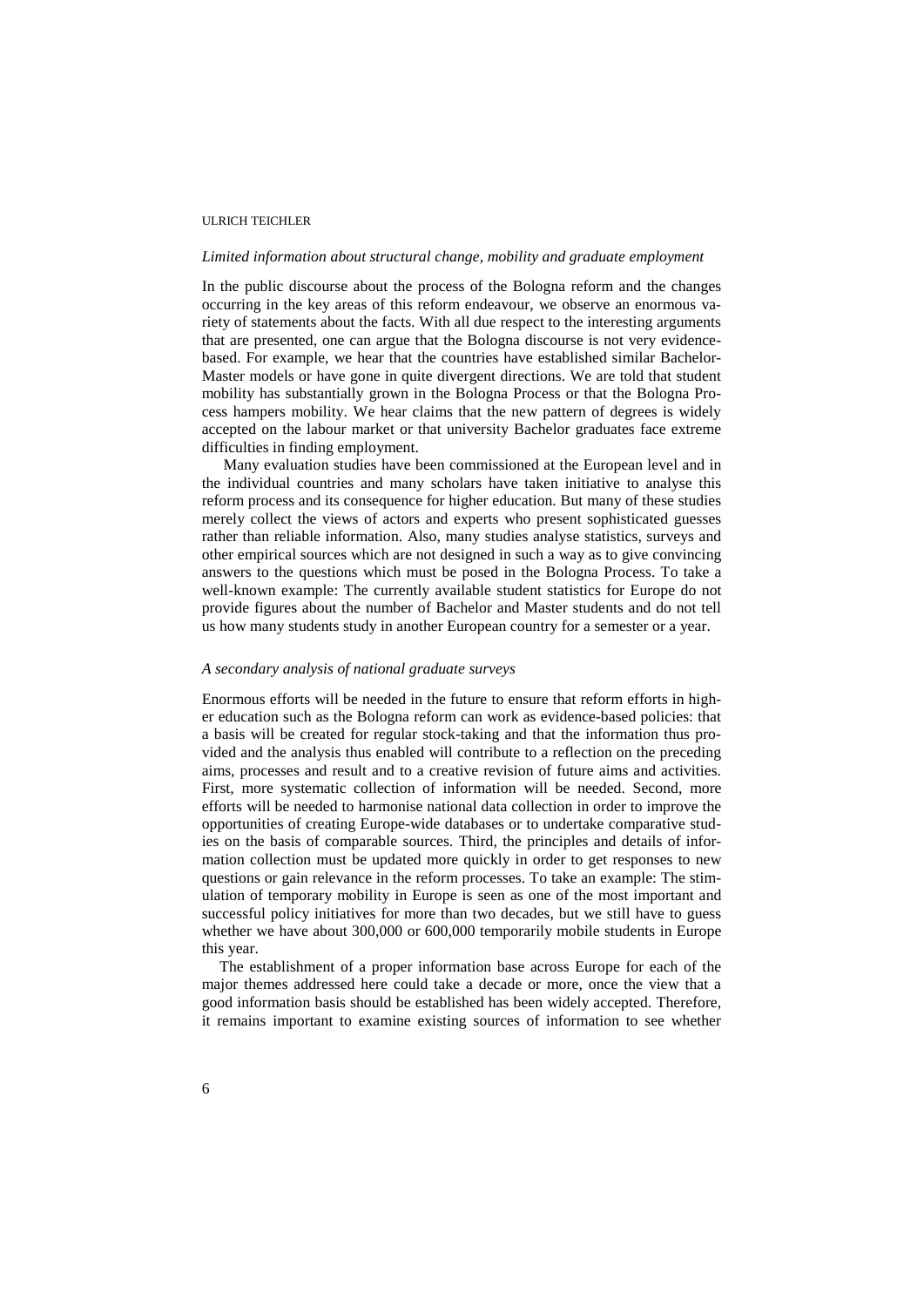### *Limited information about structural change, mobility and graduate employment*

In the public discourse about the process of the Bologna reform and the changes occurring in the key areas of this reform endeavour, we observe an enormous variety of statements about the facts. With all due respect to the interesting arguments that are presented, one can argue that the Bologna discourse is not very evidence-based. For example, we hear that the countries have established similar Bachelor-Master models or have gone in quite divergent directions. We are told that student mobility has substantially grown in the Bologna Process or that the Bologna Process hampers mobility. We hear claims that the new pattern of degrees is widely accepted on the labour market or that university Bachelor graduates face extreme difficulties in finding employment.

Many evaluation studies have been commissioned at the European level and in the individual countries and many scholars have taken initiative to analyse this reform process and its consequence for higher education. But many of these studies merely collect the views of actors and experts who present sophisticated guesses rather than reliable information. Also, many studies analyse statistics, surveys and other empirical sources which are not designed in such a way as to give convincing answers to the questions which must be posed in the Bologna Process. To take a well-known example: The currently available student statistics for Europe do not provide figures about the number of Bachelor and Master students and do not tell us how many students study in another European country for a semester or a year.

### *A secondary analysis of national graduate surveys*

Enormous efforts will be needed in the future to ensure that reform efforts in higher education such as the Bologna reform can work as evidence-based policies: that a basis will be created for regular stock-taking and that the information thus provided and the analysis thus enabled will contribute to a reflection on the preceding aims, processes and result and to a creative revision of future aims and activities. First, more systematic collection of information will be needed. Second, more efforts will be needed to harmonise national data collection in order to improve the opportunities of creating Europe-wide databases or to undertake comparative studies on the basis of comparable sources. Third, the principles and details of information collection must be updated more quickly in order to get responses to new questions or gain relevance in the reform processes. To take an example: The stimulation of temporary mobility in Europe is seen as one of the most important and successful policy initiatives for more than two decades, but we still have to guess whether we have about 300,000 or 600,000 temporarily mobile students in Europe this year.

The establishment of a proper information base across Europe for each of the major themes addressed here could take a decade or more, once the view that a good information basis should be established has been widely accepted. Therefore, it remains important to examine existing sources of information to see whether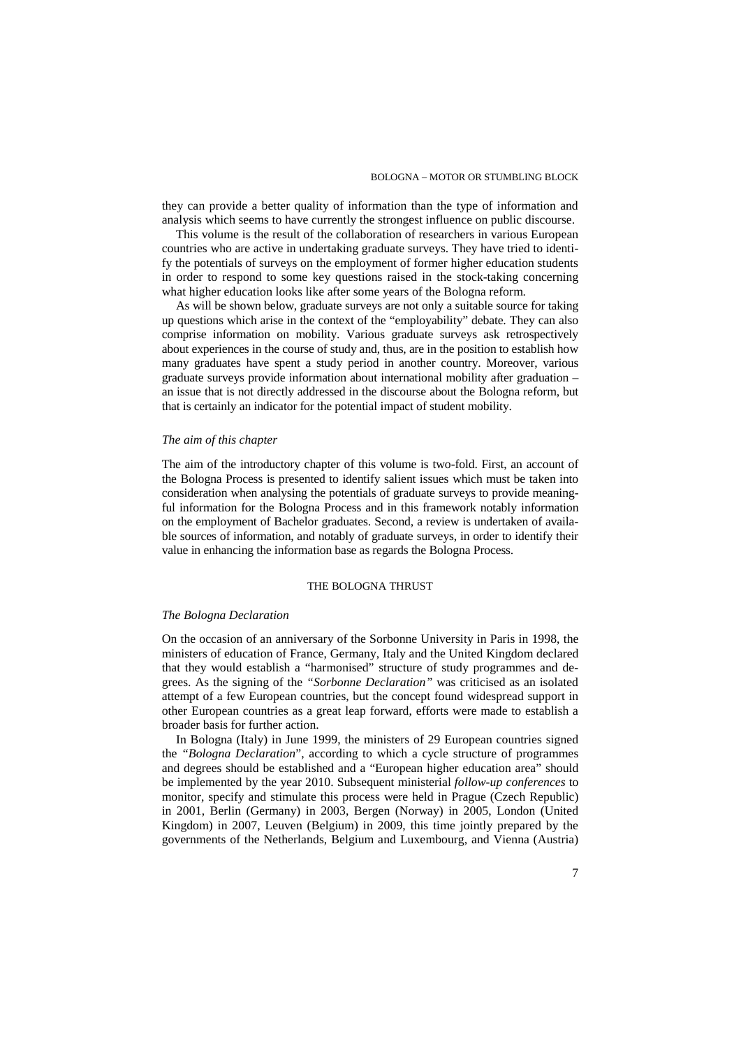they can provide a better quality of information than the type of information and analysis which seems to have currently the strongest influence on public discourse.

This volume is the result of the collaboration of researchers in various European countries who are active in undertaking graduate surveys. They have tried to identify the potentials of surveys on the employment of former higher education students in order to respond to some key questions raised in the stock-taking concerning what higher education looks like after some years of the Bologna reform.

As will be shown below, graduate surveys are not only a suitable source for taking up questions which arise in the context of the "employability" debate. They can also comprise information on mobility. Various graduate surveys ask retrospectively about experiences in the course of study and, thus, are in the position to establish how many graduates have spent a study period in another country. Moreover, various graduate surveys provide information about international mobility after graduation – an issue that is not directly addressed in the discourse about the Bologna reform, but that is certainly an indicator for the potential impact of student mobility.

### *The aim of this chapter*

The aim of the introductory chapter of this volume is two-fold. First, an account of the Bologna Process is presented to identify salient issues which must be taken into consideration when analysing the potentials of graduate surveys to provide meaningful information for the Bologna Process and in this framework notably information on the employment of Bachelor graduates. Second, a review is undertaken of available sources of information, and notably of graduate surveys, in order to identify their value in enhancing the information base as regards the Bologna Process.

## THE BOLOGNA THRUST

### *The Bologna Declaration*

On the occasion of an anniversary of the Sorbonne University in Paris in 1998, the ministers of education of France, Germany, Italy and the United Kingdom declared that they would establish a "harmonised" structure of study programmes and degrees. As the signing of the *"Sorbonne Declaration"* was criticised as an isolated attempt of a few European countries, but the concept found widespread support in other European countries as a great leap forward, efforts were made to establish a broader basis for further action.

In Bologna (Italy) in June 1999, the ministers of 29 European countries signed the *"Bologna Declaration*", according to which a cycle structure of programmes and degrees should be established and a "European higher education area" should be implemented by the year 2010. Subsequent ministerial *follow-up conferences* to monitor, specify and stimulate this process were held in Prague (Czech Republic) in 2001, Berlin (Germany) in 2003, Bergen (Norway) in 2005, London (United Kingdom) in 2007, Leuven (Belgium) in 2009, this time jointly prepared by the governments of the Netherlands, Belgium and Luxembourg, and Vienna (Austria)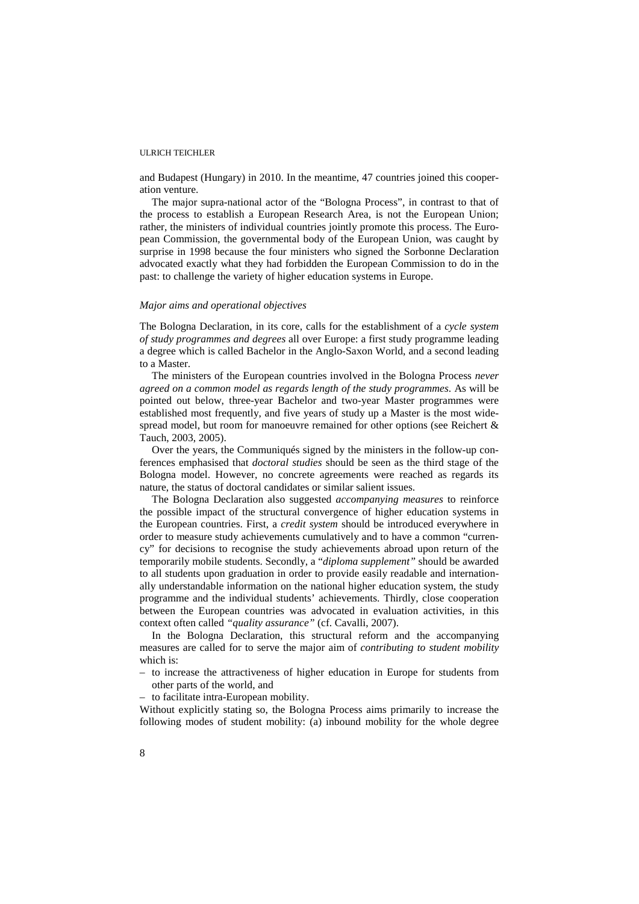and Budapest (Hungary) in 2010. In the meantime, 47 countries joined this cooperation venture.

The major supra-national actor of the "Bologna Process", in contrast to that of the process to establish a European Research Area, is not the European Union; rather, the ministers of individual countries jointly promote this process. The European Commission, the governmental body of the European Union, was caught by surprise in 1998 because the four ministers who signed the Sorbonne Declaration advocated exactly what they had forbidden the European Commission to do in the past: to challenge the variety of higher education systems in Europe.

### *Major aims and operational objectives*

The Bologna Declaration, in its core, calls for the establishment of a *cycle system of study programmes and degrees* all over Europe: a first study programme leading a degree which is called Bachelor in the Anglo-Saxon World, and a second leading to a Master.

The ministers of the European countries involved in the Bologna Process *never agreed on a common model as regards length of the study programmes*. As will be pointed out below, three-year Bachelor and two-year Master programmes were established most frequently, and five years of study up a Master is the most widespread model, but room for manoeuvre remained for other options (see Reichert & Tauch, 2003, 2005).

Over the years, the Communiqués signed by the ministers in the follow-up conferences emphasised that *doctoral studies* should be seen as the third stage of the Bologna model. However, no concrete agreements were reached as regards its nature, the status of doctoral candidates or similar salient issues.

The Bologna Declaration also suggested *accompanying measures* to reinforce the possible impact of the structural convergence of higher education systems in the European countries. First, a *credit system* should be introduced everywhere in order to measure study achievements cumulatively and to have a common "currency" for decisions to recognise the study achievements abroad upon return of the temporarily mobile students. Secondly, a "*diploma supplement"* should be awarded to all students upon graduation in order to provide easily readable and internationally understandable information on the national higher education system, the study programme and the individual students' achievements. Thirdly, close cooperation between the European countries was advocated in evaluation activities, in this context often called *"quality assurance"* (cf. Cavalli, 2007).

In the Bologna Declaration, this structural reform and the accompanying measures are called for to serve the major aim of *contributing to student mobility* which is:

– to increase the attractiveness of higher education in Europe for students from other parts of the world, and
– to facilitate intra-European mobility.

Without explicitly stating so, the Bologna Process aims primarily to increase the following modes of student mobility: (a) inbound mobility for the whole degree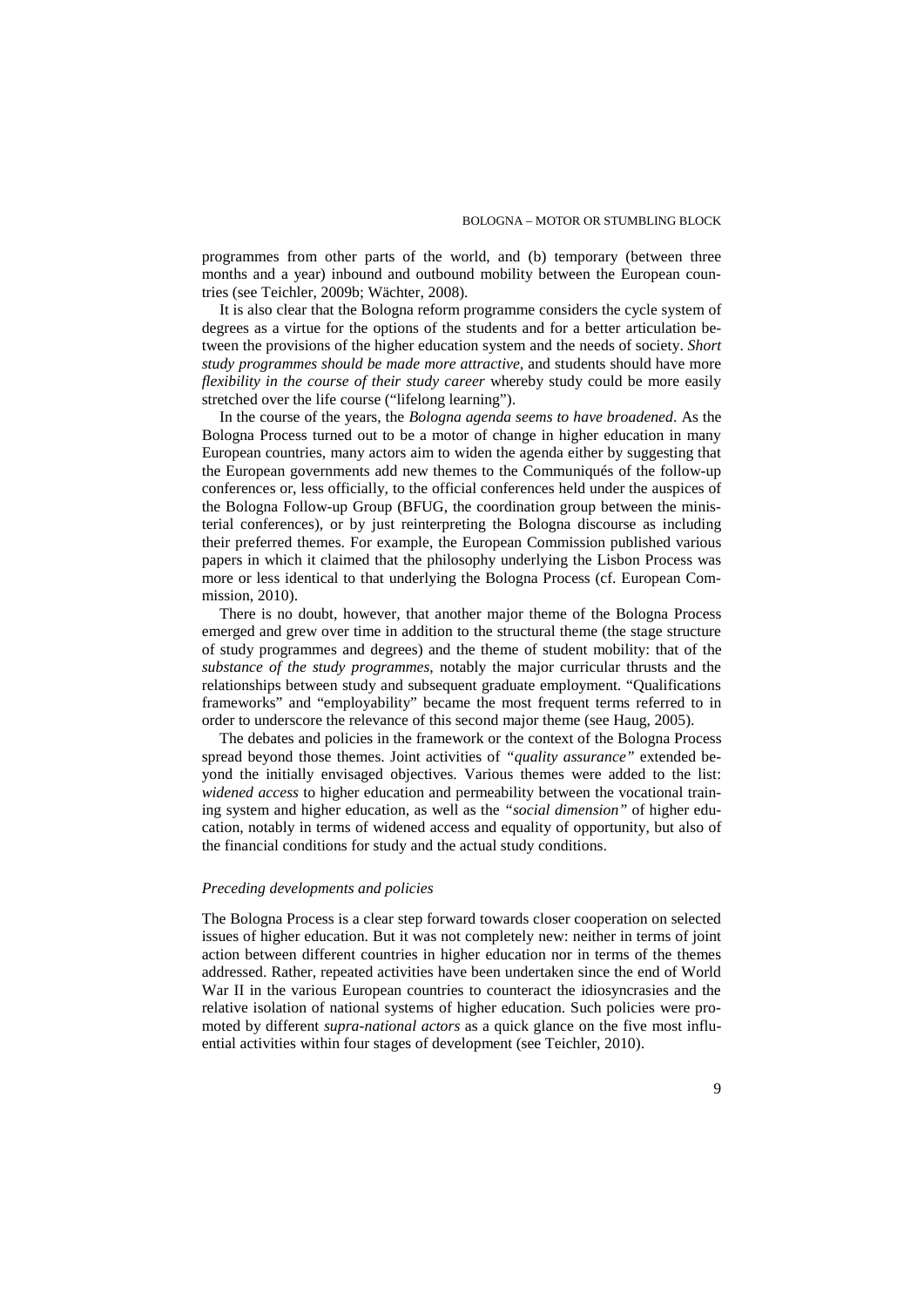programmes from other parts of the world, and (b) temporary (between three months and a year) inbound and outbound mobility between the European countries (see Teichler, 2009b; Wächter, 2008).

It is also clear that the Bologna reform programme considers the cycle system of degrees as a virtue for the options of the students and for a better articulation between the provisions of the higher education system and the needs of society. *Short study programmes should be made more attractive*, and students should have more *flexibility in the course of their study career* whereby study could be more easily stretched over the life course ("lifelong learning").

In the course of the years, the *Bologna agenda seems to have broadened*. As the Bologna Process turned out to be a motor of change in higher education in many European countries, many actors aim to widen the agenda either by suggesting that the European governments add new themes to the Communiqués of the follow-up conferences or, less officially, to the official conferences held under the auspices of the Bologna Follow-up Group (BFUG, the coordination group between the ministerial conferences), or by just reinterpreting the Bologna discourse as including their preferred themes. For example, the European Commission published various papers in which it claimed that the philosophy underlying the Lisbon Process was more or less identical to that underlying the Bologna Process (cf. European Commission, 2010).

There is no doubt, however, that another major theme of the Bologna Process emerged and grew over time in addition to the structural theme (the stage structure of study programmes and degrees) and the theme of student mobility: that of the *substance of the study programmes*, notably the major curricular thrusts and the relationships between study and subsequent graduate employment. "Qualifications frameworks" and "employability" became the most frequent terms referred to in order to underscore the relevance of this second major theme (see Haug, 2005).

The debates and policies in the framework or the context of the Bologna Process spread beyond those themes. Joint activities of *"quality assurance"* extended beyond the initially envisaged objectives. Various themes were added to the list: *widened access* to higher education and permeability between the vocational training system and higher education, as well as the *"social dimension"* of higher education, notably in terms of widened access and equality of opportunity, but also of the financial conditions for study and the actual study conditions.

### *Preceding developments and policies*

The Bologna Process is a clear step forward towards closer cooperation on selected issues of higher education. But it was not completely new: neither in terms of joint action between different countries in higher education nor in terms of the themes addressed. Rather, repeated activities have been undertaken since the end of World War II in the various European countries to counteract the idiosyncrasies and the relative isolation of national systems of higher education. Such policies were promoted by different *supra-national actors* as a quick glance on the five most influential activities within four stages of development (see Teichler, 2010).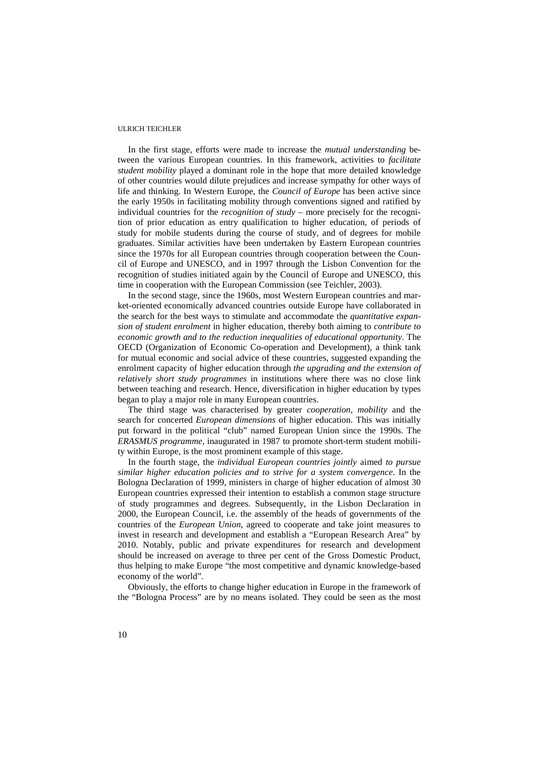In the first stage, efforts were made to increase the *mutual understanding* between the various European countries. In this framework, activities to *facilitate student mobility* played a dominant role in the hope that more detailed knowledge of other countries would dilute prejudices and increase sympathy for other ways of life and thinking. In Western Europe, the *Council of Europe* has been active since the early 1950s in facilitating mobility through conventions signed and ratified by individual countries for the *recognition of study* – more precisely for the recognition of prior education as entry qualification to higher education, of periods of study for mobile students during the course of study, and of degrees for mobile graduates. Similar activities have been undertaken by Eastern European countries since the 1970s for all European countries through cooperation between the Council of Europe and UNESCO, and in 1997 through the Lisbon Convention for the recognition of studies initiated again by the Council of Europe and UNESCO, this time in cooperation with the European Commission (see Teichler, 2003).

In the second stage, since the 1960s, most Western European countries and market-oriented economically advanced countries outside Europe have collaborated in the search for the best ways to stimulate and accommodate the *quantitative expansion of student enrolment* in higher education, thereby both aiming to *contribute to economic growth and to the reduction inequalities of educational opportunity*. The OECD (Organization of Economic Co-operation and Development), a think tank for mutual economic and social advice of these countries, suggested expanding the enrolment capacity of higher education through *the upgrading and the extension of relatively short study programmes* in institutions where there was no close link between teaching and research. Hence, diversification in higher education by types began to play a major role in many European countries.

The third stage was characterised by greater *cooperation*, *mobility* and the search for concerted *European dimensions* of higher education. This was initially put forward in the political "club" named European Union since the 1990s. The *ERASMUS programme*, inaugurated in 1987 to promote short-term student mobility within Europe, is the most prominent example of this stage.

In the fourth stage, the *individual European countries jointly* aimed *to pursue similar higher education policies and to strive for a system convergence*. In the Bologna Declaration of 1999, ministers in charge of higher education of almost 30 European countries expressed their intention to establish a common stage structure of study programmes and degrees. Subsequently, in the Lisbon Declaration in 2000, the European Council, i.e. the assembly of the heads of governments of the countries of the *European Union*, agreed to cooperate and take joint measures to invest in research and development and establish a "European Research Area" by 2010. Notably, public and private expenditures for research and development should be increased on average to three per cent of the Gross Domestic Product, thus helping to make Europe "the most competitive and dynamic knowledge-based economy of the world".

Obviously, the efforts to change higher education in Europe in the framework of the "Bologna Process" are by no means isolated. They could be seen as the most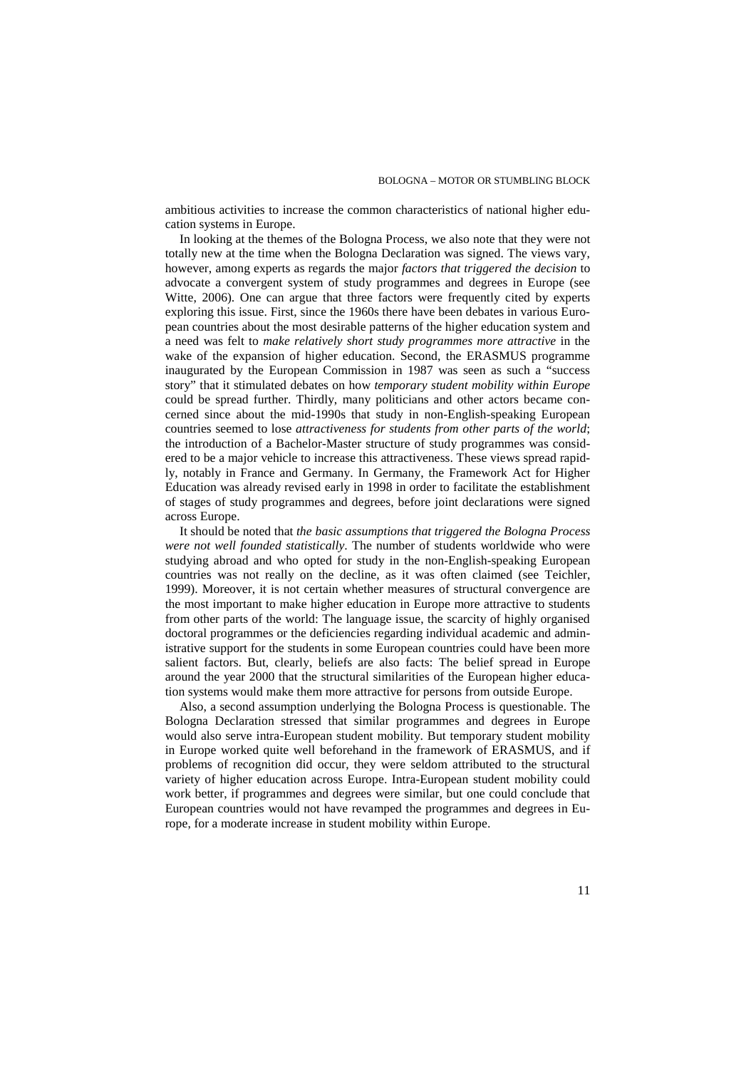ambitious activities to increase the common characteristics of national higher education systems in Europe.

In looking at the themes of the Bologna Process, we also note that they were not totally new at the time when the Bologna Declaration was signed. The views vary, however, among experts as regards the major *factors that triggered the decision* to advocate a convergent system of study programmes and degrees in Europe (see Witte, 2006). One can argue that three factors were frequently cited by experts exploring this issue. First, since the 1960s there have been debates in various European countries about the most desirable patterns of the higher education system and a need was felt to *make relatively short study programmes more attractive* in the wake of the expansion of higher education. Second, the ERASMUS programme inaugurated by the European Commission in 1987 was seen as such a "success story" that it stimulated debates on how *temporary student mobility within Europe* could be spread further. Thirdly, many politicians and other actors became concerned since about the mid-1990s that study in non-English-speaking European countries seemed to lose *attractiveness for students from other parts of the world*; the introduction of a Bachelor-Master structure of study programmes was considered to be a major vehicle to increase this attractiveness. These views spread rapidly, notably in France and Germany. In Germany, the Framework Act for Higher Education was already revised early in 1998 in order to facilitate the establishment of stages of study programmes and degrees, before joint declarations were signed across Europe.

It should be noted that *the basic assumptions that triggered the Bologna Process were not well founded statistically*. The number of students worldwide who were studying abroad and who opted for study in the non-English-speaking European countries was not really on the decline, as it was often claimed (see Teichler, 1999). Moreover, it is not certain whether measures of structural convergence are the most important to make higher education in Europe more attractive to students from other parts of the world: The language issue, the scarcity of highly organised doctoral programmes or the deficiencies regarding individual academic and administrative support for the students in some European countries could have been more salient factors. But, clearly, beliefs are also facts: The belief spread in Europe around the year 2000 that the structural similarities of the European higher education systems would make them more attractive for persons from outside Europe.

Also, a second assumption underlying the Bologna Process is questionable. The Bologna Declaration stressed that similar programmes and degrees in Europe would also serve intra-European student mobility. But temporary student mobility in Europe worked quite well beforehand in the framework of ERASMUS, and if problems of recognition did occur, they were seldom attributed to the structural variety of higher education across Europe. Intra-European student mobility could work better, if programmes and degrees were similar, but one could conclude that European countries would not have revamped the programmes and degrees in Europe, for a moderate increase in student mobility within Europe.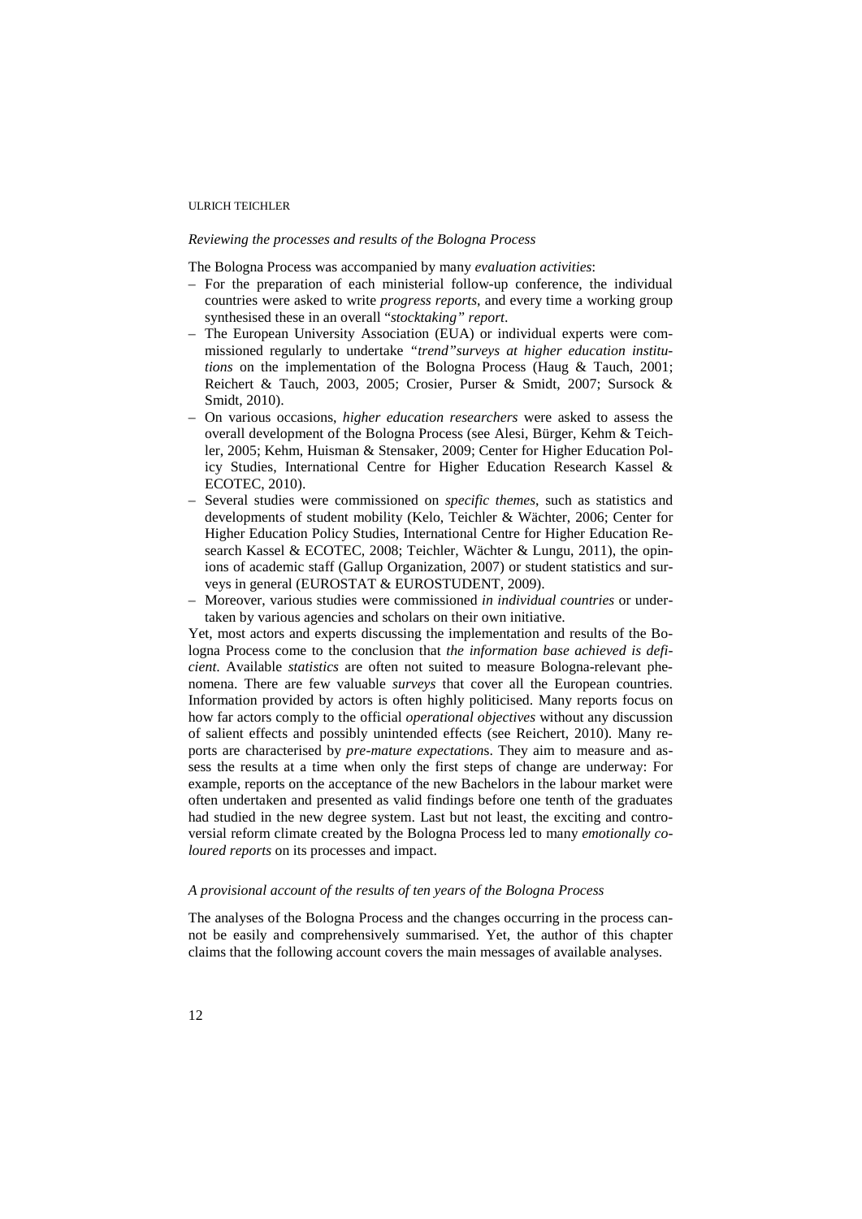*Reviewing the processes and results of the Bologna Process*

The Bologna Process was accompanied by many *evaluation activities*:

- For the preparation of each ministerial follow-up conference, the individual countries were asked to write *progress reports*, and every time a working group synthesised these in an overall "*stocktaking" report*.
- The European University Association (EUA) or individual experts were commissioned regularly to undertake *"trend"surveys at higher education institutions* on the implementation of the Bologna Process (Haug & Tauch, 2001; Reichert & Tauch, 2003, 2005; Crosier, Purser & Smidt, 2007; Sursock & Smidt, 2010).
- On various occasions, *higher education researchers* were asked to assess the overall development of the Bologna Process (see Alesi, Bürger, Kehm & Teichler, 2005; Kehm, Huisman & Stensaker, 2009; Center for Higher Education Policy Studies, International Centre for Higher Education Research Kassel & ECOTEC, 2010).
- Several studies were commissioned on *specific themes*, such as statistics and developments of student mobility (Kelo, Teichler & Wächter, 2006; Center for Higher Education Policy Studies, International Centre for Higher Education Research Kassel & ECOTEC, 2008; Teichler, Wächter & Lungu, 2011), the opinions of academic staff (Gallup Organization, 2007) or student statistics and surveys in general (EUROSTAT & EUROSTUDENT, 2009).
- Moreover, various studies were commissioned *in individual countries* or undertaken by various agencies and scholars on their own initiative.

Yet, most actors and experts discussing the implementation and results of the Bologna Process come to the conclusion that *the information base achieved is deficient*. Available *statistics* are often not suited to measure Bologna-relevant phenomena. There are few valuable *surveys* that cover all the European countries. Information provided by actors is often highly politicised. Many reports focus on how far actors comply to the official *operational objectives* without any discussion of salient effects and possibly unintended effects (see Reichert, 2010). Many reports are characterised by *pre-mature expectation*s. They aim to measure and assess the results at a time when only the first steps of change are underway: For example, reports on the acceptance of the new Bachelors in the labour market were often undertaken and presented as valid findings before one tenth of the graduates had studied in the new degree system. Last but not least, the exciting and controversial reform climate created by the Bologna Process led to many *emotionally coloured reports* on its processes and impact.

*A provisional account of the results of ten years of the Bologna Process*

The analyses of the Bologna Process and the changes occurring in the process cannot be easily and comprehensively summarised. Yet, the author of this chapter claims that the following account covers the main messages of available analyses.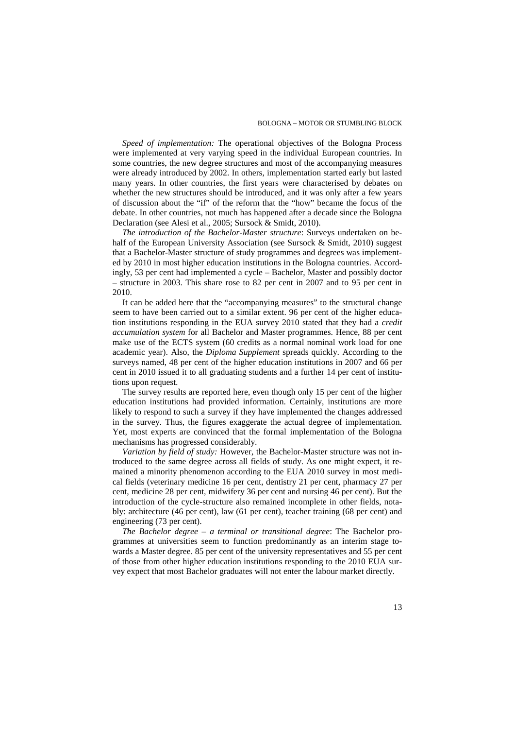*Speed of implementation:* The operational objectives of the Bologna Process were implemented at very varying speed in the individual European countries. In some countries, the new degree structures and most of the accompanying measures were already introduced by 2002. In others, implementation started early but lasted many years. In other countries, the first years were characterised by debates on whether the new structures should be introduced, and it was only after a few years of discussion about the "if" of the reform that the "how" became the focus of the debate. In other countries, not much has happened after a decade since the Bologna Declaration (see Alesi et al., 2005; Sursock & Smidt, 2010).

*The introduction of the Bachelor-Master structure*: Surveys undertaken on behalf of the European University Association (see Sursock & Smidt, 2010) suggest that a Bachelor-Master structure of study programmes and degrees was implemented by 2010 in most higher education institutions in the Bologna countries. Accordingly, 53 per cent had implemented a cycle – Bachelor, Master and possibly doctor – structure in 2003. This share rose to 82 per cent in 2007 and to 95 per cent in 2010.

It can be added here that the "accompanying measures" to the structural change seem to have been carried out to a similar extent. 96 per cent of the higher education institutions responding in the EUA survey 2010 stated that they had a *credit accumulation system* for all Bachelor and Master programmes. Hence, 88 per cent make use of the ECTS system (60 credits as a normal nominal work load for one academic year). Also, the *Diploma Supplement* spreads quickly. According to the surveys named, 48 per cent of the higher education institutions in 2007 and 66 per cent in 2010 issued it to all graduating students and a further 14 per cent of institutions upon request.

The survey results are reported here, even though only 15 per cent of the higher education institutions had provided information. Certainly, institutions are more likely to respond to such a survey if they have implemented the changes addressed in the survey. Thus, the figures exaggerate the actual degree of implementation. Yet, most experts are convinced that the formal implementation of the Bologna mechanisms has progressed considerably.

*Variation by field of study:* However, the Bachelor-Master structure was not introduced to the same degree across all fields of study. As one might expect, it remained a minority phenomenon according to the EUA 2010 survey in most medical fields (veterinary medicine 16 per cent, dentistry 21 per cent, pharmacy 27 per cent, medicine 28 per cent, midwifery 36 per cent and nursing 46 per cent). But the introduction of the cycle-structure also remained incomplete in other fields, notably: architecture (46 per cent), law (61 per cent), teacher training (68 per cent) and engineering (73 per cent).

*The Bachelor degree – a terminal or transitional degree*: The Bachelor programmes at universities seem to function predominantly as an interim stage towards a Master degree. 85 per cent of the university representatives and 55 per cent of those from other higher education institutions responding to the 2010 EUA survey expect that most Bachelor graduates will not enter the labour market directly.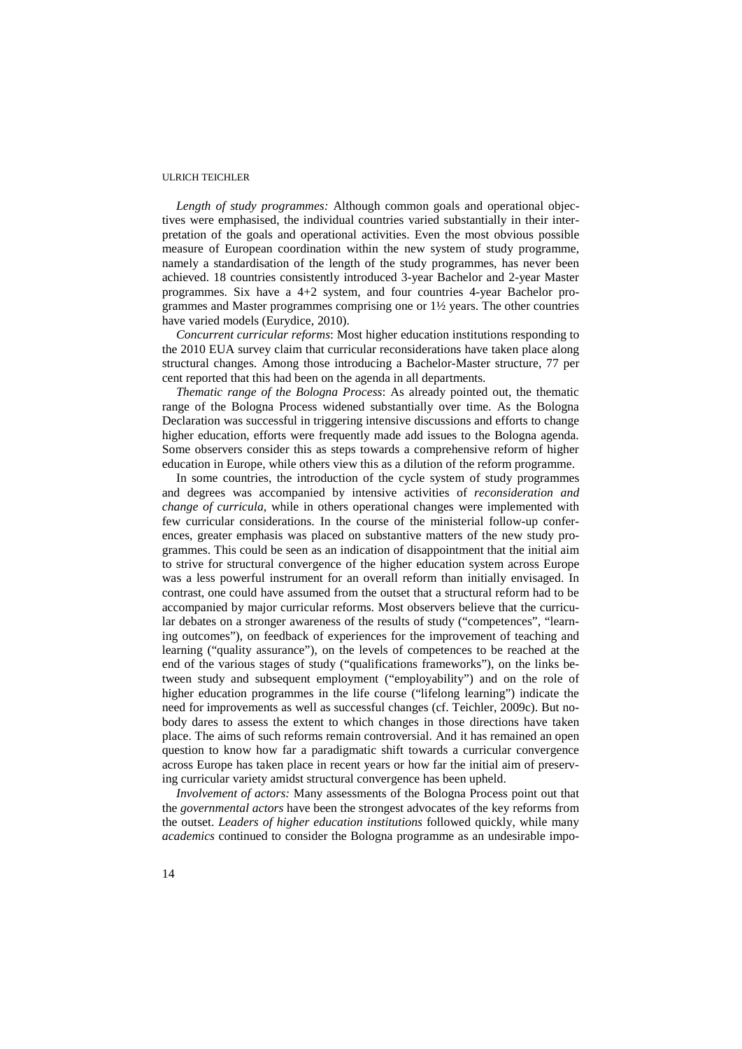*Length of study programmes:* Although common goals and operational objectives were emphasised, the individual countries varied substantially in their interpretation of the goals and operational activities. Even the most obvious possible measure of European coordination within the new system of study programme, namely a standardisation of the length of the study programmes, has never been achieved. 18 countries consistently introduced 3-year Bachelor and 2-year Master programmes. Six have a 4+2 system, and four countries 4-year Bachelor programmes and Master programmes comprising one or 1½ years. The other countries have varied models (Eurydice, 2010).

*Concurrent curricular reforms*: Most higher education institutions responding to the 2010 EUA survey claim that curricular reconsiderations have taken place along structural changes. Among those introducing a Bachelor-Master structure, 77 per cent reported that this had been on the agenda in all departments.

*Thematic range of the Bologna Process*: As already pointed out, the thematic range of the Bologna Process widened substantially over time. As the Bologna Declaration was successful in triggering intensive discussions and efforts to change higher education, efforts were frequently made add issues to the Bologna agenda. Some observers consider this as steps towards a comprehensive reform of higher education in Europe, while others view this as a dilution of the reform programme.

In some countries, the introduction of the cycle system of study programmes and degrees was accompanied by intensive activities of *reconsideration and change of curricula*, while in others operational changes were implemented with few curricular considerations. In the course of the ministerial follow-up conferences, greater emphasis was placed on substantive matters of the new study programmes. This could be seen as an indication of disappointment that the initial aim to strive for structural convergence of the higher education system across Europe was a less powerful instrument for an overall reform than initially envisaged. In contrast, one could have assumed from the outset that a structural reform had to be accompanied by major curricular reforms. Most observers believe that the curricular debates on a stronger awareness of the results of study ("competences", "learning outcomes"), on feedback of experiences for the improvement of teaching and learning ("quality assurance"), on the levels of competences to be reached at the end of the various stages of study ("qualifications frameworks"), on the links between study and subsequent employment ("employability") and on the role of higher education programmes in the life course ("lifelong learning") indicate the need for improvements as well as successful changes (cf. Teichler, 2009c). But nobody dares to assess the extent to which changes in those directions have taken place. The aims of such reforms remain controversial. And it has remained an open question to know how far a paradigmatic shift towards a curricular convergence across Europe has taken place in recent years or how far the initial aim of preserving curricular variety amidst structural convergence has been upheld.

*Involvement of actors:* Many assessments of the Bologna Process point out that the *governmental actors* have been the strongest advocates of the key reforms from the outset. *Leaders of higher education institutions* followed quickly, while many *academics* continued to consider the Bologna programme as an undesirable impo-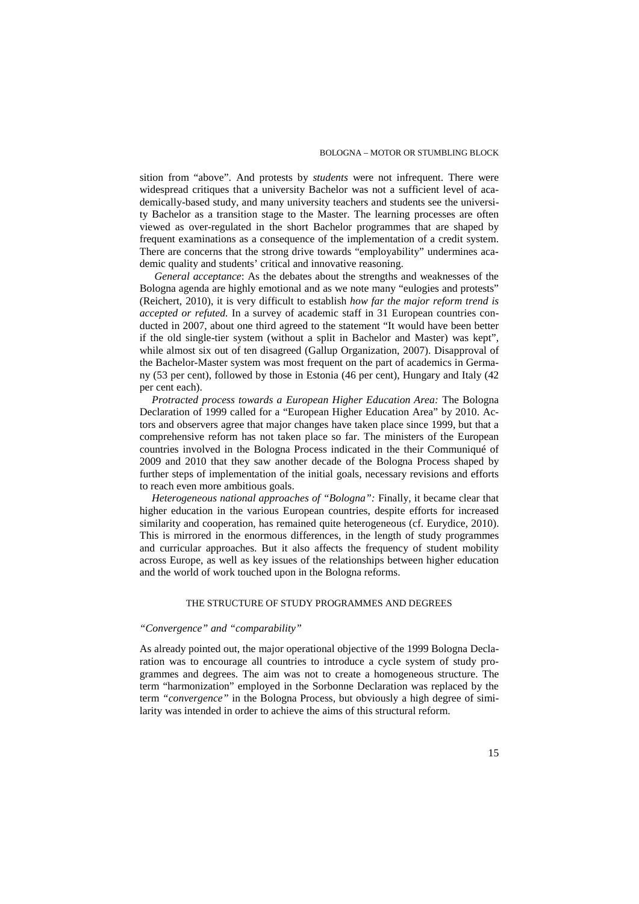sition from "above". And protests by *students* were not infrequent. There were widespread critiques that a university Bachelor was not a sufficient level of academically-based study, and many university teachers and students see the university Bachelor as a transition stage to the Master. The learning processes are often viewed as over-regulated in the short Bachelor programmes that are shaped by frequent examinations as a consequence of the implementation of a credit system. There are concerns that the strong drive towards "employability" undermines academic quality and students' critical and innovative reasoning.

*General acceptance*: As the debates about the strengths and weaknesses of the Bologna agenda are highly emotional and as we note many "eulogies and protests" (Reichert, 2010), it is very difficult to establish *how far the major reform trend is accepted or refuted.* In a survey of academic staff in 31 European countries conducted in 2007, about one third agreed to the statement "It would have been better if the old single-tier system (without a split in Bachelor and Master) was kept", while almost six out of ten disagreed (Gallup Organization, 2007). Disapproval of the Bachelor-Master system was most frequent on the part of academics in Germany (53 per cent), followed by those in Estonia (46 per cent), Hungary and Italy (42 per cent each).

*Protracted process towards a European Higher Education Area:* The Bologna Declaration of 1999 called for a "European Higher Education Area" by 2010. Actors and observers agree that major changes have taken place since 1999, but that a comprehensive reform has not taken place so far. The ministers of the European countries involved in the Bologna Process indicated in the their Communiqué of 2009 and 2010 that they saw another decade of the Bologna Process shaped by further steps of implementation of the initial goals, necessary revisions and efforts to reach even more ambitious goals.

*Heterogeneous national approaches of "Bologna":* Finally, it became clear that higher education in the various European countries, despite efforts for increased similarity and cooperation, has remained quite heterogeneous (cf. Eurydice, 2010). This is mirrored in the enormous differences, in the length of study programmes and curricular approaches. But it also affects the frequency of student mobility across Europe, as well as key issues of the relationships between higher education and the world of work touched upon in the Bologna reforms.

## THE STRUCTURE OF STUDY PROGRAMMES AND DEGREES

### *"Convergence" and "comparability"*

As already pointed out, the major operational objective of the 1999 Bologna Declaration was to encourage all countries to introduce a cycle system of study programmes and degrees. The aim was not to create a homogeneous structure. The term "harmonization" employed in the Sorbonne Declaration was replaced by the term *"convergence"* in the Bologna Process, but obviously a high degree of similarity was intended in order to achieve the aims of this structural reform.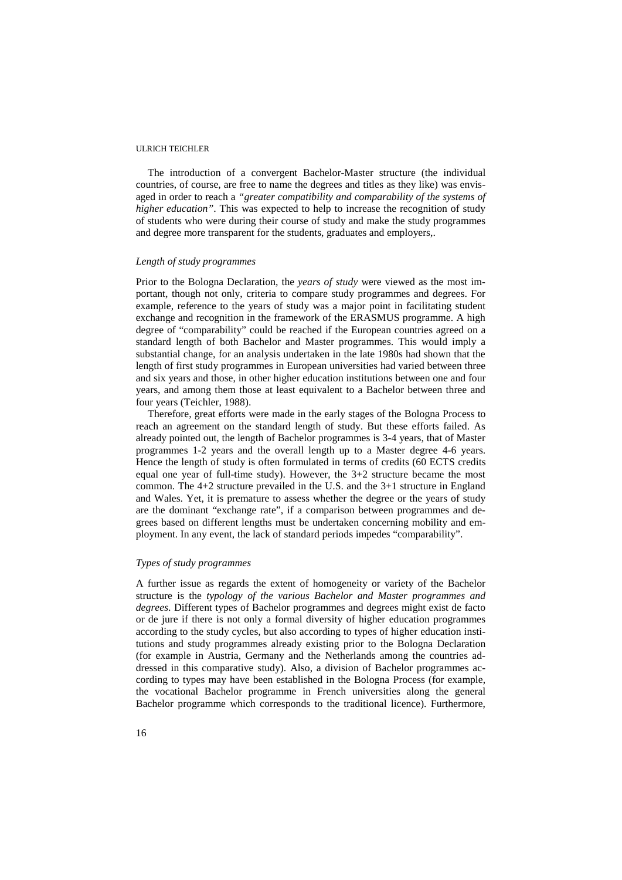The introduction of a convergent Bachelor-Master structure (the individual countries, of course, are free to name the degrees and titles as they like) was envisaged in order to reach a *"greater compatibility and comparability of the systems of higher education"*. This was expected to help to increase the recognition of study of students who were during their course of study and make the study programmes and degree more transparent for the students, graduates and employers,.

### *Length of study programmes*

Prior to the Bologna Declaration, the *years of study* were viewed as the most important, though not only, criteria to compare study programmes and degrees. For example, reference to the years of study was a major point in facilitating student exchange and recognition in the framework of the ERASMUS programme. A high degree of "comparability" could be reached if the European countries agreed on a standard length of both Bachelor and Master programmes. This would imply a substantial change, for an analysis undertaken in the late 1980s had shown that the length of first study programmes in European universities had varied between three and six years and those, in other higher education institutions between one and four years, and among them those at least equivalent to a Bachelor between three and four years (Teichler, 1988).

Therefore, great efforts were made in the early stages of the Bologna Process to reach an agreement on the standard length of study. But these efforts failed. As already pointed out, the length of Bachelor programmes is 3-4 years, that of Master programmes 1-2 years and the overall length up to a Master degree 4-6 years. Hence the length of study is often formulated in terms of credits (60 ECTS credits equal one year of full-time study). However, the 3+2 structure became the most common. The 4+2 structure prevailed in the U.S. and the 3+1 structure in England and Wales. Yet, it is premature to assess whether the degree or the years of study are the dominant "exchange rate", if a comparison between programmes and degrees based on different lengths must be undertaken concerning mobility and employment. In any event, the lack of standard periods impedes "comparability".

### *Types of study programmes*

A further issue as regards the extent of homogeneity or variety of the Bachelor structure is the *typology of the various Bachelor and Master programmes and degrees*. Different types of Bachelor programmes and degrees might exist de facto or de jure if there is not only a formal diversity of higher education programmes according to the study cycles, but also according to types of higher education institutions and study programmes already existing prior to the Bologna Declaration (for example in Austria, Germany and the Netherlands among the countries addressed in this comparative study). Also, a division of Bachelor programmes according to types may have been established in the Bologna Process (for example, the vocational Bachelor programme in French universities along the general Bachelor programme which corresponds to the traditional licence). Furthermore,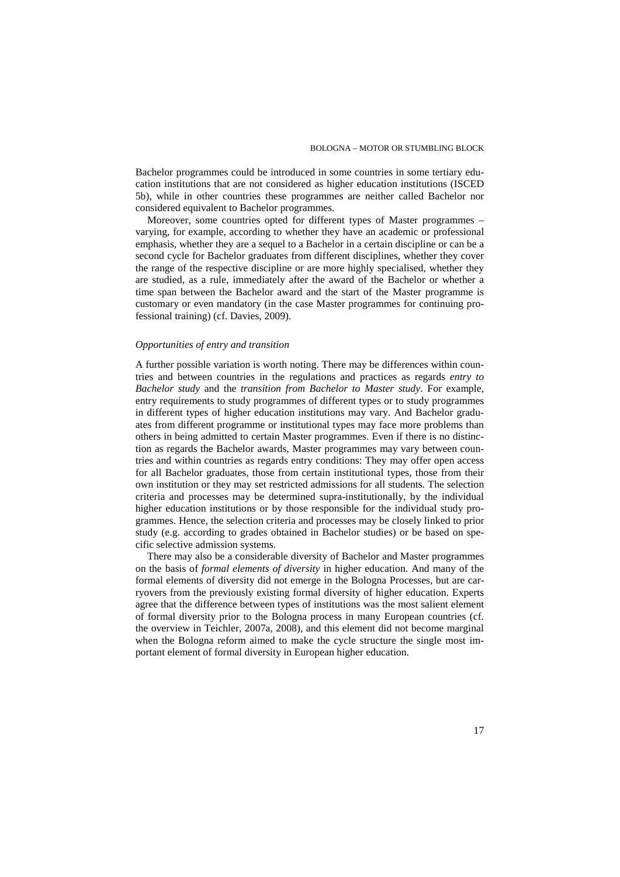Bachelor programmes could be introduced in some countries in some tertiary education institutions that are not considered as higher education institutions (ISCED 5b), while in other countries these programmes are neither called Bachelor nor considered equivalent to Bachelor programmes.

Moreover, some countries opted for different types of Master programmes – varying, for example, according to whether they have an academic or professional emphasis, whether they are a sequel to a Bachelor in a certain discipline or can be a second cycle for Bachelor graduates from different disciplines, whether they cover the range of the respective discipline or are more highly specialised, whether they are studied, as a rule, immediately after the award of the Bachelor or whether a time span between the Bachelor award and the start of the Master programme is customary or even mandatory (in the case Master programmes for continuing professional training) (cf. Davies, 2009).

### *Opportunities of entry and transition*

A further possible variation is worth noting. There may be differences within countries and between countries in the regulations and practices as regards *entry to Bachelor study* and the *transition from Bachelor to Master study*. For example, entry requirements to study programmes of different types or to study programmes in different types of higher education institutions may vary. And Bachelor graduates from different programme or institutional types may face more problems than others in being admitted to certain Master programmes. Even if there is no distinction as regards the Bachelor awards, Master programmes may vary between countries and within countries as regards entry conditions: They may offer open access for all Bachelor graduates, those from certain institutional types, those from their own institution or they may set restricted admissions for all students. The selection criteria and processes may be determined supra-institutionally, by the individual higher education institutions or by those responsible for the individual study programmes. Hence, the selection criteria and processes may be closely linked to prior study (e.g. according to grades obtained in Bachelor studies) or be based on specific selective admission systems.

There may also be a considerable diversity of Bachelor and Master programmes on the basis of *formal elements of diversity* in higher education. And many of the formal elements of diversity did not emerge in the Bologna Processes, but are carryovers from the previously existing formal diversity of higher education. Experts agree that the difference between types of institutions was the most salient element of formal diversity prior to the Bologna process in many European countries (cf. the overview in Teichler, 2007a, 2008), and this element did not become marginal when the Bologna reform aimed to make the cycle structure the single most important element of formal diversity in European higher education.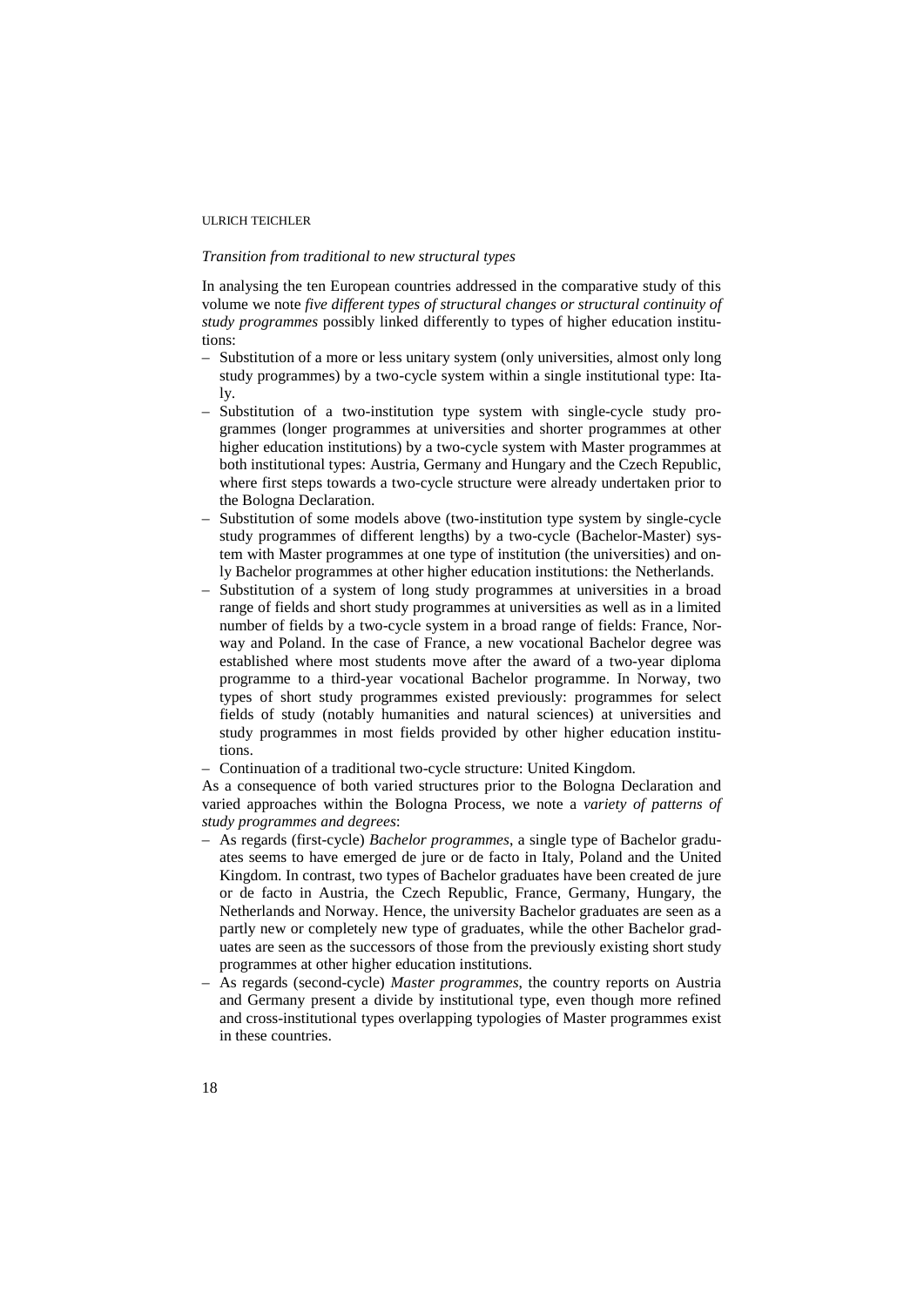*Transition from traditional to new structural types*

In analysing the ten European countries addressed in the comparative study of this volume we note *five different types of structural changes or structural continuity of study programmes* possibly linked differently to types of higher education institutions:

- Substitution of a more or less unitary system (only universities, almost only long study programmes) by a two-cycle system within a single institutional type: Italy.
- Substitution of a two-institution type system with single-cycle study programmes (longer programmes at universities and shorter programmes at other higher education institutions) by a two-cycle system with Master programmes at both institutional types: Austria, Germany and Hungary and the Czech Republic, where first steps towards a two-cycle structure were already undertaken prior to the Bologna Declaration.
- Substitution of some models above (two-institution type system by single-cycle study programmes of different lengths) by a two-cycle (Bachelor-Master) system with Master programmes at one type of institution (the universities) and only Bachelor programmes at other higher education institutions: the Netherlands.
- Substitution of a system of long study programmes at universities in a broad range of fields and short study programmes at universities as well as in a limited number of fields by a two-cycle system in a broad range of fields: France, Norway and Poland. In the case of France, a new vocational Bachelor degree was established where most students move after the award of a two-year diploma programme to a third-year vocational Bachelor programme. In Norway, two types of short study programmes existed previously: programmes for select fields of study (notably humanities and natural sciences) at universities and study programmes in most fields provided by other higher education institutions.
- Continuation of a traditional two-cycle structure: United Kingdom.

As a consequence of both varied structures prior to the Bologna Declaration and varied approaches within the Bologna Process, we note a *variety of patterns of study programmes and degrees*:

- As regards (first-cycle) *Bachelor programmes*, a single type of Bachelor graduates seems to have emerged de jure or de facto in Italy, Poland and the United Kingdom. In contrast, two types of Bachelor graduates have been created de jure or de facto in Austria, the Czech Republic, France, Germany, Hungary, the Netherlands and Norway. Hence, the university Bachelor graduates are seen as a partly new or completely new type of graduates, while the other Bachelor graduates are seen as the successors of those from the previously existing short study programmes at other higher education institutions.
- As regards (second-cycle) *Master programmes*, the country reports on Austria and Germany present a divide by institutional type, even though more refined and cross-institutional types overlapping typologies of Master programmes exist in these countries.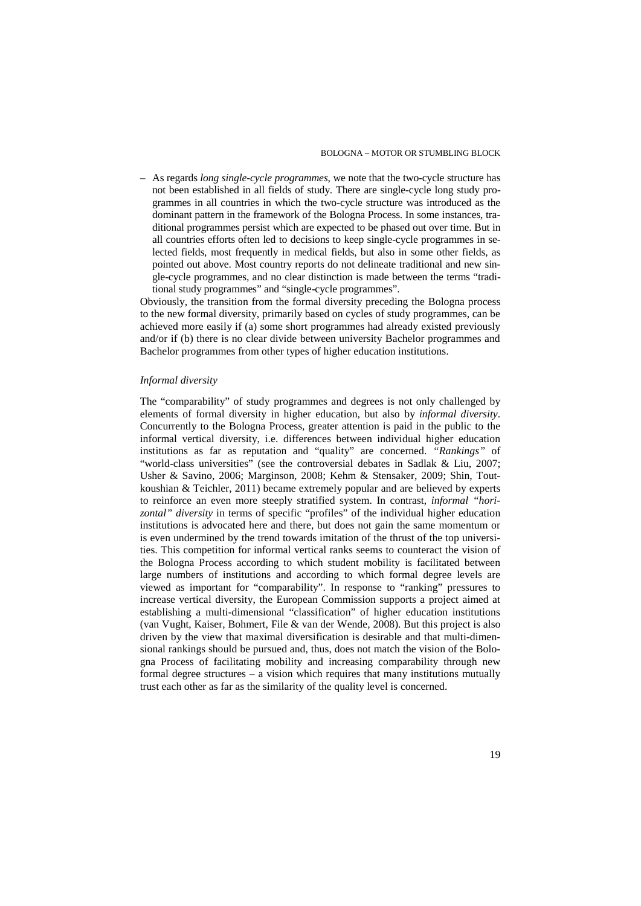- As regards *long single-cycle programmes*, we note that the two-cycle structure has not been established in all fields of study. There are single-cycle long study programmes in all countries in which the two-cycle structure was introduced as the dominant pattern in the framework of the Bologna Process. In some instances, traditional programmes persist which are expected to be phased out over time. But in all countries efforts often led to decisions to keep single-cycle programmes in selected fields, most frequently in medical fields, but also in some other fields, as pointed out above. Most country reports do not delineate traditional and new single-cycle programmes, and no clear distinction is made between the terms "traditional study programmes" and "single-cycle programmes".

Obviously, the transition from the formal diversity preceding the Bologna process to the new formal diversity, primarily based on cycles of study programmes, can be achieved more easily if (a) some short programmes had already existed previously and/or if (b) there is no clear divide between university Bachelor programmes and Bachelor programmes from other types of higher education institutions.

### *Informal diversity*

The "comparability" of study programmes and degrees is not only challenged by elements of formal diversity in higher education, but also by *informal diversity*. Concurrently to the Bologna Process, greater attention is paid in the public to the informal vertical diversity, i.e. differences between individual higher education institutions as far as reputation and "quality" are concerned. *"Rankings"* of "world-class universities" (see the controversial debates in Sadlak & Liu, 2007; Usher & Savino, 2006; Marginson, 2008; Kehm & Stensaker, 2009; Shin, Toutkoushian & Teichler, 2011) became extremely popular and are believed by experts to reinforce an even more steeply stratified system. In contrast, *informal "horizontal" diversity* in terms of specific "profiles" of the individual higher education institutions is advocated here and there, but does not gain the same momentum or is even undermined by the trend towards imitation of the thrust of the top universities. This competition for informal vertical ranks seems to counteract the vision of the Bologna Process according to which student mobility is facilitated between large numbers of institutions and according to which formal degree levels are viewed as important for "comparability". In response to "ranking" pressures to increase vertical diversity, the European Commission supports a project aimed at establishing a multi-dimensional "classification" of higher education institutions (van Vught, Kaiser, Bohmert, File & van der Wende, 2008). But this project is also driven by the view that maximal diversification is desirable and that multi-dimensional rankings should be pursued and, thus, does not match the vision of the Bologna Process of facilitating mobility and increasing comparability through new formal degree structures – a vision which requires that many institutions mutually trust each other as far as the similarity of the quality level is concerned.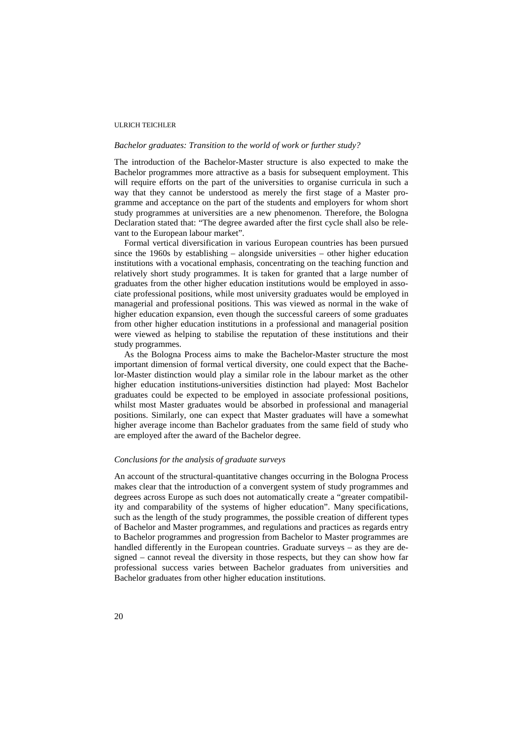*Bachelor graduates: Transition to the world of work or further study?*

The introduction of the Bachelor-Master structure is also expected to make the Bachelor programmes more attractive as a basis for subsequent employment. This will require efforts on the part of the universities to organise curricula in such a way that they cannot be understood as merely the first stage of a Master programme and acceptance on the part of the students and employers for whom short study programmes at universities are a new phenomenon. Therefore, the Bologna Declaration stated that: "The degree awarded after the first cycle shall also be relevant to the European labour market".

Formal vertical diversification in various European countries has been pursued since the 1960s by establishing – alongside universities – other higher education institutions with a vocational emphasis, concentrating on the teaching function and relatively short study programmes. It is taken for granted that a large number of graduates from the other higher education institutions would be employed in associate professional positions, while most university graduates would be employed in managerial and professional positions. This was viewed as normal in the wake of higher education expansion, even though the successful careers of some graduates from other higher education institutions in a professional and managerial position were viewed as helping to stabilise the reputation of these institutions and their study programmes.

As the Bologna Process aims to make the Bachelor-Master structure the most important dimension of formal vertical diversity, one could expect that the Bachelor-Master distinction would play a similar role in the labour market as the other higher education institutions-universities distinction had played: Most Bachelor graduates could be expected to be employed in associate professional positions, whilst most Master graduates would be absorbed in professional and managerial positions. Similarly, one can expect that Master graduates will have a somewhat higher average income than Bachelor graduates from the same field of study who are employed after the award of the Bachelor degree.

*Conclusions for the analysis of graduate surveys*

An account of the structural-quantitative changes occurring in the Bologna Process makes clear that the introduction of a convergent system of study programmes and degrees across Europe as such does not automatically create a "greater compatibility and comparability of the systems of higher education". Many specifications, such as the length of the study programmes, the possible creation of different types of Bachelor and Master programmes, and regulations and practices as regards entry to Bachelor programmes and progression from Bachelor to Master programmes are handled differently in the European countries. Graduate surveys – as they are designed – cannot reveal the diversity in those respects, but they can show how far professional success varies between Bachelor graduates from universities and Bachelor graduates from other higher education institutions.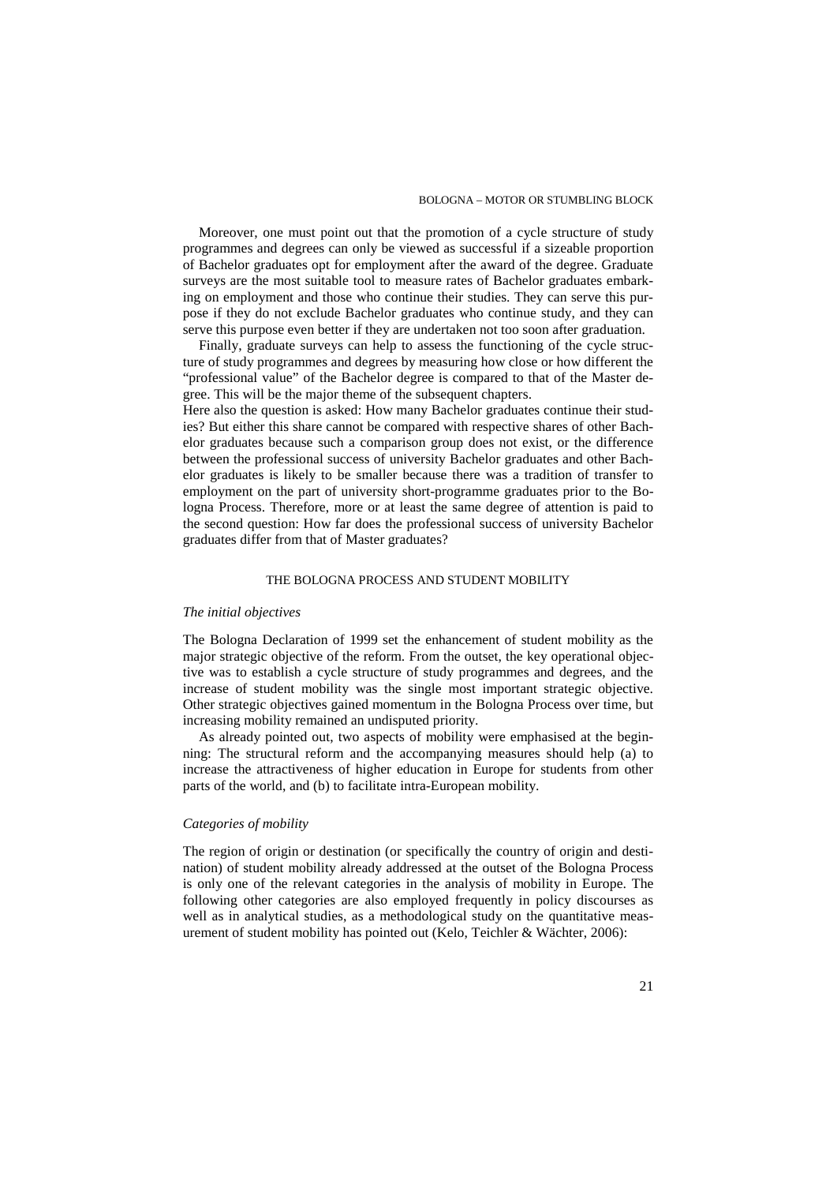Moreover, one must point out that the promotion of a cycle structure of study programmes and degrees can only be viewed as successful if a sizeable proportion of Bachelor graduates opt for employment after the award of the degree. Graduate surveys are the most suitable tool to measure rates of Bachelor graduates embarking on employment and those who continue their studies. They can serve this purpose if they do not exclude Bachelor graduates who continue study, and they can serve this purpose even better if they are undertaken not too soon after graduation.

Finally, graduate surveys can help to assess the functioning of the cycle structure of study programmes and degrees by measuring how close or how different the "professional value" of the Bachelor degree is compared to that of the Master degree. This will be the major theme of the subsequent chapters.

Here also the question is asked: How many Bachelor graduates continue their studies? But either this share cannot be compared with respective shares of other Bachelor graduates because such a comparison group does not exist, or the difference between the professional success of university Bachelor graduates and other Bachelor graduates is likely to be smaller because there was a tradition of transfer to employment on the part of university short-programme graduates prior to the Bologna Process. Therefore, more or at least the same degree of attention is paid to the second question: How far does the professional success of university Bachelor graduates differ from that of Master graduates?

## THE BOLOGNA PROCESS AND STUDENT MOBILITY

### *The initial objectives*

The Bologna Declaration of 1999 set the enhancement of student mobility as the major strategic objective of the reform. From the outset, the key operational objective was to establish a cycle structure of study programmes and degrees, and the increase of student mobility was the single most important strategic objective. Other strategic objectives gained momentum in the Bologna Process over time, but increasing mobility remained an undisputed priority.

As already pointed out, two aspects of mobility were emphasised at the beginning: The structural reform and the accompanying measures should help (a) to increase the attractiveness of higher education in Europe for students from other parts of the world, and (b) to facilitate intra-European mobility.

### *Categories of mobility*

The region of origin or destination (or specifically the country of origin and destination) of student mobility already addressed at the outset of the Bologna Process is only one of the relevant categories in the analysis of mobility in Europe. The following other categories are also employed frequently in policy discourses as well as in analytical studies, as a methodological study on the quantitative measurement of student mobility has pointed out (Kelo, Teichler & Wächter, 2006):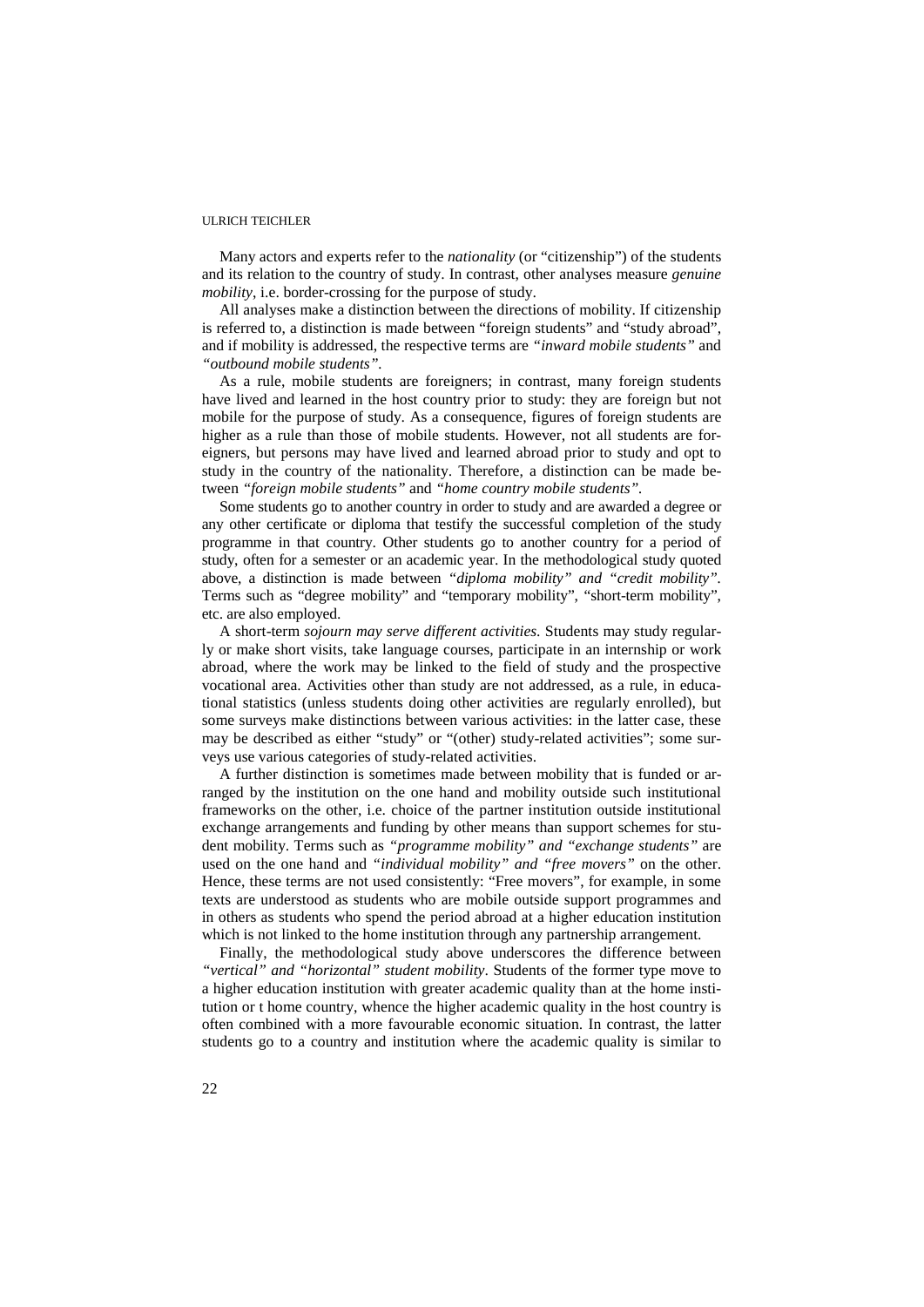Many actors and experts refer to the *nationality* (or "citizenship") of the students and its relation to the country of study. In contrast, other analyses measure *genuine mobility*, i.e. border-crossing for the purpose of study.

All analyses make a distinction between the directions of mobility. If citizenship is referred to, a distinction is made between "foreign students" and "study abroad", and if mobility is addressed, the respective terms are *"inward mobile students"* and *"outbound mobile students"*.

As a rule, mobile students are foreigners; in contrast, many foreign students have lived and learned in the host country prior to study: they are foreign but not mobile for the purpose of study. As a consequence, figures of foreign students are higher as a rule than those of mobile students. However, not all students are foreigners, but persons may have lived and learned abroad prior to study and opt to study in the country of the nationality. Therefore, a distinction can be made between *"foreign mobile students"* and *"home country mobile students"*.

Some students go to another country in order to study and are awarded a degree or any other certificate or diploma that testify the successful completion of the study programme in that country. Other students go to another country for a period of study, often for a semester or an academic year. In the methodological study quoted above, a distinction is made between *"diploma mobility" and "credit mobility"*. Terms such as "degree mobility" and "temporary mobility", "short-term mobility", etc. are also employed.

A short-term *sojourn may serve different activities*. Students may study regularly or make short visits, take language courses, participate in an internship or work abroad, where the work may be linked to the field of study and the prospective vocational area. Activities other than study are not addressed, as a rule, in educational statistics (unless students doing other activities are regularly enrolled), but some surveys make distinctions between various activities: in the latter case, these may be described as either "study" or "(other) study-related activities"; some surveys use various categories of study-related activities.

A further distinction is sometimes made between mobility that is funded or arranged by the institution on the one hand and mobility outside such institutional frameworks on the other, i.e. choice of the partner institution outside institutional exchange arrangements and funding by other means than support schemes for student mobility. Terms such as *"programme mobility" and "exchange students"* are used on the one hand and *"individual mobility" and "free movers"* on the other. Hence, these terms are not used consistently: "Free movers", for example, in some texts are understood as students who are mobile outside support programmes and in others as students who spend the period abroad at a higher education institution which is not linked to the home institution through any partnership arrangement.

Finally, the methodological study above underscores the difference between *"vertical" and "horizontal" student mobility*. Students of the former type move to a higher education institution with greater academic quality than at the home institution or t home country, whence the higher academic quality in the host country is often combined with a more favourable economic situation. In contrast, the latter students go to a country and institution where the academic quality is similar to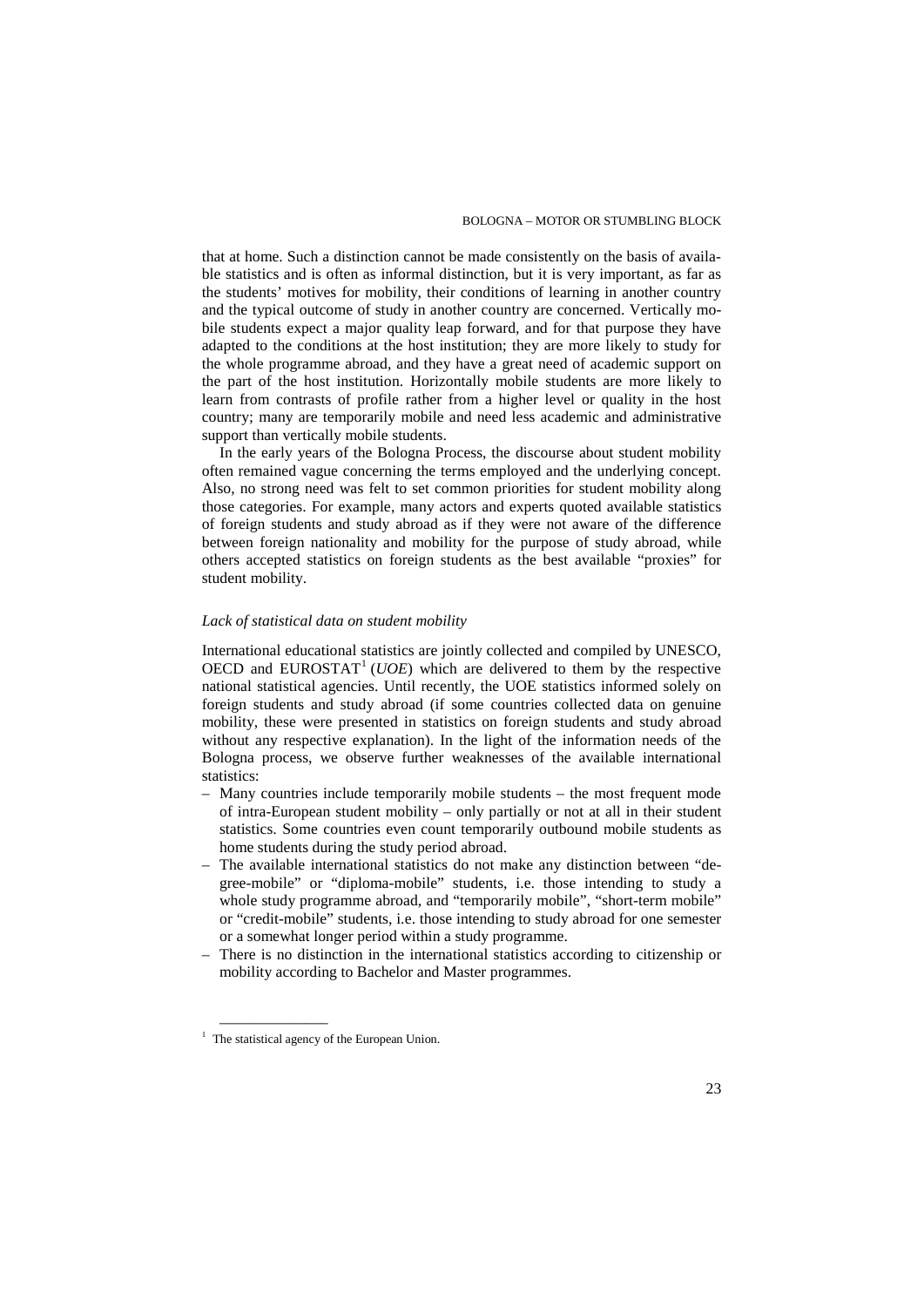that at home. Such a distinction cannot be made consistently on the basis of available statistics and is often as informal distinction, but it is very important, as far as the students' motives for mobility, their conditions of learning in another country and the typical outcome of study in another country are concerned. Vertically mobile students expect a major quality leap forward, and for that purpose they have adapted to the conditions at the host institution; they are more likely to study for the whole programme abroad, and they have a great need of academic support on the part of the host institution. Horizontally mobile students are more likely to learn from contrasts of profile rather from a higher level or quality in the host country; many are temporarily mobile and need less academic and administrative support than vertically mobile students.

In the early years of the Bologna Process, the discourse about student mobility often remained vague concerning the terms employed and the underlying concept. Also, no strong need was felt to set common priorities for student mobility along those categories. For example, many actors and experts quoted available statistics of foreign students and study abroad as if they were not aware of the difference between foreign nationality and mobility for the purpose of study abroad, while others accepted statistics on foreign students as the best available "proxies" for student mobility.

*Lack of statistical data on student mobility*

International educational statistics are jointly collected and compiled by UNESCO, OECD and EUROSTAT[1] (*UOE*) which are delivered to them by the respective national statistical agencies. Until recently, the UOE statistics informed solely on foreign students and study abroad (if some countries collected data on genuine mobility, these were presented in statistics on foreign students and study abroad without any respective explanation). In the light of the information needs of the Bologna process, we observe further weaknesses of the available international statistics:

– Many countries include temporarily mobile students – the most frequent mode of intra-European student mobility – only partially or not at all in their student statistics. Some countries even count temporarily outbound mobile students as home students during the study period abroad.
– The available international statistics do not make any distinction between "degree-mobile" or "diploma-mobile" students, i.e. those intending to study a whole study programme abroad, and "temporarily mobile", "short-term mobile" or "credit-mobile" students, i.e. those intending to study abroad for one semester or a somewhat longer period within a study programme.
– There is no distinction in the international statistics according to citizenship or mobility according to Bachelor and Master programmes.

[1] The statistical agency of the European Union.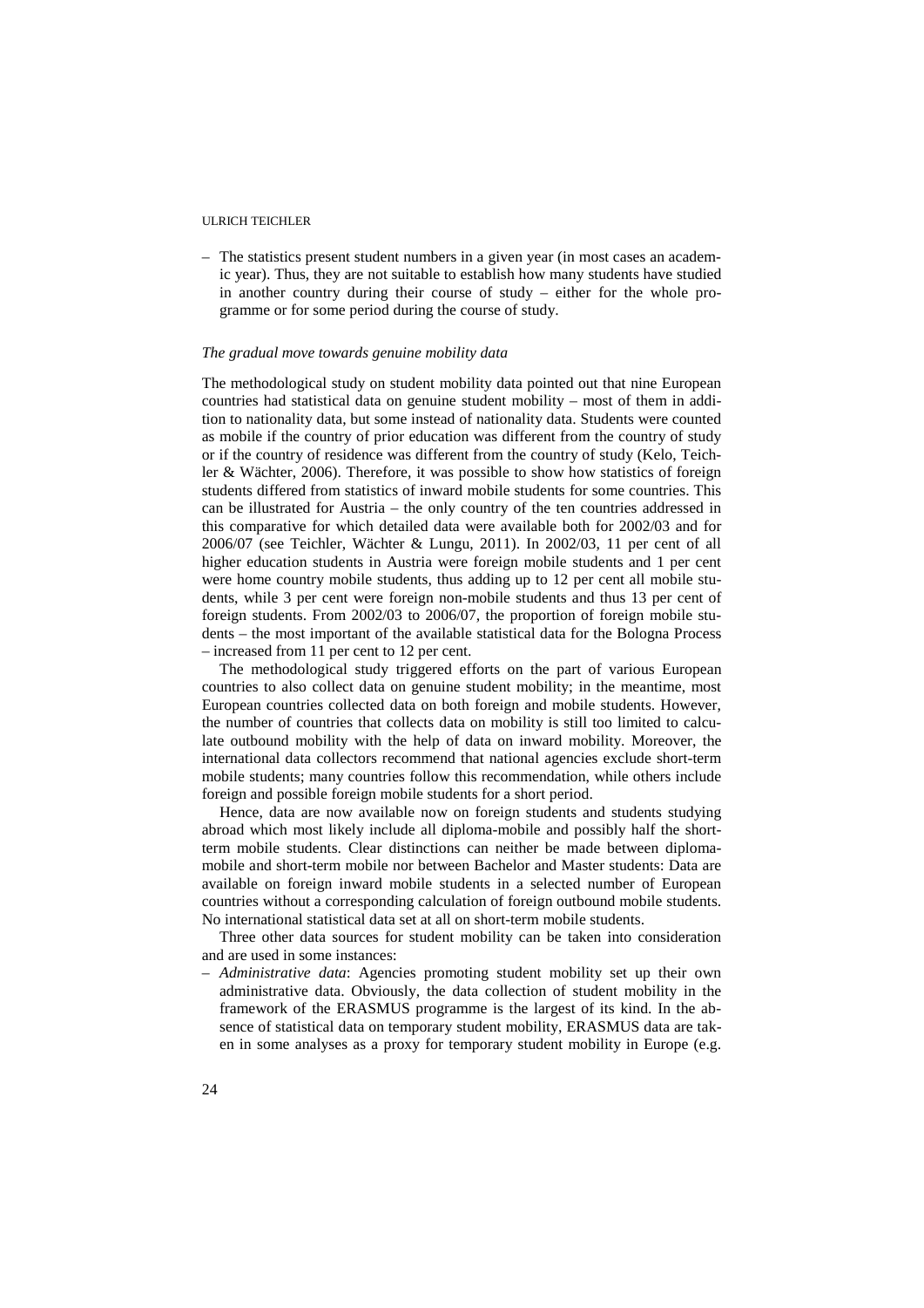– The statistics present student numbers in a given year (in most cases an academic year). Thus, they are not suitable to establish how many students have studied in another country during their course of study – either for the whole programme or for some period during the course of study.

*The gradual move towards genuine mobility data*

The methodological study on student mobility data pointed out that nine European countries had statistical data on genuine student mobility – most of them in addition to nationality data, but some instead of nationality data. Students were counted as mobile if the country of prior education was different from the country of study or if the country of residence was different from the country of study (Kelo, Teichler & Wächter, 2006). Therefore, it was possible to show how statistics of foreign students differed from statistics of inward mobile students for some countries. This can be illustrated for Austria – the only country of the ten countries addressed in this comparative for which detailed data were available both for 2002/03 and for 2006/07 (see Teichler, Wächter & Lungu, 2011). In 2002/03, 11 per cent of all higher education students in Austria were foreign mobile students and 1 per cent were home country mobile students, thus adding up to 12 per cent all mobile students, while 3 per cent were foreign non-mobile students and thus 13 per cent of foreign students. From 2002/03 to 2006/07, the proportion of foreign mobile students – the most important of the available statistical data for the Bologna Process – increased from 11 per cent to 12 per cent.

The methodological study triggered efforts on the part of various European countries to also collect data on genuine student mobility; in the meantime, most European countries collected data on both foreign and mobile students. However, the number of countries that collects data on mobility is still too limited to calculate outbound mobility with the help of data on inward mobility. Moreover, the international data collectors recommend that national agencies exclude short-term mobile students; many countries follow this recommendation, while others include foreign and possible foreign mobile students for a short period.

Hence, data are now available now on foreign students and students studying abroad which most likely include all diploma-mobile and possibly half the short-term mobile students. Clear distinctions can neither be made between diploma-mobile and short-term mobile nor between Bachelor and Master students: Data are available on foreign inward mobile students in a selected number of European countries without a corresponding calculation of foreign outbound mobile students. No international statistical data set at all on short-term mobile students.

Three other data sources for student mobility can be taken into consideration and are used in some instances:

– *Administrative data*: Agencies promoting student mobility set up their own administrative data. Obviously, the data collection of student mobility in the framework of the ERASMUS programme is the largest of its kind. In the absence of statistical data on temporary student mobility, ERASMUS data are taken in some analyses as a proxy for temporary student mobility in Europe (e.g.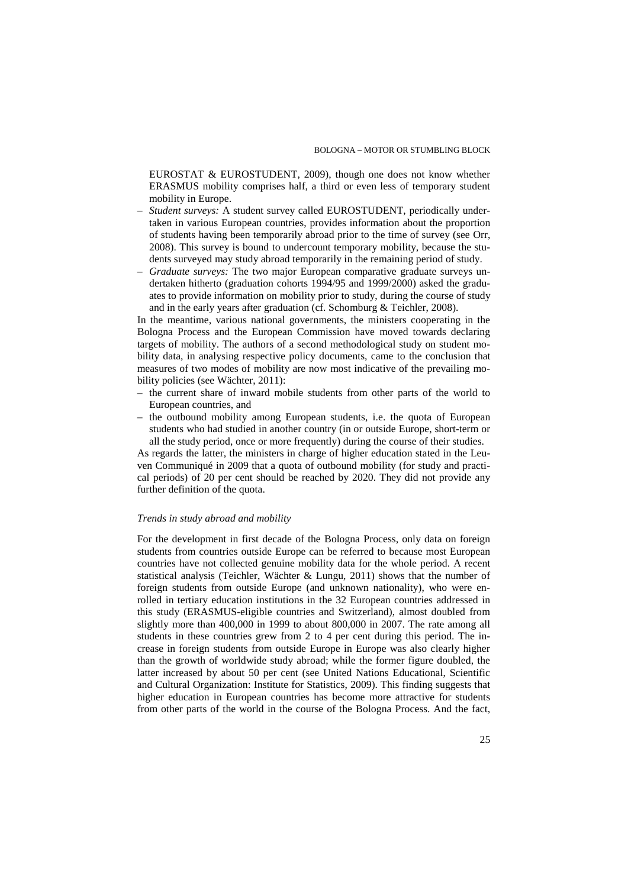EUROSTAT & EUROSTUDENT, 2009), though one does not know whether ERASMUS mobility comprises half, a third or even less of temporary student mobility in Europe.

- *Student surveys:* A student survey called EUROSTUDENT, periodically undertaken in various European countries, provides information about the proportion of students having been temporarily abroad prior to the time of survey (see Orr, 2008). This survey is bound to undercount temporary mobility, because the students surveyed may study abroad temporarily in the remaining period of study.
- *Graduate surveys:* The two major European comparative graduate surveys undertaken hitherto (graduation cohorts 1994/95 and 1999/2000) asked the graduates to provide information on mobility prior to study, during the course of study and in the early years after graduation (cf. Schomburg & Teichler, 2008).

In the meantime, various national governments, the ministers cooperating in the Bologna Process and the European Commission have moved towards declaring targets of mobility. The authors of a second methodological study on student mobility data, in analysing respective policy documents, came to the conclusion that measures of two modes of mobility are now most indicative of the prevailing mobility policies (see Wächter, 2011):

- the current share of inward mobile students from other parts of the world to European countries, and
- the outbound mobility among European students, i.e. the quota of European students who had studied in another country (in or outside Europe, short-term or all the study period, once or more frequently) during the course of their studies.

As regards the latter, the ministers in charge of higher education stated in the Leuven Communiqué in 2009 that a quota of outbound mobility (for study and practical periods) of 20 per cent should be reached by 2020. They did not provide any further definition of the quota.

### *Trends in study abroad and mobility*

For the development in first decade of the Bologna Process, only data on foreign students from countries outside Europe can be referred to because most European countries have not collected genuine mobility data for the whole period. A recent statistical analysis (Teichler, Wächter & Lungu, 2011) shows that the number of foreign students from outside Europe (and unknown nationality), who were enrolled in tertiary education institutions in the 32 European countries addressed in this study (ERASMUS-eligible countries and Switzerland), almost doubled from slightly more than 400,000 in 1999 to about 800,000 in 2007. The rate among all students in these countries grew from 2 to 4 per cent during this period. The increase in foreign students from outside Europe in Europe was also clearly higher than the growth of worldwide study abroad; while the former figure doubled, the latter increased by about 50 per cent (see United Nations Educational, Scientific and Cultural Organization: Institute for Statistics, 2009). This finding suggests that higher education in European countries has become more attractive for students from other parts of the world in the course of the Bologna Process. And the fact,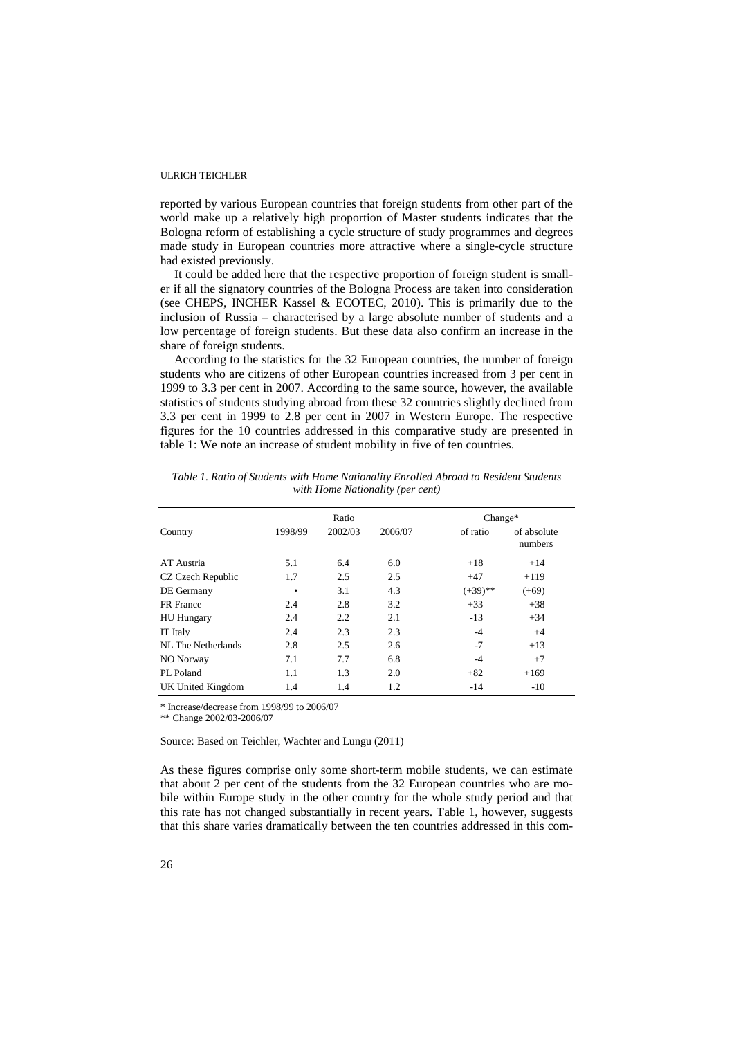reported by various European countries that foreign students from other part of the world make up a relatively high proportion of Master students indicates that the Bologna reform of establishing a cycle structure of study programmes and degrees made study in European countries more attractive where a single-cycle structure had existed previously.

It could be added here that the respective proportion of foreign student is smaller if all the signatory countries of the Bologna Process are taken into consideration (see CHEPS, INCHER Kassel & ECOTEC, 2010). This is primarily due to the inclusion of Russia – characterised by a large absolute number of students and a low percentage of foreign students. But these data also confirm an increase in the share of foreign students.

According to the statistics for the 32 European countries, the number of foreign students who are citizens of other European countries increased from 3 per cent in 1999 to 3.3 per cent in 2007. According to the same source, however, the available statistics of students studying abroad from these 32 countries slightly declined from 3.3 per cent in 1999 to 2.8 per cent in 2007 in Western Europe. The respective figures for the 10 countries addressed in this comparative study are presented in table 1: We note an increase of student mobility in five of ten countries.

*Table 1. Ratio of Students with Home Nationality Enrolled Abroad to Resident Students with Home Nationality (per cent)*

| | Ratio | | | Change* | |
|---|---|---|---|---|---|
| Country | 1998/99 | 2002/03 | 2006/07 | of ratio | of absolute numbers |
| AT Austria | 5.1 | 6.4 | 6.0 | +18 | +14 |
| CZ Czech Republic | 1.7 | 2.5 | 2.5 | +47 | +119 |
| DE Germany | • | 3.1 | 4.3 | (+39)** | (+69) |
| FR France | 2.4 | 2.8 | 3.2 | +33 | +38 |
| HU Hungary | 2.4 | 2.2 | 2.1 | -13 | +34 |
| IT Italy | 2.4 | 2.3 | 2.3 | -4 | +4 |
| NL The Netherlands | 2.8 | 2.5 | 2.6 | -7 | +13 |
| NO Norway | 7.1 | 7.7 | 6.8 | -4 | +7 |
| PL Poland | 1.1 | 1.3 | 2.0 | +82 | +169 |
| UK United Kingdom | 1.4 | 1.4 | 1.2 | -14 | -10 |

\* Increase/decrease from 1998/99 to 2006/07

\*\* Change 2002/03-2006/07

Source: Based on Teichler, Wächter and Lungu (2011)

As these figures comprise only some short-term mobile students, we can estimate that about 2 per cent of the students from the 32 European countries who are mobile within Europe study in the other country for the whole study period and that this rate has not changed substantially in recent years. Table 1, however, suggests that this share varies dramatically between the ten countries addressed in this com-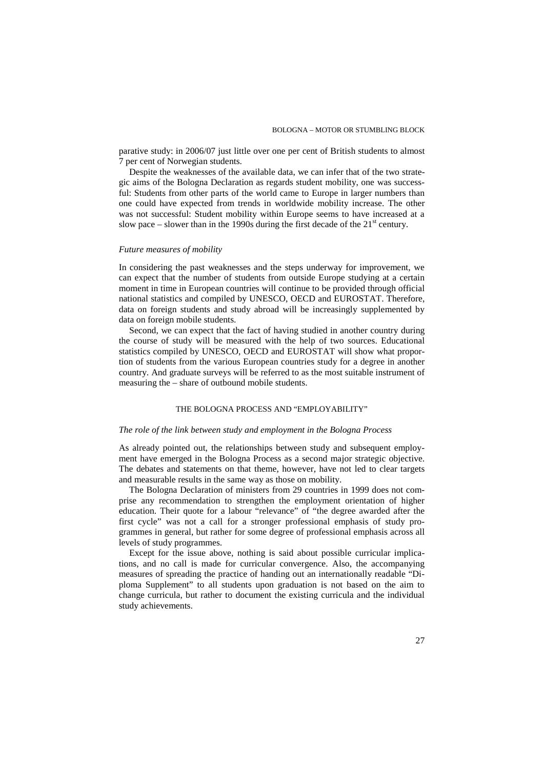parative study: in 2006/07 just little over one per cent of British students to almost 7 per cent of Norwegian students.

Despite the weaknesses of the available data, we can infer that of the two strategic aims of the Bologna Declaration as regards student mobility, one was successful: Students from other parts of the world came to Europe in larger numbers than one could have expected from trends in worldwide mobility increase. The other was not successful: Student mobility within Europe seems to have increased at a slow pace – slower than in the 1990s during the first decade of the 21st century.

### *Future measures of mobility*

In considering the past weaknesses and the steps underway for improvement, we can expect that the number of students from outside Europe studying at a certain moment in time in European countries will continue to be provided through official national statistics and compiled by UNESCO, OECD and EUROSTAT. Therefore, data on foreign students and study abroad will be increasingly supplemented by data on foreign mobile students.

Second, we can expect that the fact of having studied in another country during the course of study will be measured with the help of two sources. Educational statistics compiled by UNESCO, OECD and EUROSTAT will show what proportion of students from the various European countries study for a degree in another country. And graduate surveys will be referred to as the most suitable instrument of measuring the – share of outbound mobile students.

## THE BOLOGNA PROCESS AND "EMPLOYABILITY"

### *The role of the link between study and employment in the Bologna Process*

As already pointed out, the relationships between study and subsequent employment have emerged in the Bologna Process as a second major strategic objective. The debates and statements on that theme, however, have not led to clear targets and measurable results in the same way as those on mobility.

The Bologna Declaration of ministers from 29 countries in 1999 does not comprise any recommendation to strengthen the employment orientation of higher education. Their quote for a labour "relevance" of "the degree awarded after the first cycle" was not a call for a stronger professional emphasis of study programmes in general, but rather for some degree of professional emphasis across all levels of study programmes.

Except for the issue above, nothing is said about possible curricular implications, and no call is made for curricular convergence. Also, the accompanying measures of spreading the practice of handing out an internationally readable "Diploma Supplement" to all students upon graduation is not based on the aim to change curricula, but rather to document the existing curricula and the individual study achievements.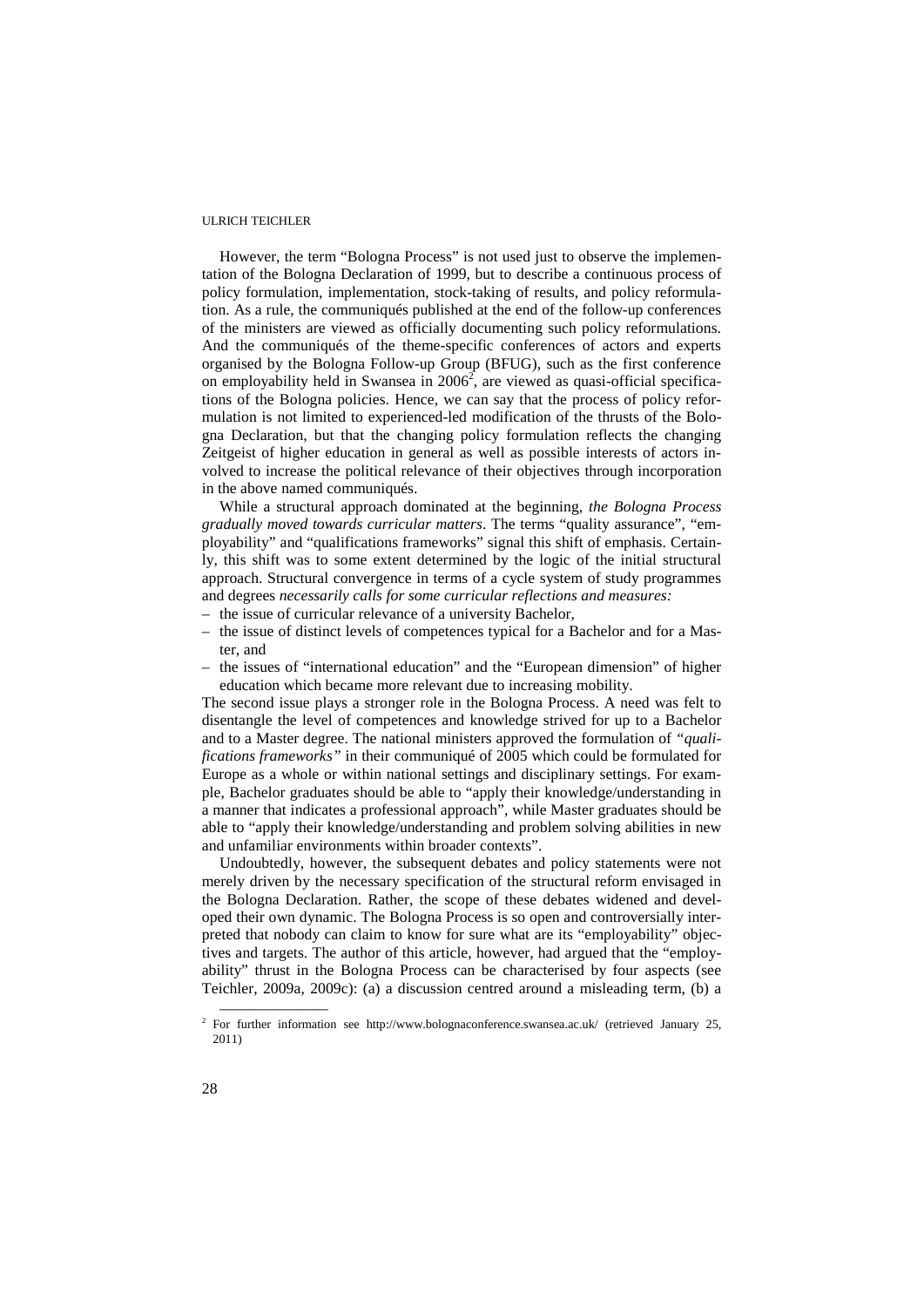However, the term "Bologna Process" is not used just to observe the implementation of the Bologna Declaration of 1999, but to describe a continuous process of policy formulation, implementation, stock-taking of results, and policy reformulation. As a rule, the communiqués published at the end of the follow-up conferences of the ministers are viewed as officially documenting such policy reformulations. And the communiqués of the theme-specific conferences of actors and experts organised by the Bologna Follow-up Group (BFUG), such as the first conference on employability held in Swansea in 2006[2], are viewed as quasi-official specifications of the Bologna policies. Hence, we can say that the process of policy reformulation is not limited to experienced-led modification of the thrusts of the Bologna Declaration, but that the changing policy formulation reflects the changing Zeitgeist of higher education in general as well as possible interests of actors involved to increase the political relevance of their objectives through incorporation in the above named communiqués.

While a structural approach dominated at the beginning, *the Bologna Process gradually moved towards curricular matters*. The terms "quality assurance", "employability" and "qualifications frameworks" signal this shift of emphasis. Certainly, this shift was to some extent determined by the logic of the initial structural approach. Structural convergence in terms of a cycle system of study programmes and degrees *necessarily calls for some curricular reflections and measures:*

- the issue of curricular relevance of a university Bachelor,
- the issue of distinct levels of competences typical for a Bachelor and for a Master, and
- the issues of "international education" and the "European dimension" of higher education which became more relevant due to increasing mobility.

The second issue plays a stronger role in the Bologna Process. A need was felt to disentangle the level of competences and knowledge strived for up to a Bachelor and to a Master degree. The national ministers approved the formulation of *"qualifications frameworks"* in their communiqué of 2005 which could be formulated for Europe as a whole or within national settings and disciplinary settings. For example, Bachelor graduates should be able to "apply their knowledge/understanding in a manner that indicates a professional approach", while Master graduates should be able to "apply their knowledge/understanding and problem solving abilities in new and unfamiliar environments within broader contexts".

Undoubtedly, however, the subsequent debates and policy statements were not merely driven by the necessary specification of the structural reform envisaged in the Bologna Declaration. Rather, the scope of these debates widened and developed their own dynamic. The Bologna Process is so open and controversially interpreted that nobody can claim to know for sure what are its "employability" objectives and targets. The author of this article, however, had argued that the "employability" thrust in the Bologna Process can be characterised by four aspects (see Teichler, 2009a, 2009c): (a) a discussion centred around a misleading term, (b) a

[2] For further information see http://www.bolognaconference.swansea.ac.uk/ (retrieved January 25, 2011)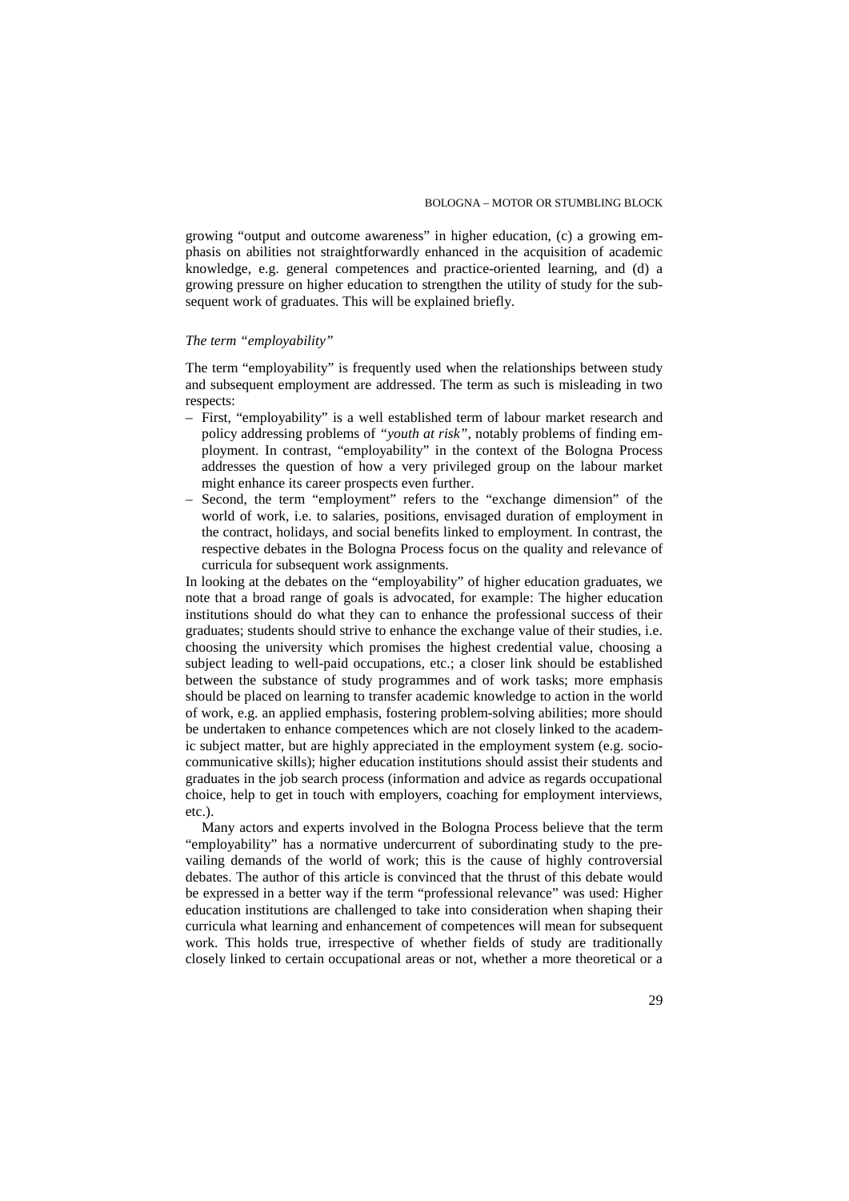growing "output and outcome awareness" in higher education, (c) a growing emphasis on abilities not straightforwardly enhanced in the acquisition of academic knowledge, e.g. general competences and practice-oriented learning, and (d) a growing pressure on higher education to strengthen the utility of study for the subsequent work of graduates. This will be explained briefly.

*The term "employability"*

The term "employability" is frequently used when the relationships between study and subsequent employment are addressed. The term as such is misleading in two respects:

– First, "employability" is a well established term of labour market research and policy addressing problems of *"youth at risk"*, notably problems of finding employment. In contrast, "employability" in the context of the Bologna Process addresses the question of how a very privileged group on the labour market might enhance its career prospects even further.
– Second, the term "employment" refers to the "exchange dimension" of the world of work, i.e. to salaries, positions, envisaged duration of employment in the contract, holidays, and social benefits linked to employment. In contrast, the respective debates in the Bologna Process focus on the quality and relevance of curricula for subsequent work assignments.

In looking at the debates on the "employability" of higher education graduates, we note that a broad range of goals is advocated, for example: The higher education institutions should do what they can to enhance the professional success of their graduates; students should strive to enhance the exchange value of their studies, i.e. choosing the university which promises the highest credential value, choosing a subject leading to well-paid occupations, etc.; a closer link should be established between the substance of study programmes and of work tasks; more emphasis should be placed on learning to transfer academic knowledge to action in the world of work, e.g. an applied emphasis, fostering problem-solving abilities; more should be undertaken to enhance competences which are not closely linked to the academic subject matter, but are highly appreciated in the employment system (e.g. socio-communicative skills); higher education institutions should assist their students and graduates in the job search process (information and advice as regards occupational choice, help to get in touch with employers, coaching for employment interviews, etc.).

Many actors and experts involved in the Bologna Process believe that the term "employability" has a normative undercurrent of subordinating study to the prevailing demands of the world of work; this is the cause of highly controversial debates. The author of this article is convinced that the thrust of this debate would be expressed in a better way if the term "professional relevance" was used: Higher education institutions are challenged to take into consideration when shaping their curricula what learning and enhancement of competences will mean for subsequent work. This holds true, irrespective of whether fields of study are traditionally closely linked to certain occupational areas or not, whether a more theoretical or a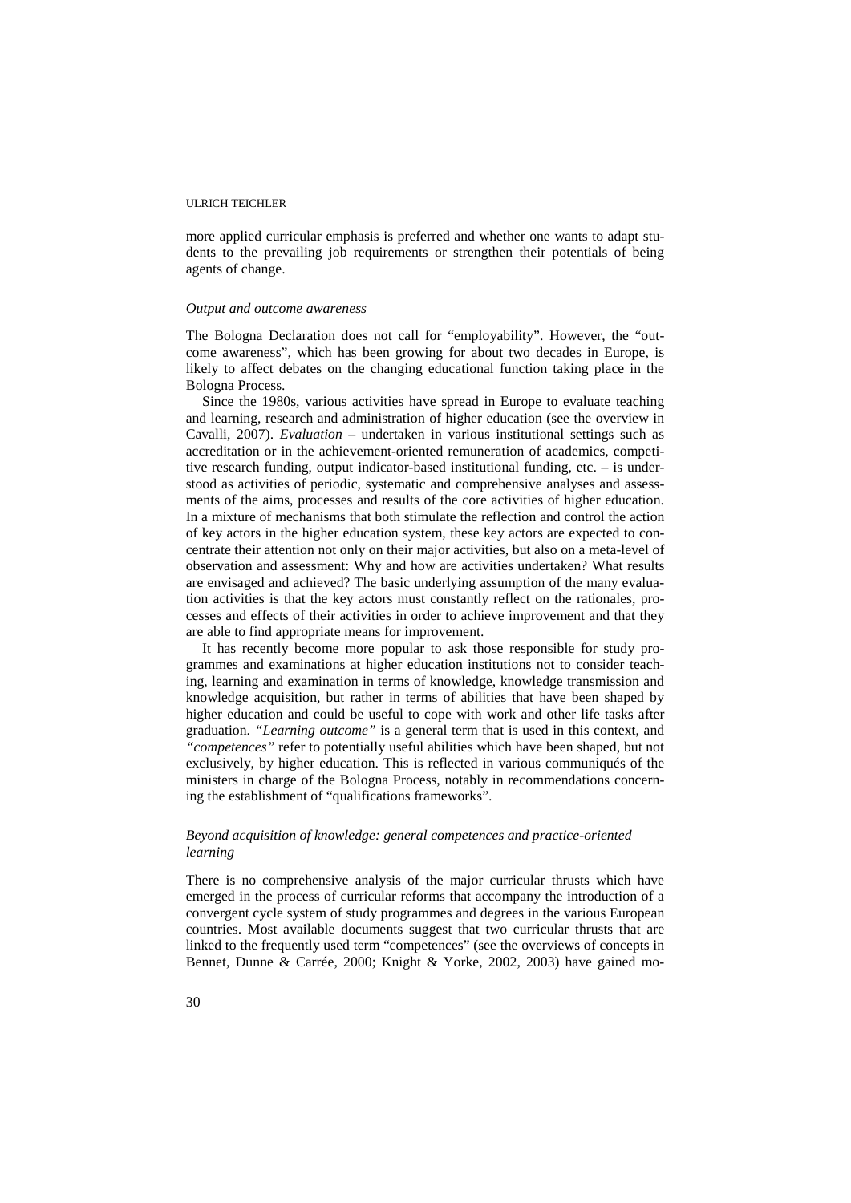more applied curricular emphasis is preferred and whether one wants to adapt students to the prevailing job requirements or strengthen their potentials of being agents of change.

### *Output and outcome awareness*

The Bologna Declaration does not call for "employability". However, the "outcome awareness", which has been growing for about two decades in Europe, is likely to affect debates on the changing educational function taking place in the Bologna Process.

Since the 1980s, various activities have spread in Europe to evaluate teaching and learning, research and administration of higher education (see the overview in Cavalli, 2007). *Evaluation* – undertaken in various institutional settings such as accreditation or in the achievement-oriented remuneration of academics, competitive research funding, output indicator-based institutional funding, etc. – is understood as activities of periodic, systematic and comprehensive analyses and assessments of the aims, processes and results of the core activities of higher education. In a mixture of mechanisms that both stimulate the reflection and control the action of key actors in the higher education system, these key actors are expected to concentrate their attention not only on their major activities, but also on a meta-level of observation and assessment: Why and how are activities undertaken? What results are envisaged and achieved? The basic underlying assumption of the many evaluation activities is that the key actors must constantly reflect on the rationales, processes and effects of their activities in order to achieve improvement and that they are able to find appropriate means for improvement.

It has recently become more popular to ask those responsible for study programmes and examinations at higher education institutions not to consider teaching, learning and examination in terms of knowledge, knowledge transmission and knowledge acquisition, but rather in terms of abilities that have been shaped by higher education and could be useful to cope with work and other life tasks after graduation. *"Learning outcome"* is a general term that is used in this context, and *"competences"* refer to potentially useful abilities which have been shaped, but not exclusively, by higher education. This is reflected in various communiqués of the ministers in charge of the Bologna Process, notably in recommendations concerning the establishment of "qualifications frameworks".

### *Beyond acquisition of knowledge: general competences and practice-oriented learning*

There is no comprehensive analysis of the major curricular thrusts which have emerged in the process of curricular reforms that accompany the introduction of a convergent cycle system of study programmes and degrees in the various European countries. Most available documents suggest that two curricular thrusts that are linked to the frequently used term "competences" (see the overviews of concepts in Bennet, Dunne & Carrée, 2000; Knight & Yorke, 2002, 2003) have gained mo-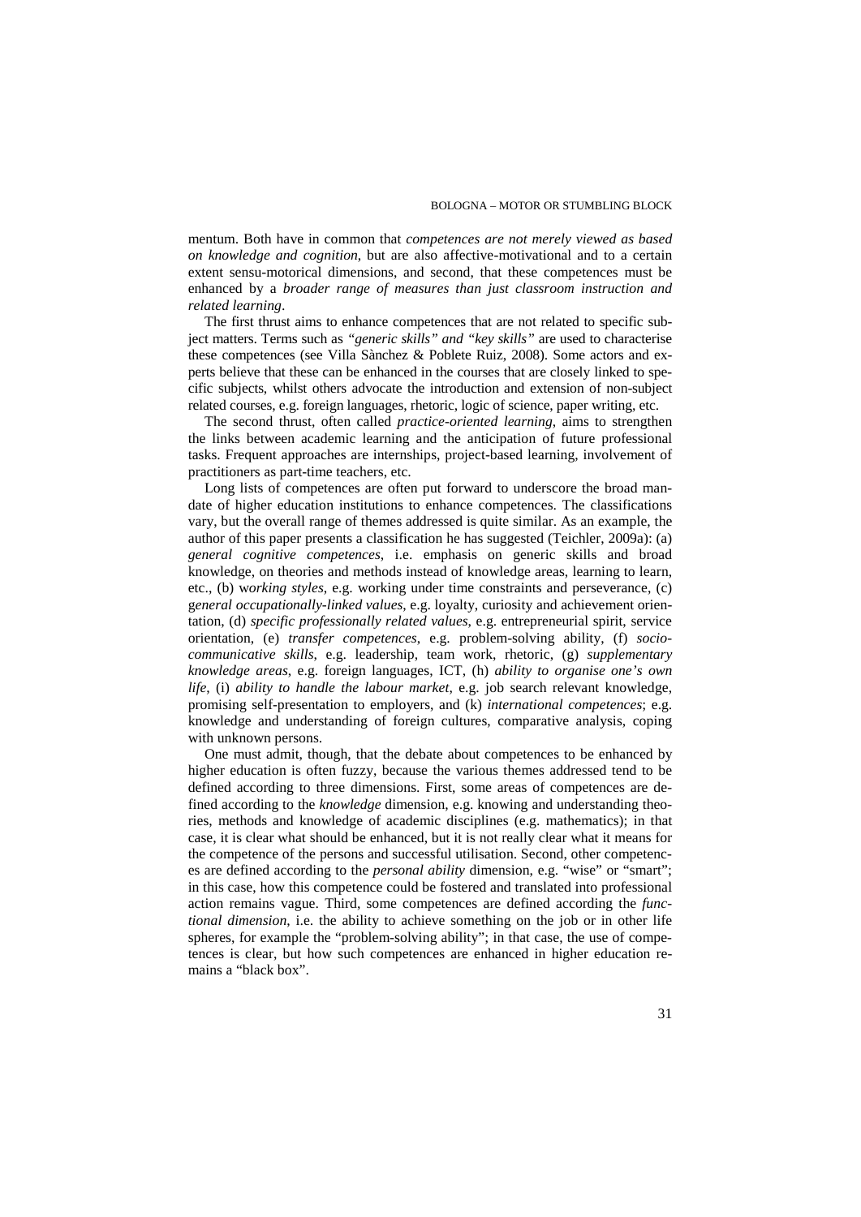mentum. Both have in common that *competences are not merely viewed as based on knowledge and cognition*, but are also affective-motivational and to a certain extent sensu-motorical dimensions, and second, that these competences must be enhanced by a *broader range of measures than just classroom instruction and related learning*.

The first thrust aims to enhance competences that are not related to specific subject matters. Terms such as *"generic skills" and "key skills"* are used to characterise these competences (see Villa Sànchez & Poblete Ruiz, 2008). Some actors and experts believe that these can be enhanced in the courses that are closely linked to specific subjects, whilst others advocate the introduction and extension of non-subject related courses, e.g. foreign languages, rhetoric, logic of science, paper writing, etc.

The second thrust, often called *practice-oriented learning*, aims to strengthen the links between academic learning and the anticipation of future professional tasks. Frequent approaches are internships, project-based learning, involvement of practitioners as part-time teachers, etc.

Long lists of competences are often put forward to underscore the broad mandate of higher education institutions to enhance competences. The classifications vary, but the overall range of themes addressed is quite similar. As an example, the author of this paper presents a classification he has suggested (Teichler, 2009a): (a) *general cognitive competences*, i.e. emphasis on generic skills and broad knowledge, on theories and methods instead of knowledge areas, learning to learn, etc., (b) w*orking styles*, e.g. working under time constraints and perseverance, (c) g*eneral occupationally-linked values*, e.g. loyalty, curiosity and achievement orientation, (d) *specific professionally related values*, e.g. entrepreneurial spirit, service orientation, (e) *transfer competences*, e.g. problem-solving ability, (f) *socio-communicative skills*, e.g. leadership, team work, rhetoric, (g) *supplementary knowledge areas*, e.g. foreign languages, ICT, (h) *ability to organise one's own life*, (i) *ability to handle the labour market*, e.g. job search relevant knowledge, promising self-presentation to employers, and (k) *international competences*; e.g. knowledge and understanding of foreign cultures, comparative analysis, coping with unknown persons.

One must admit, though, that the debate about competences to be enhanced by higher education is often fuzzy, because the various themes addressed tend to be defined according to three dimensions. First, some areas of competences are defined according to the *knowledge* dimension, e.g. knowing and understanding theories, methods and knowledge of academic disciplines (e.g. mathematics); in that case, it is clear what should be enhanced, but it is not really clear what it means for the competence of the persons and successful utilisation. Second, other competences are defined according to the *personal ability* dimension, e.g. "wise" or "smart"; in this case, how this competence could be fostered and translated into professional action remains vague. Third, some competences are defined according the *functional dimension*, i.e. the ability to achieve something on the job or in other life spheres, for example the "problem-solving ability"; in that case, the use of competences is clear, but how such competences are enhanced in higher education remains a "black box".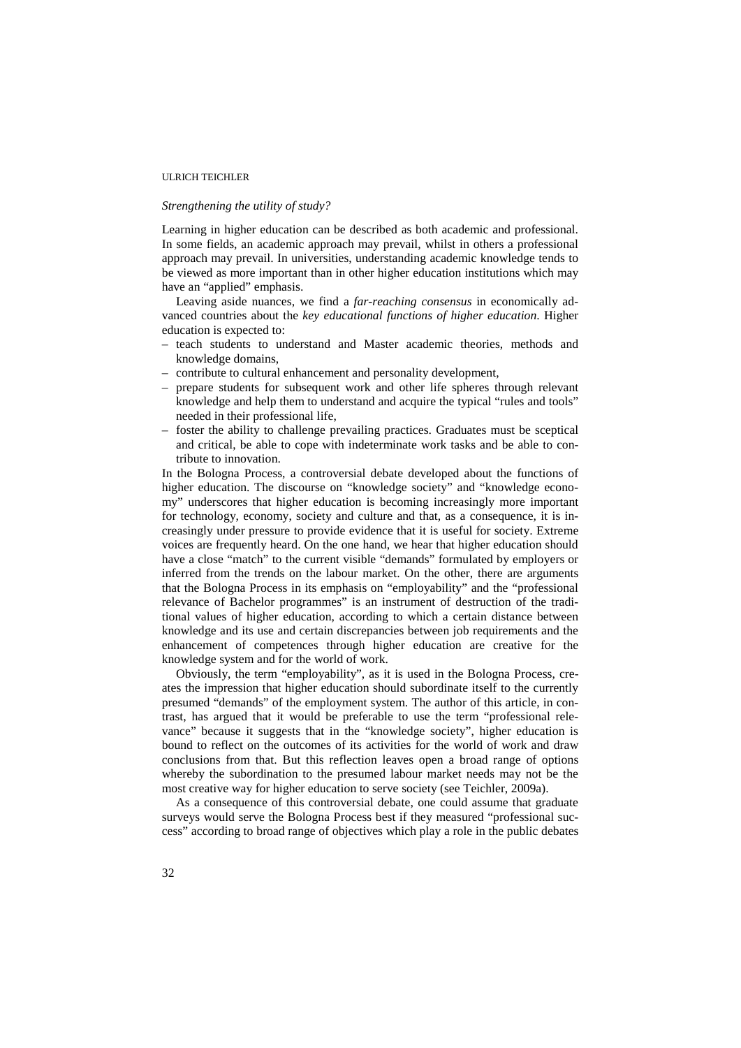*Strengthening the utility of study?*

Learning in higher education can be described as both academic and professional. In some fields, an academic approach may prevail, whilst in others a professional approach may prevail. In universities, understanding academic knowledge tends to be viewed as more important than in other higher education institutions which may have an "applied" emphasis.

Leaving aside nuances, we find a *far-reaching consensus* in economically advanced countries about the *key educational functions of higher education*. Higher education is expected to:

– teach students to understand and Master academic theories, methods and knowledge domains,
– contribute to cultural enhancement and personality development,
– prepare students for subsequent work and other life spheres through relevant knowledge and help them to understand and acquire the typical "rules and tools" needed in their professional life,
– foster the ability to challenge prevailing practices. Graduates must be sceptical and critical, be able to cope with indeterminate work tasks and be able to contribute to innovation.

In the Bologna Process, a controversial debate developed about the functions of higher education. The discourse on "knowledge society" and "knowledge economy" underscores that higher education is becoming increasingly more important for technology, economy, society and culture and that, as a consequence, it is increasingly under pressure to provide evidence that it is useful for society. Extreme voices are frequently heard. On the one hand, we hear that higher education should have a close "match" to the current visible "demands" formulated by employers or inferred from the trends on the labour market. On the other, there are arguments that the Bologna Process in its emphasis on "employability" and the "professional relevance of Bachelor programmes" is an instrument of destruction of the traditional values of higher education, according to which a certain distance between knowledge and its use and certain discrepancies between job requirements and the enhancement of competences through higher education are creative for the knowledge system and for the world of work.

Obviously, the term "employability", as it is used in the Bologna Process, creates the impression that higher education should subordinate itself to the currently presumed "demands" of the employment system. The author of this article, in contrast, has argued that it would be preferable to use the term "professional relevance" because it suggests that in the "knowledge society", higher education is bound to reflect on the outcomes of its activities for the world of work and draw conclusions from that. But this reflection leaves open a broad range of options whereby the subordination to the presumed labour market needs may not be the most creative way for higher education to serve society (see Teichler, 2009a).

As a consequence of this controversial debate, one could assume that graduate surveys would serve the Bologna Process best if they measured "professional success" according to broad range of objectives which play a role in the public debates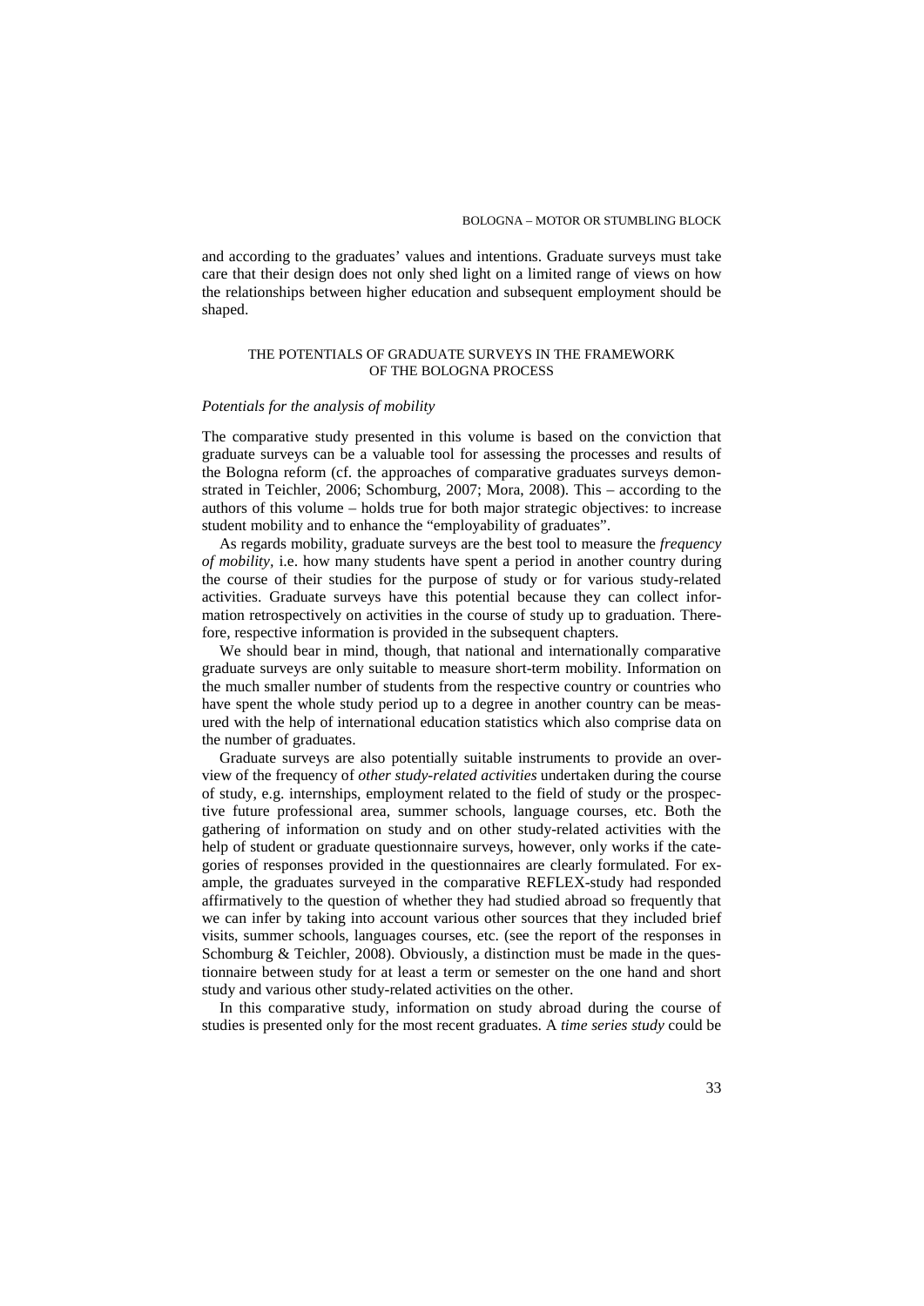and according to the graduates' values and intentions. Graduate surveys must take care that their design does not only shed light on a limited range of views on how the relationships between higher education and subsequent employment should be shaped.

## THE POTENTIALS OF GRADUATE SURVEYS IN THE FRAMEWORK OF THE BOLOGNA PROCESS

### *Potentials for the analysis of mobility*

The comparative study presented in this volume is based on the conviction that graduate surveys can be a valuable tool for assessing the processes and results of the Bologna reform (cf. the approaches of comparative graduates surveys demonstrated in Teichler, 2006; Schomburg, 2007; Mora, 2008). This – according to the authors of this volume – holds true for both major strategic objectives: to increase student mobility and to enhance the "employability of graduates".

As regards mobility, graduate surveys are the best tool to measure the *frequency of mobility*, i.e. how many students have spent a period in another country during the course of their studies for the purpose of study or for various study-related activities. Graduate surveys have this potential because they can collect information retrospectively on activities in the course of study up to graduation. Therefore, respective information is provided in the subsequent chapters.

We should bear in mind, though, that national and internationally comparative graduate surveys are only suitable to measure short-term mobility. Information on the much smaller number of students from the respective country or countries who have spent the whole study period up to a degree in another country can be measured with the help of international education statistics which also comprise data on the number of graduates.

Graduate surveys are also potentially suitable instruments to provide an overview of the frequency of *other study-related activities* undertaken during the course of study, e.g. internships, employment related to the field of study or the prospective future professional area, summer schools, language courses, etc. Both the gathering of information on study and on other study-related activities with the help of student or graduate questionnaire surveys, however, only works if the categories of responses provided in the questionnaires are clearly formulated. For example, the graduates surveyed in the comparative REFLEX-study had responded affirmatively to the question of whether they had studied abroad so frequently that we can infer by taking into account various other sources that they included brief visits, summer schools, languages courses, etc. (see the report of the responses in Schomburg & Teichler, 2008). Obviously, a distinction must be made in the questionnaire between study for at least a term or semester on the one hand and short study and various other study-related activities on the other.

In this comparative study, information on study abroad during the course of studies is presented only for the most recent graduates. A *time series study* could be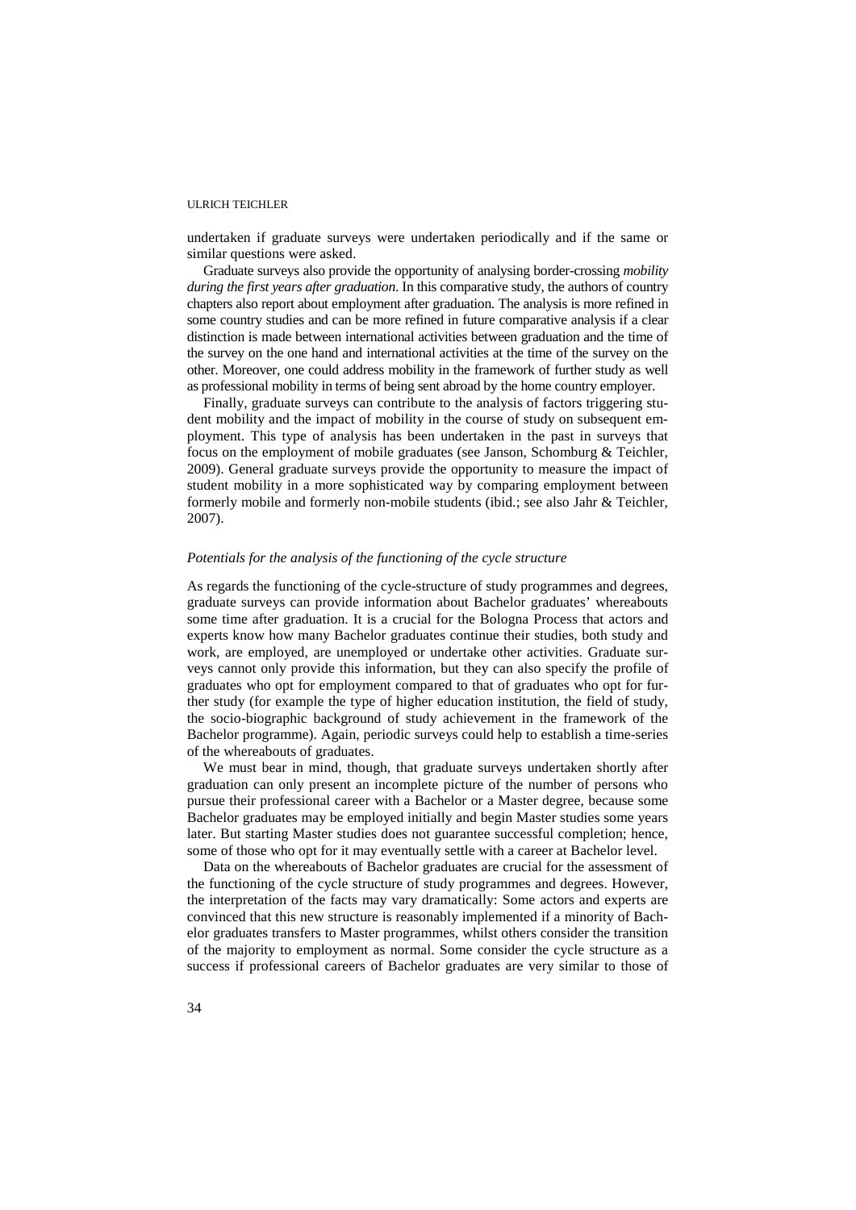undertaken if graduate surveys were undertaken periodically and if the same or similar questions were asked.

Graduate surveys also provide the opportunity of analysing border-crossing *mobility during the first years after graduation*. In this comparative study, the authors of country chapters also report about employment after graduation. The analysis is more refined in some country studies and can be more refined in future comparative analysis if a clear distinction is made between international activities between graduation and the time of the survey on the one hand and international activities at the time of the survey on the other. Moreover, one could address mobility in the framework of further study as well as professional mobility in terms of being sent abroad by the home country employer.

Finally, graduate surveys can contribute to the analysis of factors triggering student mobility and the impact of mobility in the course of study on subsequent employment. This type of analysis has been undertaken in the past in surveys that focus on the employment of mobile graduates (see Janson, Schomburg & Teichler, 2009). General graduate surveys provide the opportunity to measure the impact of student mobility in a more sophisticated way by comparing employment between formerly mobile and formerly non-mobile students (ibid.; see also Jahr & Teichler, 2007).

### *Potentials for the analysis of the functioning of the cycle structure*

As regards the functioning of the cycle-structure of study programmes and degrees, graduate surveys can provide information about Bachelor graduates' whereabouts some time after graduation. It is a crucial for the Bologna Process that actors and experts know how many Bachelor graduates continue their studies, both study and work, are employed, are unemployed or undertake other activities. Graduate surveys cannot only provide this information, but they can also specify the profile of graduates who opt for employment compared to that of graduates who opt for further study (for example the type of higher education institution, the field of study, the socio-biographic background of study achievement in the framework of the Bachelor programme). Again, periodic surveys could help to establish a time-series of the whereabouts of graduates.

We must bear in mind, though, that graduate surveys undertaken shortly after graduation can only present an incomplete picture of the number of persons who pursue their professional career with a Bachelor or a Master degree, because some Bachelor graduates may be employed initially and begin Master studies some years later. But starting Master studies does not guarantee successful completion; hence, some of those who opt for it may eventually settle with a career at Bachelor level.

Data on the whereabouts of Bachelor graduates are crucial for the assessment of the functioning of the cycle structure of study programmes and degrees. However, the interpretation of the facts may vary dramatically: Some actors and experts are convinced that this new structure is reasonably implemented if a minority of Bachelor graduates transfers to Master programmes, whilst others consider the transition of the majority to employment as normal. Some consider the cycle structure as a success if professional careers of Bachelor graduates are very similar to those of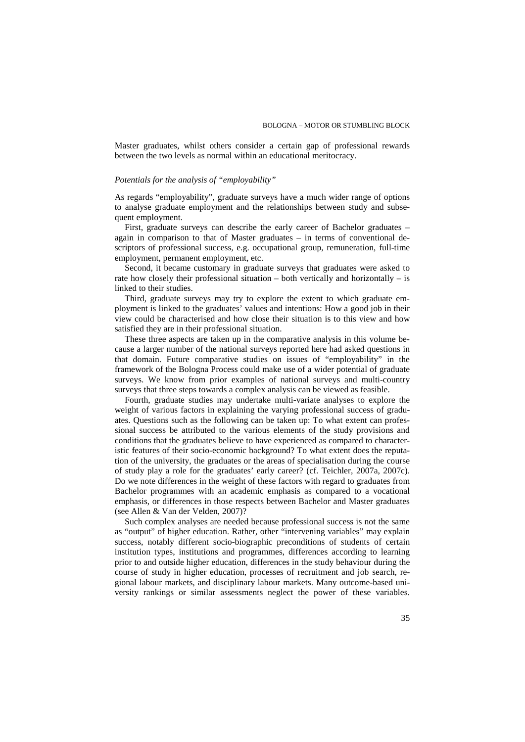Master graduates, whilst others consider a certain gap of professional rewards between the two levels as normal within an educational meritocracy.

*Potentials for the analysis of "employability"*

As regards "employability", graduate surveys have a much wider range of options to analyse graduate employment and the relationships between study and subsequent employment.

First, graduate surveys can describe the early career of Bachelor graduates – again in comparison to that of Master graduates – in terms of conventional descriptors of professional success, e.g. occupational group, remuneration, full-time employment, permanent employment, etc.

Second, it became customary in graduate surveys that graduates were asked to rate how closely their professional situation – both vertically and horizontally – is linked to their studies.

Third, graduate surveys may try to explore the extent to which graduate employment is linked to the graduates' values and intentions: How a good job in their view could be characterised and how close their situation is to this view and how satisfied they are in their professional situation.

These three aspects are taken up in the comparative analysis in this volume because a larger number of the national surveys reported here had asked questions in that domain. Future comparative studies on issues of "employability" in the framework of the Bologna Process could make use of a wider potential of graduate surveys. We know from prior examples of national surveys and multi-country surveys that three steps towards a complex analysis can be viewed as feasible.

Fourth, graduate studies may undertake multi-variate analyses to explore the weight of various factors in explaining the varying professional success of graduates. Questions such as the following can be taken up: To what extent can professional success be attributed to the various elements of the study provisions and conditions that the graduates believe to have experienced as compared to characteristic features of their socio-economic background? To what extent does the reputation of the university, the graduates or the areas of specialisation during the course of study play a role for the graduates' early career? (cf. Teichler, 2007a, 2007c). Do we note differences in the weight of these factors with regard to graduates from Bachelor programmes with an academic emphasis as compared to a vocational emphasis, or differences in those respects between Bachelor and Master graduates (see Allen & Van der Velden, 2007)?

Such complex analyses are needed because professional success is not the same as "output" of higher education. Rather, other "intervening variables" may explain success, notably different socio-biographic preconditions of students of certain institution types, institutions and programmes, differences according to learning prior to and outside higher education, differences in the study behaviour during the course of study in higher education, processes of recruitment and job search, regional labour markets, and disciplinary labour markets. Many outcome-based university rankings or similar assessments neglect the power of these variables.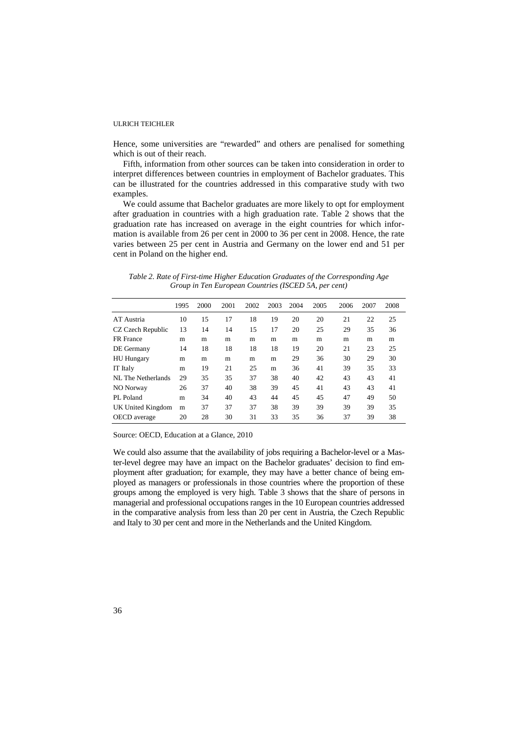Hence, some universities are "rewarded" and others are penalised for something which is out of their reach.

Fifth, information from other sources can be taken into consideration in order to interpret differences between countries in employment of Bachelor graduates. This can be illustrated for the countries addressed in this comparative study with two examples.

We could assume that Bachelor graduates are more likely to opt for employment after graduation in countries with a high graduation rate. Table 2 shows that the graduation rate has increased on average in the eight countries for which information is available from 26 per cent in 2000 to 36 per cent in 2008. Hence, the rate varies between 25 per cent in Austria and Germany on the lower end and 51 per cent in Poland on the higher end.

*Table 2. Rate of First-time Higher Education Graduates of the Corresponding Age Group in Ten European Countries (ISCED 5A, per cent)*

| | 1995 | 2000 | 2001 | 2002 | 2003 | 2004 | 2005 | 2006 | 2007 | 2008 |
|---|---|---|---|---|---|---|---|---|---|---|
| AT Austria | 10 | 15 | 17 | 18 | 19 | 20 | 20 | 21 | 22 | 25 |
| CZ Czech Republic | 13 | 14 | 14 | 15 | 17 | 20 | 25 | 29 | 35 | 36 |
| FR France | m | m | m | m | m | m | m | m | m | m |
| DE Germany | 14 | 18 | 18 | 18 | 18 | 19 | 20 | 21 | 23 | 25 |
| HU Hungary | m | m | m | m | m | 29 | 36 | 30 | 29 | 30 |
| IT Italy | m | 19 | 21 | 25 | m | 36 | 41 | 39 | 35 | 33 |
| NL The Netherlands | 29 | 35 | 35 | 37 | 38 | 40 | 42 | 43 | 43 | 41 |
| NO Norway | 26 | 37 | 40 | 38 | 39 | 45 | 41 | 43 | 43 | 41 |
| PL Poland | m | 34 | 40 | 43 | 44 | 45 | 45 | 47 | 49 | 50 |
| UK United Kingdom | m | 37 | 37 | 37 | 38 | 39 | 39 | 39 | 39 | 35 |
| OECD average | 20 | 28 | 30 | 31 | 33 | 35 | 36 | 37 | 39 | 38 |

Source: OECD, Education at a Glance, 2010

We could also assume that the availability of jobs requiring a Bachelor-level or a Master-level degree may have an impact on the Bachelor graduates' decision to find employment after graduation; for example, they may have a better chance of being employed as managers or professionals in those countries where the proportion of these groups among the employed is very high. Table 3 shows that the share of persons in managerial and professional occupations ranges in the 10 European countries addressed in the comparative analysis from less than 20 per cent in Austria, the Czech Republic and Italy to 30 per cent and more in the Netherlands and the United Kingdom.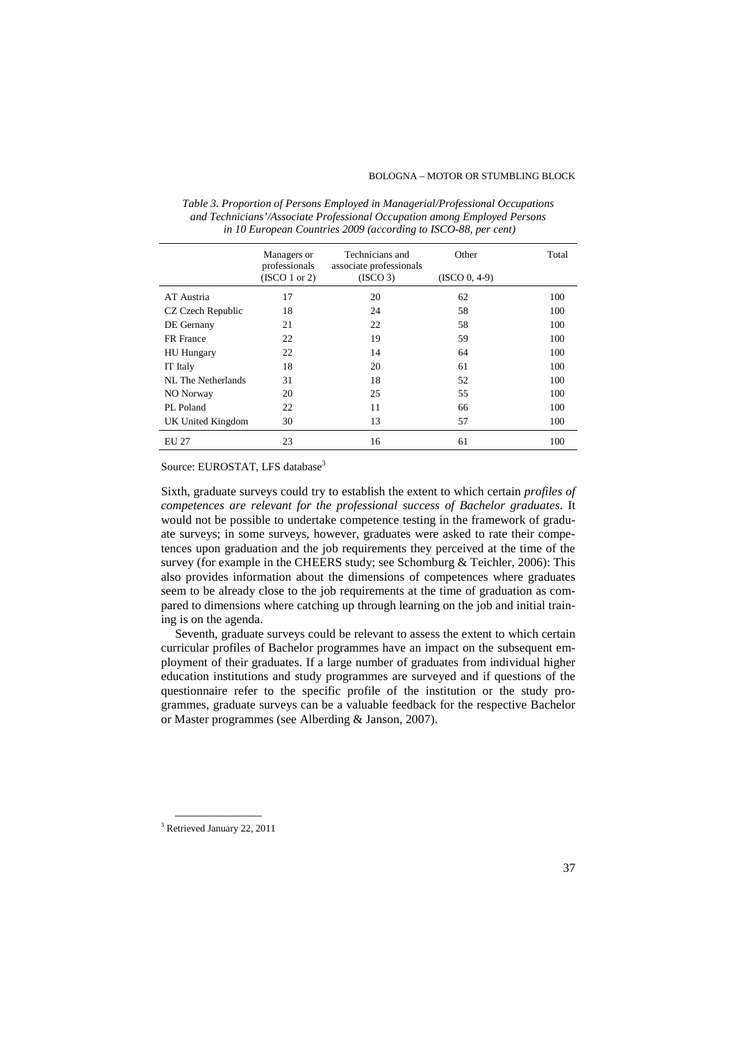*Table 3. Proportion of Persons Employed in Managerial/Professional Occupations and Technicians'/Associate Professional Occupation among Employed Persons in 10 European Countries 2009 (according to ISCO-88, per cent)*

| | Managers or professionals (ISCO 1 or 2) | Technicians and associate professionals (ISCO 3) | Other (ISCO 0, 4-9) | Total |
|---|---|---|---|---|
| AT Austria | 17 | 20 | 62 | 100 |
| CZ Czech Republic | 18 | 24 | 58 | 100 |
| DE Gernany | 21 | 22 | 58 | 100 |
| FR France | 22 | 19 | 59 | 100 |
| HU Hungary | 22 | 14 | 64 | 100 |
| IT Italy | 18 | 20 | 61 | 100 |
| NL The Netherlands | 31 | 18 | 52 | 100 |
| NO Norway | 20 | 25 | 55 | 100 |
| PL Poland | 22 | 11 | 66 | 100 |
| UK United Kingdom | 30 | 13 | 57 | 100 |
| EU 27 | 23 | 16 | 61 | 100 |

Source: EUROSTAT, LFS database[3]

Sixth, graduate surveys could try to establish the extent to which certain *profiles of competences are relevant for the professional success of Bachelor graduates*. It would not be possible to undertake competence testing in the framework of graduate surveys; in some surveys, however, graduates were asked to rate their competences upon graduation and the job requirements they perceived at the time of the survey (for example in the CHEERS study; see Schomburg & Teichler, 2006): This also provides information about the dimensions of competences where graduates seem to be already close to the job requirements at the time of graduation as compared to dimensions where catching up through learning on the job and initial training is on the agenda.

Seventh, graduate surveys could be relevant to assess the extent to which certain curricular profiles of Bachelor programmes have an impact on the subsequent employment of their graduates. If a large number of graduates from individual higher education institutions and study programmes are surveyed and if questions of the questionnaire refer to the specific profile of the institution or the study programmes, graduate surveys can be a valuable feedback for the respective Bachelor or Master programmes (see Alberding & Janson, 2007).

---

[3] Retrieved January 22, 2011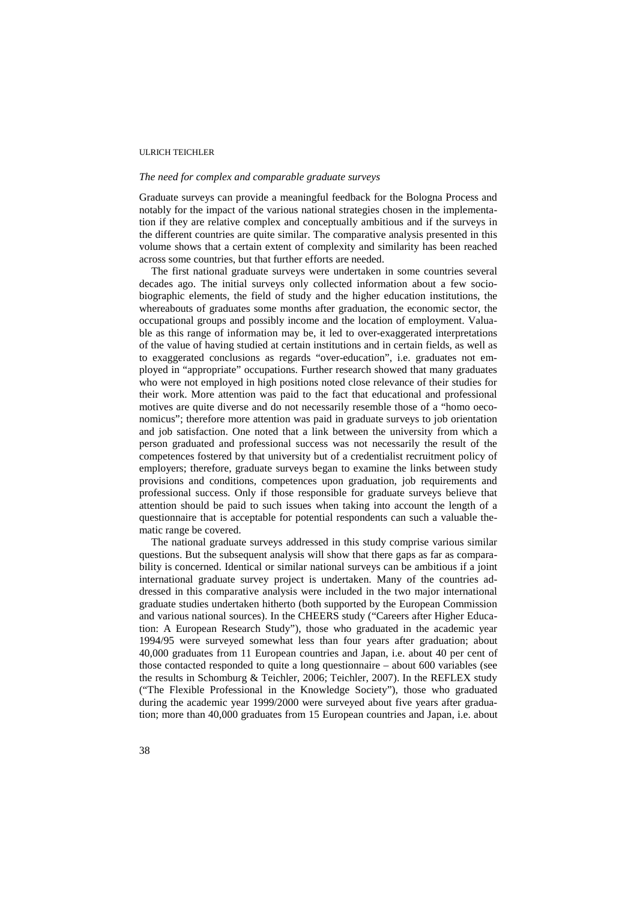*The need for complex and comparable graduate surveys*

Graduate surveys can provide a meaningful feedback for the Bologna Process and notably for the impact of the various national strategies chosen in the implementation if they are relative complex and conceptually ambitious and if the surveys in the different countries are quite similar. The comparative analysis presented in this volume shows that a certain extent of complexity and similarity has been reached across some countries, but that further efforts are needed.

The first national graduate surveys were undertaken in some countries several decades ago. The initial surveys only collected information about a few socio-biographic elements, the field of study and the higher education institutions, the whereabouts of graduates some months after graduation, the economic sector, the occupational groups and possibly income and the location of employment. Valuable as this range of information may be, it led to over-exaggerated interpretations of the value of having studied at certain institutions and in certain fields, as well as to exaggerated conclusions as regards "over-education", i.e. graduates not employed in "appropriate" occupations. Further research showed that many graduates who were not employed in high positions noted close relevance of their studies for their work. More attention was paid to the fact that educational and professional motives are quite diverse and do not necessarily resemble those of a "homo oeconomicus"; therefore more attention was paid in graduate surveys to job orientation and job satisfaction. One noted that a link between the university from which a person graduated and professional success was not necessarily the result of the competences fostered by that university but of a credentialist recruitment policy of employers; therefore, graduate surveys began to examine the links between study provisions and conditions, competences upon graduation, job requirements and professional success. Only if those responsible for graduate surveys believe that attention should be paid to such issues when taking into account the length of a questionnaire that is acceptable for potential respondents can such a valuable thematic range be covered.

The national graduate surveys addressed in this study comprise various similar questions. But the subsequent analysis will show that there gaps as far as comparability is concerned. Identical or similar national surveys can be ambitious if a joint international graduate survey project is undertaken. Many of the countries addressed in this comparative analysis were included in the two major international graduate studies undertaken hitherto (both supported by the European Commission and various national sources). In the CHEERS study ("Careers after Higher Education: A European Research Study"), those who graduated in the academic year 1994/95 were surveyed somewhat less than four years after graduation; about 40,000 graduates from 11 European countries and Japan, i.e. about 40 per cent of those contacted responded to quite a long questionnaire – about 600 variables (see the results in Schomburg & Teichler, 2006; Teichler, 2007). In the REFLEX study ("The Flexible Professional in the Knowledge Society"), those who graduated during the academic year 1999/2000 were surveyed about five years after graduation; more than 40,000 graduates from 15 European countries and Japan, i.e. about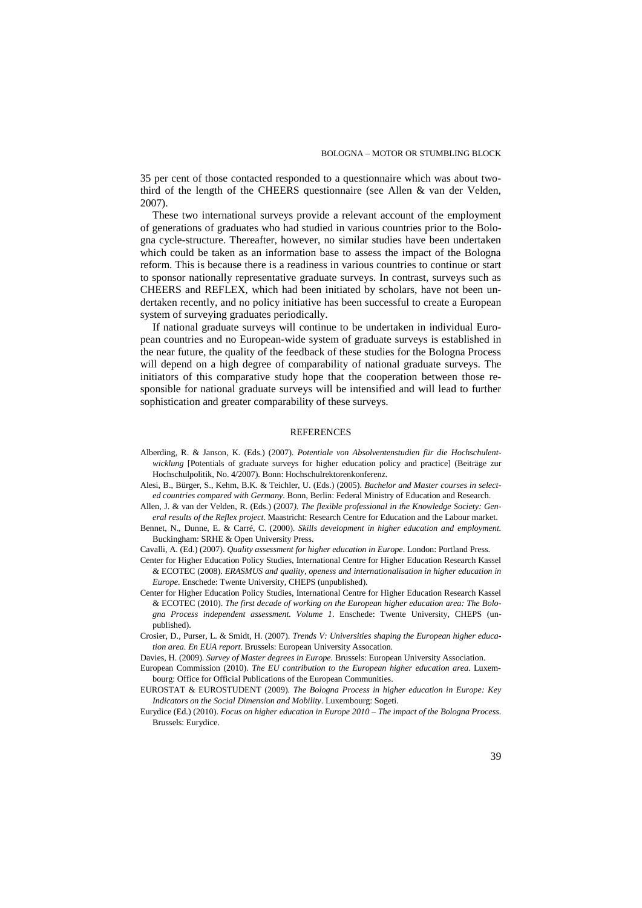35 per cent of those contacted responded to a questionnaire which was about two-third of the length of the CHEERS questionnaire (see Allen & van der Velden, 2007).

These two international surveys provide a relevant account of the employment of generations of graduates who had studied in various countries prior to the Bologna cycle-structure. Thereafter, however, no similar studies have been undertaken which could be taken as an information base to assess the impact of the Bologna reform. This is because there is a readiness in various countries to continue or start to sponsor nationally representative graduate surveys. In contrast, surveys such as CHEERS and REFLEX, which had been initiated by scholars, have not been undertaken recently, and no policy initiative has been successful to create a European system of surveying graduates periodically.

If national graduate surveys will continue to be undertaken in individual European countries and no European-wide system of graduate surveys is established in the near future, the quality of the feedback of these studies for the Bologna Process will depend on a high degree of comparability of national graduate surveys. The initiators of this comparative study hope that the cooperation between those responsible for national graduate surveys will be intensified and will lead to further sophistication and greater comparability of these surveys.

## REFERENCES

Alberding, R. & Janson, K. (Eds.) (2007). *Potentiale von Absolventenstudien für die Hochschulentwicklung* [Potentials of graduate surveys for higher education policy and practice] (Beiträge zur Hochschulpolitik, No. 4/2007). Bonn: Hochschulrektorenkonferenz.

Alesi, B., Bürger, S., Kehm, B.K. & Teichler, U. (Eds.) (2005). *Bachelor and Master courses in selected countries compared with Germany*. Bonn, Berlin: Federal Ministry of Education and Research.

Allen, J. & van der Velden, R. (Eds.) (2007). *The flexible professional in the Knowledge Society: General results of the Reflex project*. Maastricht: Research Centre for Education and the Labour market.

Bennet, N., Dunne, E. & Carré, C. (2000). *Skills development in higher education and employment.* Buckingham: SRHE & Open University Press.

Cavalli, A. (Ed.) (2007). *Quality assessment for higher education in Europe*. London: Portland Press.

Center for Higher Education Policy Studies, International Centre for Higher Education Research Kassel & ECOTEC (2008). *ERASMUS and quality, openess and internationalisation in higher education in Europe*. Enschede: Twente University, CHEPS (unpublished).

Center for Higher Education Policy Studies, International Centre for Higher Education Research Kassel & ECOTEC (2010). *The first decade of working on the European higher education area: The Bologna Process independent assessment. Volume 1*. Enschede: Twente University, CHEPS (unpublished).

Crosier, D., Purser, L. & Smidt, H. (2007). *Trends V: Universities shaping the European higher education area. En EUA report.* Brussels: European University Assocation.

Davies, H. (2009). *Survey of Master degrees in Europe*. Brussels: European University Association.

European Commission (2010). *The EU contribution to the European higher education area.* Luxembourg: Office for Official Publications of the European Communities.

EUROSTAT & EUROSTUDENT (2009). *The Bologna Process in higher education in Europe: Key Indicators on the Social Dimension and Mobility*. Luxembourg: Sogeti.

Eurydice (Ed.) (2010). *Focus on higher education in Europe 2010 – The impact of the Bologna Process*. Brussels: Eurydice.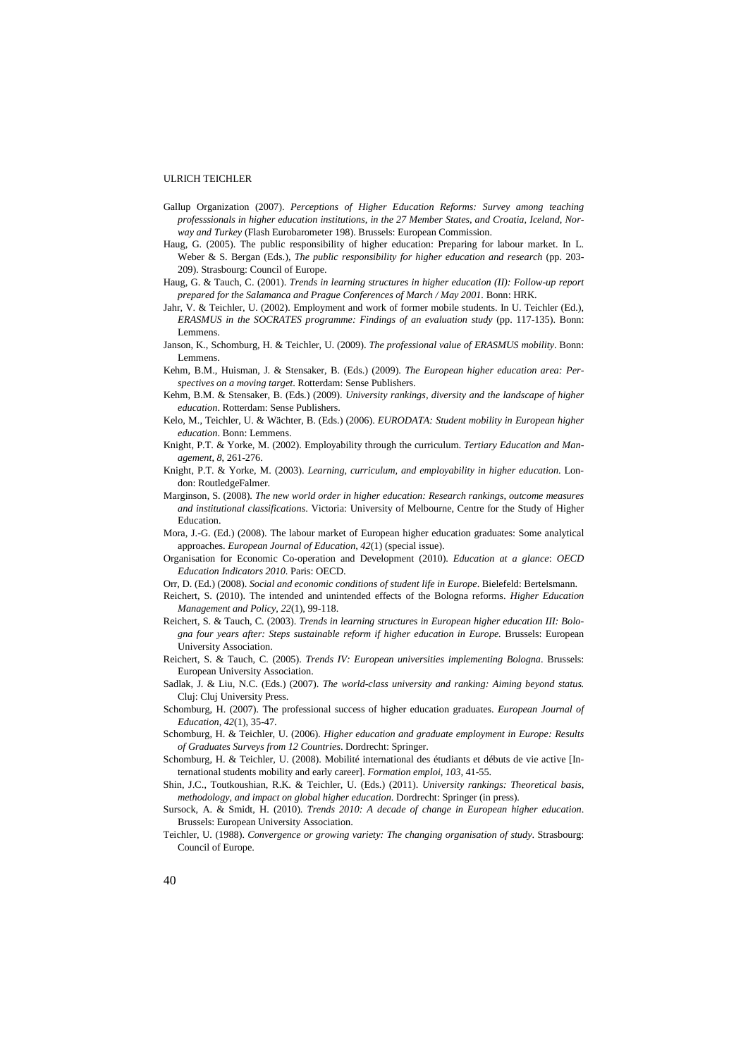Gallup Organization (2007). *Perceptions of Higher Education Reforms: Survey among teaching professsionals in higher education institutions, in the 27 Member States, and Croatia, Iceland, Norway and Turkey* (Flash Eurobarometer 198). Brussels: European Commission.

Haug, G. (2005). The public responsibility of higher education: Preparing for labour market. In L. Weber & S. Bergan (Eds.), *The public responsibility for higher education and research* (pp. 203-209). Strasbourg: Council of Europe.

Haug, G. & Tauch, C. (2001). *Trends in learning structures in higher education (II): Follow-up report prepared for the Salamanca and Prague Conferences of March / May 2001*. Bonn: HRK.

Jahr, V. & Teichler, U. (2002). Employment and work of former mobile students. In U. Teichler (Ed.), *ERASMUS in the SOCRATES programme: Findings of an evaluation study* (pp. 117-135). Bonn: Lemmens.

Janson, K., Schomburg, H. & Teichler, U. (2009). *The professional value of ERASMUS mobility*. Bonn: Lemmens.

Kehm, B.M., Huisman, J. & Stensaker, B. (Eds.) (2009). *The European higher education area: Perspectives on a moving target*. Rotterdam: Sense Publishers.

Kehm, B.M. & Stensaker, B. (Eds.) (2009). *University rankings, diversity and the landscape of higher education*. Rotterdam: Sense Publishers.

Kelo, M., Teichler, U. & Wächter, B. (Eds.) (2006). *EURODATA: Student mobility in European higher education*. Bonn: Lemmens.

Knight, P.T. & Yorke, M. (2002). Employability through the curriculum. *Tertiary Education and Management, 8*, 261-276.

Knight, P.T. & Yorke, M. (2003). *Learning, curriculum, and employability in higher education*. London: RoutledgeFalmer.

Marginson, S. (2008). *The new world order in higher education: Research rankings, outcome measures and institutional classifications*. Victoria: University of Melbourne, Centre for the Study of Higher Education.

Mora, J.-G. (Ed.) (2008). The labour market of European higher education graduates: Some analytical approaches. *European Journal of Education, 42*(1) (special issue).

Organisation for Economic Co-operation and Development (2010). *Education at a glance*: *OECD Education Indicators 2010*. Paris: OECD.

Orr, D. (Ed.) (2008). *Social and economic conditions of student life in Europe*. Bielefeld: Bertelsmann.

Reichert, S. (2010). The intended and unintended effects of the Bologna reforms. *Higher Education Management and Policy, 22*(1), 99-118.

Reichert, S. & Tauch, C. (2003). *Trends in learning structures in European higher education III: Bologna four years after: Steps sustainable reform if higher education in Europe.* Brussels: European University Association.

Reichert, S. & Tauch, C. (2005). *Trends IV: European universities implementing Bologna*. Brussels: European University Association.

Sadlak, J. & Liu, N.C. (Eds.) (2007). *The world-class university and ranking: Aiming beyond status.* Cluj: Cluj University Press.

Schomburg, H. (2007). The professional success of higher education graduates. *European Journal of Education, 42*(1), 35-47.

Schomburg, H. & Teichler, U. (2006). *Higher education and graduate employment in Europe: Results of Graduates Surveys from 12 Countries*. Dordrecht: Springer.

Schomburg, H. & Teichler, U. (2008). Mobilité international des étudiants et débuts de vie active [International students mobility and early career]. *Formation emploi, 103*, 41-55.

Shin, J.C., Toutkoushian, R.K. & Teichler, U. (Eds.) (2011). *University rankings: Theoretical basis, methodology, and impact on global higher education*. Dordrecht: Springer (in press).

Sursock, A. & Smidt, H. (2010). *Trends 2010: A decade of change in European higher education*. Brussels: European University Association.

Teichler, U. (1988). *Convergence or growing variety: The changing organisation of study*. Strasbourg: Council of Europe.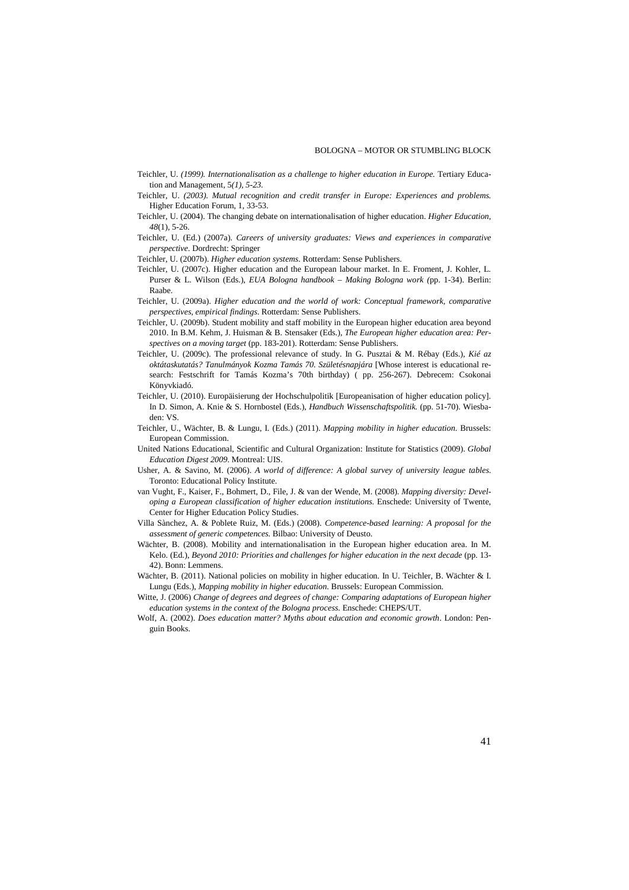Teichler, U. *(1999). Internationalisation as a challenge to higher education in Europe.* Tertiary Education and Management, 5*(1), 5-23.*

Teichler, U. *(2003). Mutual recognition and credit transfer in Europe: Experiences and problems.* Higher Education Forum, 1, 33-53.

Teichler, U. (2004). The changing debate on internationalisation of higher education. *Higher Education, 48*(1), 5-26.

Teichler, U. (Ed.) (2007a). *Careers of university graduates: Views and experiences in comparative perspective*. Dordrecht: Springer

Teichler, U. (2007b). *Higher education systems*. Rotterdam: Sense Publishers.

Teichler, U. (2007c). Higher education and the European labour market. In E. Froment, J. Kohler, L. Purser & L. Wilson (Eds.), *EUA Bologna handbook – Making Bologna work (*pp. 1-34). Berlin: Raabe.

Teichler, U. (2009a). *Higher education and the world of work: Conceptual framework, comparative perspectives, empirical findings*. Rotterdam: Sense Publishers.

Teichler, U. (2009b). Student mobility and staff mobility in the European higher education area beyond 2010. In B.M. Kehm, J. Huisman & B. Stensaker (Eds.), *The European higher education area: Perspectives on a moving target* (pp. 183-201). Rotterdam: Sense Publishers.

Teichler, U. (2009c). The professional relevance of study. In G. Pusztai & M. Rébay (Eds.), *Kié az oktátaskutatás? Tanulmányok Kozma Tamás 70. Születésnapjára* [Whose interest is educational research: Festschrift for Tamás Kozma's 70th birthday) ( pp. 256-267). Debrecem: Csokonai Könyvkiadó.

Teichler, U. (2010). Europäisierung der Hochschulpolitik [Europeanisation of higher education policy]. In D. Simon, A. Knie & S. Hornbostel (Eds.), *Handbuch Wissenschaftspolitik.* (pp. 51-70). Wiesbaden: VS.

Teichler, U., Wächter, B. & Lungu, I. (Eds.) (2011). *Mapping mobility in higher education.* Brussels: European Commission.

United Nations Educational, Scientific and Cultural Organization: Institute for Statistics (2009). *Global Education Digest 2009.* Montreal: UIS.

Usher, A. & Savino, M. (2006). *A world of difference: A global survey of university league tables.* Toronto: Educational Policy Institute.

van Vught, F., Kaiser, F., Bohmert, D., File, J. & van der Wende, M. (2008). *Mapping diversity: Developing a European classification of higher education institutions.* Enschede: University of Twente, Center for Higher Education Policy Studies.

Villa Sànchez, A. & Poblete Ruiz, M. (Eds.) (2008). *Competence-based learning: A proposal for the assessment of generic competences.* Bilbao: University of Deusto.

Wächter, B. (2008). Mobility and internationalisation in the European higher education area. In M. Kelo. (Ed.), *Beyond 2010: Priorities and challenges for higher education in the next decade* (pp. 13-42). Bonn: Lemmens.

Wächter, B. (2011). National policies on mobility in higher education. In U. Teichler, B. Wächter & I. Lungu (Eds.), *Mapping mobility in higher education.* Brussels: European Commission.

Witte, J. (2006) *Change of degrees and degrees of change: Comparing adaptations of European higher education systems in the context of the Bologna process.* Enschede: CHEPS/UT.

Wolf, A. (2002). *Does education matter? Myths about education and economic growth*. London: Penguin Books.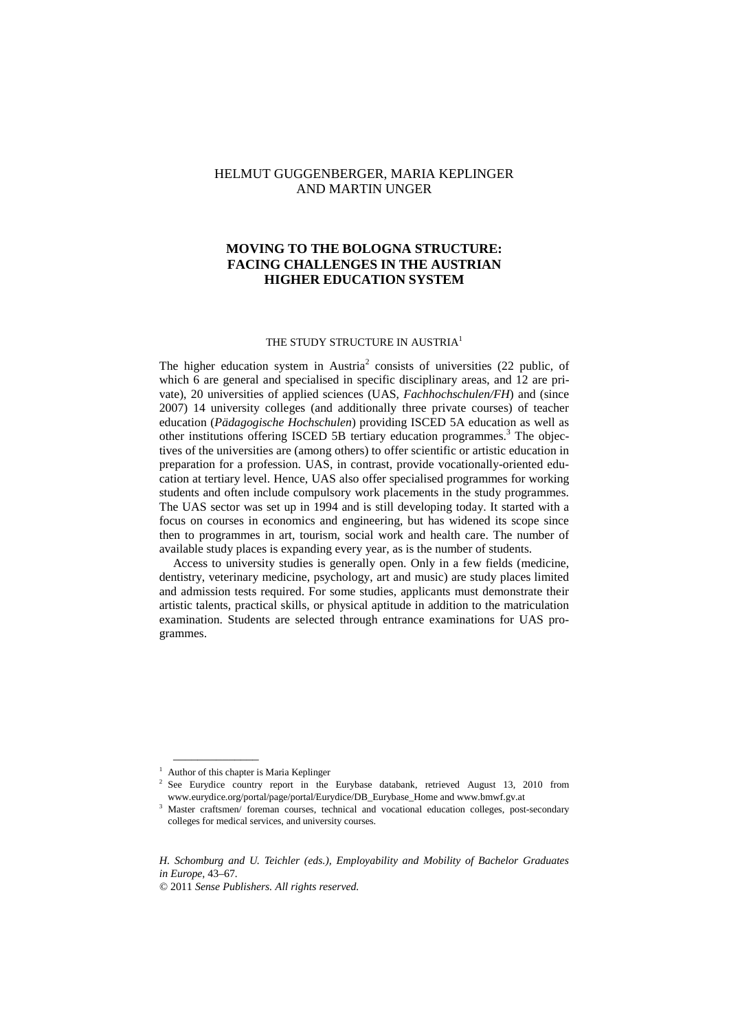HELMUT GUGGENBERGER, MARIA KEPLINGER AND MARTIN UNGER

# MOVING TO THE BOLOGNA STRUCTURE: FACING CHALLENGES IN THE AUSTRIAN HIGHER EDUCATION SYSTEM

## THE STUDY STRUCTURE IN AUSTRIA[1]

The higher education system in Austria[2] consists of universities (22 public, of which 6 are general and specialised in specific disciplinary areas, and 12 are private), 20 universities of applied sciences (UAS, *Fachhochschulen/FH*) and (since 2007) 14 university colleges (and additionally three private courses) of teacher education (*Pädagogische Hochschulen*) providing ISCED 5A education as well as other institutions offering ISCED 5B tertiary education programmes.[3] The objectives of the universities are (among others) to offer scientific or artistic education in preparation for a profession. UAS, in contrast, provide vocationally-oriented education at tertiary level. Hence, UAS also offer specialised programmes for working students and often include compulsory work placements in the study programmes. The UAS sector was set up in 1994 and is still developing today. It started with a focus on courses in economics and engineering, but has widened its scope since then to programmes in art, tourism, social work and health care. The number of available study places is expanding every year, as is the number of students.

Access to university studies is generally open. Only in a few fields (medicine, dentistry, veterinary medicine, psychology, art and music) are study places limited and admission tests required. For some studies, applicants must demonstrate their artistic talents, practical skills, or physical aptitude in addition to the matriculation examination. Students are selected through entrance examinations for UAS programmes.

---

[1] Author of this chapter is Maria Keplinger

[2] See Eurydice country report in the Eurybase databank, retrieved August 13, 2010 from www.eurydice.org/portal/page/portal/Eurydice/DB_Eurybase_Home and www.bmwf.gv.at

[3] Master craftsmen/ foreman courses, technical and vocational education colleges, post-secondary colleges for medical services, and university courses.

*H. Schomburg and U. Teichler (eds.), Employability and Mobility of Bachelor Graduates in Europe*, 43–67.

© 2011 *Sense Publishers. All rights reserved.*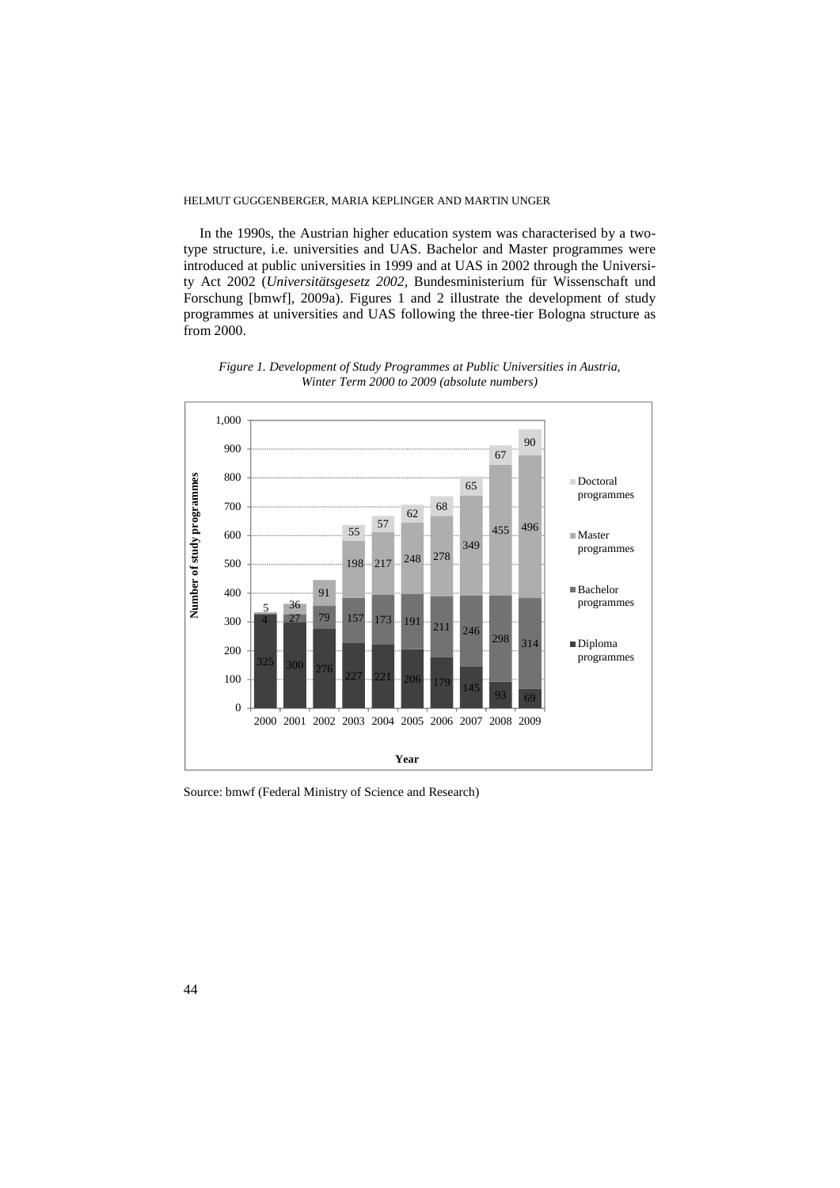In the 1990s, the Austrian higher education system was characterised by a two-type structure, i.e. universities and UAS. Bachelor and Master programmes were introduced at public universities in 1999 and at UAS in 2002 through the University Act 2002 (*Universitätsgesetz 2002*, Bundesministerium für Wissenschaft und Forschung [bmwf], 2009a). Figures 1 and 2 illustrate the development of study programmes at universities and UAS following the three-tier Bologna structure as from 2000.

*Figure 1. Development of Study Programmes at Public Universities in Austria, Winter Term 2000 to 2009 (absolute numbers)*

| Year | Diploma programmes | Bachelor programmes | Master programmes | Doctoral programmes |
|---|---|---|---|---|
| 2000 | 325 | 4 | 5 | |
| 2001 | 300 | 27 | 36 | |
| 2002 | 276 | 79 | 91 | |
| 2003 | 227 | 157 | 198 | 55 |
| 2004 | 221 | 173 | 217 | 57 |
| 2005 | 206 | 191 | 248 | 62 |
| 2006 | 179 | 211 | 278 | 68 |
| 2007 | 145 | 246 | 349 | 65 |
| 2008 | 93 | 298 | 455 | 67 |
| 2009 | 69 | 314 | 496 | 90 |

Source: bmwf (Federal Ministry of Science and Research)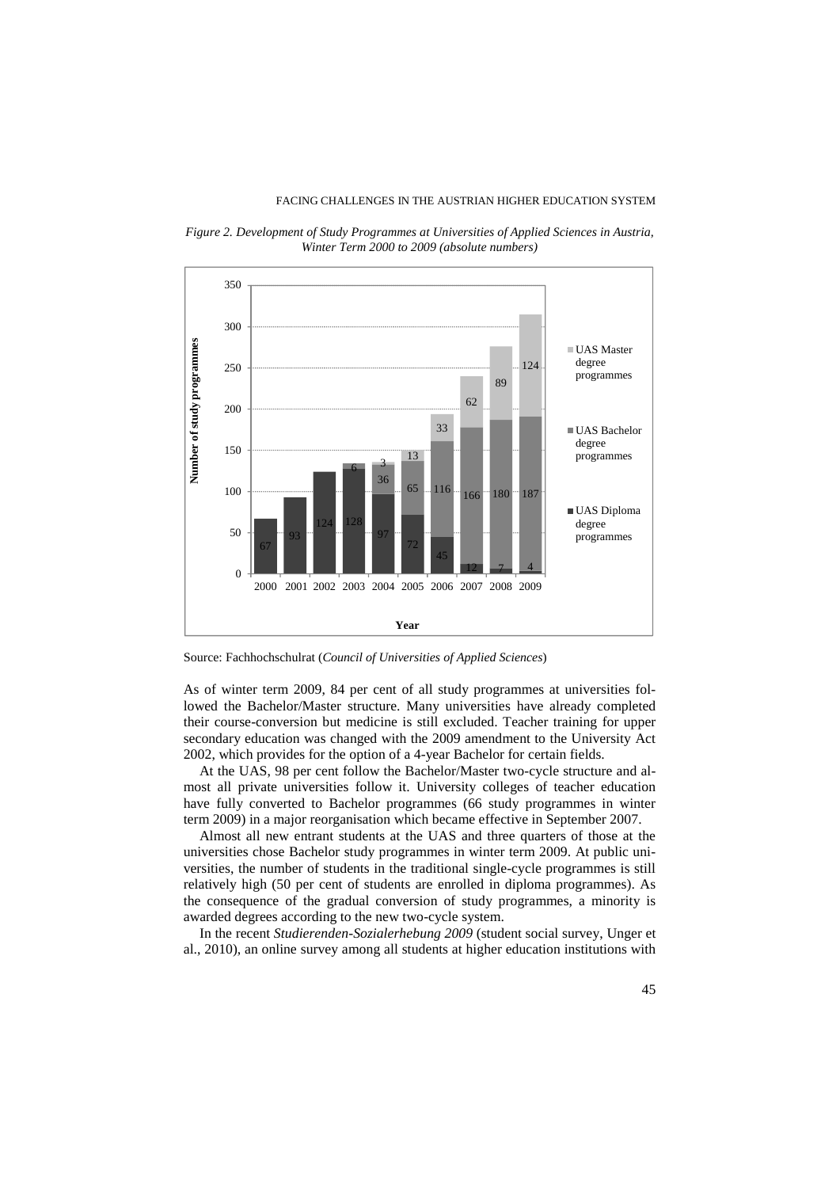*Figure 2. Development of Study Programmes at Universities of Applied Sciences in Austria, Winter Term 2000 to 2009 (absolute numbers)*

| Year | UAS Diploma degree programmes | UAS Bachelor degree programmes | UAS Master degree programmes |
|---|---|---|---|
| 2000 | 67 | | |
| 2001 | 93 | | |
| 2002 | 124 | | |
| 2003 | 128 | 6 | |
| 2004 | 97 | 36 | 3 |
| 2005 | 72 | 65 | 13 |
| 2006 | 45 | 116 | 33 |
| 2007 | 12 | 166 | 62 |
| 2008 | 7 | 180 | 89 |
| 2009 | 4 | 187 | 124 |

Source: Fachhochschulrat (*Council of Universities of Applied Sciences*)

As of winter term 2009, 84 per cent of all study programmes at universities followed the Bachelor/Master structure. Many universities have already completed their course-conversion but medicine is still excluded. Teacher training for upper secondary education was changed with the 2009 amendment to the University Act 2002, which provides for the option of a 4-year Bachelor for certain fields.

At the UAS, 98 per cent follow the Bachelor/Master two-cycle structure and almost all private universities follow it. University colleges of teacher education have fully converted to Bachelor programmes (66 study programmes in winter term 2009) in a major reorganisation which became effective in September 2007.

Almost all new entrant students at the UAS and three quarters of those at the universities chose Bachelor study programmes in winter term 2009. At public universities, the number of students in the traditional single-cycle programmes is still relatively high (50 per cent of students are enrolled in diploma programmes). As the consequence of the gradual conversion of study programmes, a minority is awarded degrees according to the new two-cycle system.

In the recent *Studierenden-Sozialerhebung 2009* (student social survey, Unger et al., 2010), an online survey among all students at higher education institutions with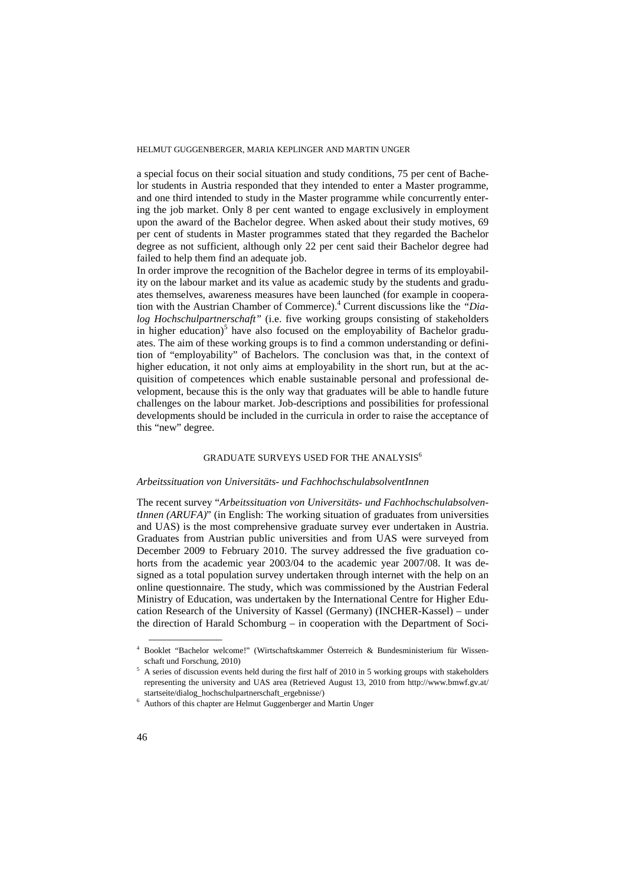a special focus on their social situation and study conditions, 75 per cent of Bachelor students in Austria responded that they intended to enter a Master programme, and one third intended to study in the Master programme while concurrently entering the job market. Only 8 per cent wanted to engage exclusively in employment upon the award of the Bachelor degree. When asked about their study motives, 69 per cent of students in Master programmes stated that they regarded the Bachelor degree as not sufficient, although only 22 per cent said their Bachelor degree had failed to help them find an adequate job.

In order improve the recognition of the Bachelor degree in terms of its employability on the labour market and its value as academic study by the students and graduates themselves, awareness measures have been launched (for example in cooperation with the Austrian Chamber of Commerce).[4] Current discussions like the *"Dialog Hochschulpartnerschaft"* (i.e. five working groups consisting of stakeholders in higher education)[5] have also focused on the employability of Bachelor graduates. The aim of these working groups is to find a common understanding or definition of "employability" of Bachelors. The conclusion was that, in the context of higher education, it not only aims at employability in the short run, but at the acquisition of competences which enable sustainable personal and professional development, because this is the only way that graduates will be able to handle future challenges on the labour market. Job-descriptions and possibilities for professional developments should be included in the curricula in order to raise the acceptance of this "new" degree.

## GRADUATE SURVEYS USED FOR THE ANALYSIS[6]

### *Arbeitssituation von Universitäts- und FachhochschulabsolventInnen*

The recent survey "*Arbeitssituation von Universitäts- und FachhochschulabsolventInnen (ARUFA)*" (in English: The working situation of graduates from universities and UAS) is the most comprehensive graduate survey ever undertaken in Austria. Graduates from Austrian public universities and from UAS were surveyed from December 2009 to February 2010. The survey addressed the five graduation cohorts from the academic year 2003/04 to the academic year 2007/08. It was designed as a total population survey undertaken through internet with the help on an online questionnaire. The study, which was commissioned by the Austrian Federal Ministry of Education, was undertaken by the International Centre for Higher Education Research of the University of Kassel (Germany) (INCHER-Kassel) – under the direction of Harald Schomburg – in cooperation with the Department of Soci-

---

[4] Booklet "Bachelor welcome!" (Wirtschaftskammer Österreich & Bundesministerium für Wissenschaft und Forschung, 2010)

[5] A series of discussion events held during the first half of 2010 in 5 working groups with stakeholders representing the university and UAS area (Retrieved August 13, 2010 from http://www.bmwf.gv.at/startseite/dialog_hochschulpartnerschaft_ergebnisse/)

[6] Authors of this chapter are Helmut Guggenberger and Martin Unger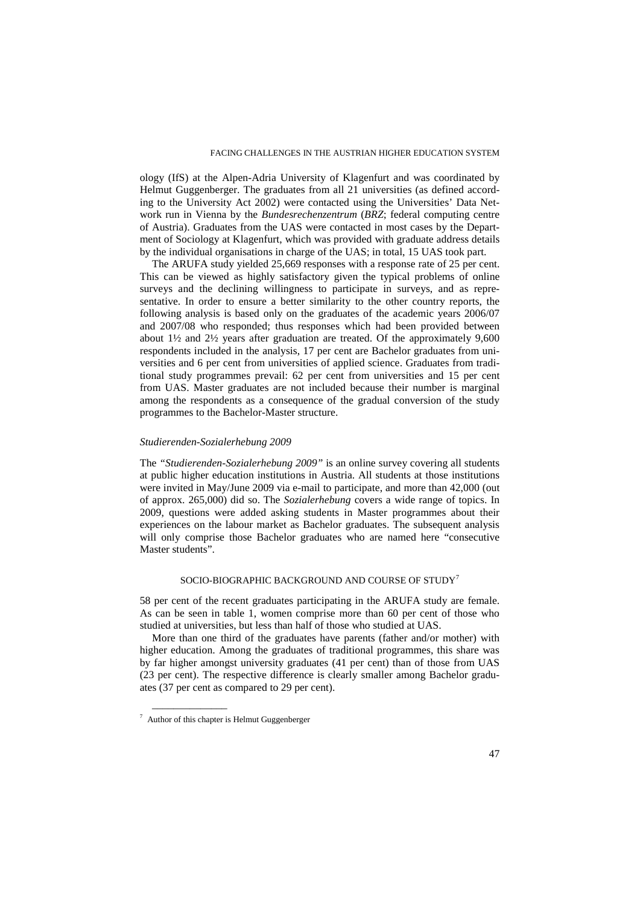ology (IfS) at the Alpen-Adria University of Klagenfurt and was coordinated by Helmut Guggenberger. The graduates from all 21 universities (as defined according to the University Act 2002) were contacted using the Universities' Data Network run in Vienna by the *Bundesrechenzentrum* (*BRZ*; federal computing centre of Austria). Graduates from the UAS were contacted in most cases by the Department of Sociology at Klagenfurt, which was provided with graduate address details by the individual organisations in charge of the UAS; in total, 15 UAS took part.

The ARUFA study yielded 25,669 responses with a response rate of 25 per cent. This can be viewed as highly satisfactory given the typical problems of online surveys and the declining willingness to participate in surveys, and as representative. In order to ensure a better similarity to the other country reports, the following analysis is based only on the graduates of the academic years 2006/07 and 2007/08 who responded; thus responses which had been provided between about 1½ and 2½ years after graduation are treated. Of the approximately 9,600 respondents included in the analysis, 17 per cent are Bachelor graduates from universities and 6 per cent from universities of applied science. Graduates from traditional study programmes prevail: 62 per cent from universities and 15 per cent from UAS. Master graduates are not included because their number is marginal among the respondents as a consequence of the gradual conversion of the study programmes to the Bachelor-Master structure.

### *Studierenden-Sozialerhebung 2009*

The *"Studierenden-Sozialerhebung 2009"* is an online survey covering all students at public higher education institutions in Austria. All students at those institutions were invited in May/June 2009 via e-mail to participate, and more than 42,000 (out of approx. 265,000) did so. The *Sozialerhebung* covers a wide range of topics. In 2009, questions were added asking students in Master programmes about their experiences on the labour market as Bachelor graduates. The subsequent analysis will only comprise those Bachelor graduates who are named here "consecutive Master students".

## SOCIO-BIOGRAPHIC BACKGROUND AND COURSE OF STUDY[7]

58 per cent of the recent graduates participating in the ARUFA study are female. As can be seen in table 1, women comprise more than 60 per cent of those who studied at universities, but less than half of those who studied at UAS.

More than one third of the graduates have parents (father and/or mother) with higher education. Among the graduates of traditional programmes, this share was by far higher amongst university graduates (41 per cent) than of those from UAS (23 per cent). The respective difference is clearly smaller among Bachelor graduates (37 per cent as compared to 29 per cent).

---

[7] Author of this chapter is Helmut Guggenberger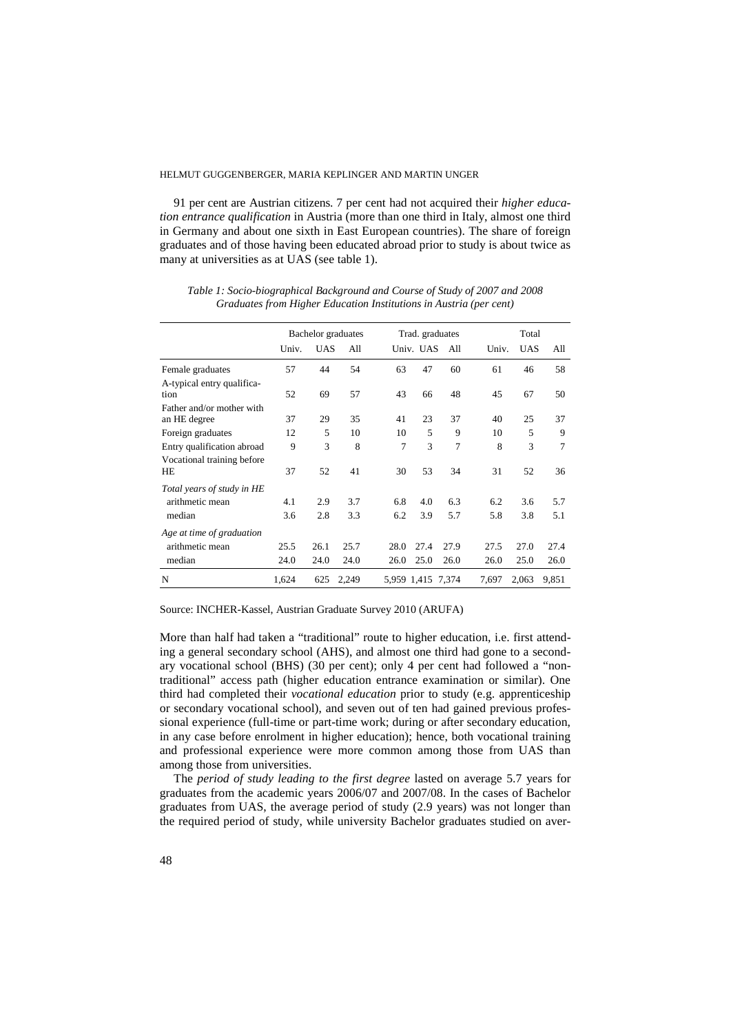91 per cent are Austrian citizens. 7 per cent had not acquired their *higher education entrance qualification* in Austria (more than one third in Italy, almost one third in Germany and about one sixth in East European countries). The share of foreign graduates and of those having been educated abroad prior to study is about twice as many at universities as at UAS (see table 1).

*Table 1: Socio-biographical Background and Course of Study of 2007 and 2008 Graduates from Higher Education Institutions in Austria (per cent)*

| | Bachelor graduates | | | Trad. graduates | | | Total | | |
|---|---|---|---|---|---|---|---|---|---|
| | Univ. | UAS | All | Univ. | UAS | All | Univ. | UAS | All |
| Female graduates | 57 | 44 | 54 | 63 | 47 | 60 | 61 | 46 | 58 |
| A-typical entry qualification | 52 | 69 | 57 | 43 | 66 | 48 | 45 | 67 | 50 |
| Father and/or mother with an HE degree | 37 | 29 | 35 | 41 | 23 | 37 | 40 | 25 | 37 |
| Foreign graduates | 12 | 5 | 10 | 10 | 5 | 9 | 10 | 5 | 9 |
| Entry qualification abroad | 9 | 3 | 8 | 7 | 3 | 7 | 8 | 3 | 7 |
| Vocational training before HE | 37 | 52 | 41 | 30 | 53 | 34 | 31 | 52 | 36 |
| *Total years of study in HE* | | | | | | | | | |
| arithmetic mean | 4.1 | 2.9 | 3.7 | 6.8 | 4.0 | 6.3 | 6.2 | 3.6 | 5.7 |
| median | 3.6 | 2.8 | 3.3 | 6.2 | 3.9 | 5.7 | 5.8 | 3.8 | 5.1 |
| *Age at time of graduation* | | | | | | | | | |
| arithmetic mean | 25.5 | 26.1 | 25.7 | 28.0 | 27.4 | 27.9 | 27.5 | 27.0 | 27.4 |
| median | 24.0 | 24.0 | 24.0 | 26.0 | 25.0 | 26.0 | 26.0 | 25.0 | 26.0 |
| N | 1,624 | 625 | 2,249 | 5,959 | 1,415 | 7,374 | 7,697 | 2,063 | 9,851 |

Source: INCHER-Kassel, Austrian Graduate Survey 2010 (ARUFA)

More than half had taken a "traditional" route to higher education, i.e. first attending a general secondary school (AHS), and almost one third had gone to a secondary vocational school (BHS) (30 per cent); only 4 per cent had followed a "non-traditional" access path (higher education entrance examination or similar). One third had completed their *vocational education* prior to study (e.g. apprenticeship or secondary vocational school), and seven out of ten had gained previous professional experience (full-time or part-time work; during or after secondary education, in any case before enrolment in higher education); hence, both vocational training and professional experience were more common among those from UAS than among those from universities.

The *period of study leading to the first degree* lasted on average 5.7 years for graduates from the academic years 2006/07 and 2007/08. In the cases of Bachelor graduates from UAS, the average period of study (2.9 years) was not longer than the required period of study, while university Bachelor graduates studied on aver-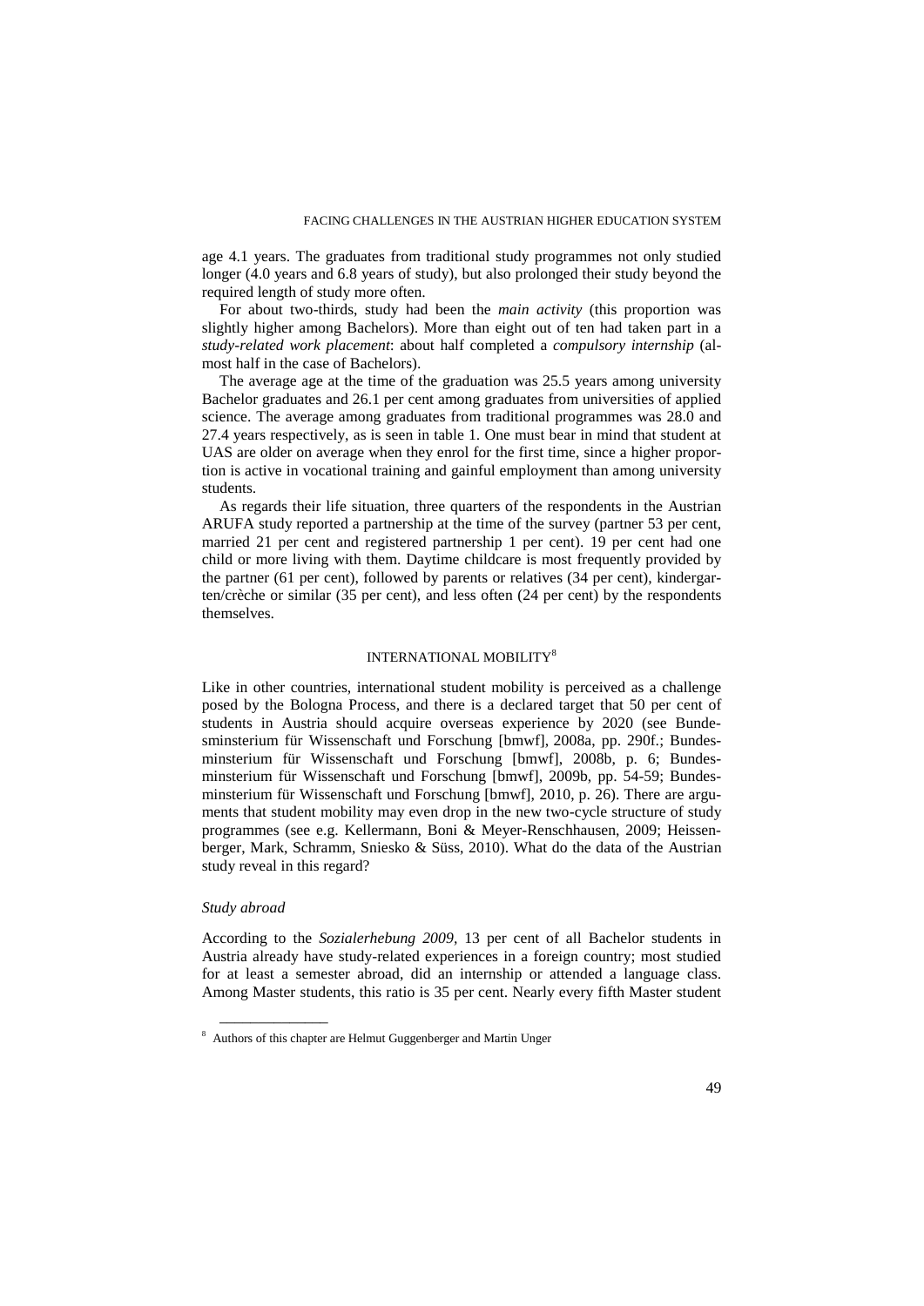age 4.1 years. The graduates from traditional study programmes not only studied longer (4.0 years and 6.8 years of study), but also prolonged their study beyond the required length of study more often.

For about two-thirds, study had been the *main activity* (this proportion was slightly higher among Bachelors). More than eight out of ten had taken part in a *study-related work placement*: about half completed a *compulsory internship* (almost half in the case of Bachelors).

The average age at the time of the graduation was 25.5 years among university Bachelor graduates and 26.1 per cent among graduates from universities of applied science. The average among graduates from traditional programmes was 28.0 and 27.4 years respectively, as is seen in table 1. One must bear in mind that student at UAS are older on average when they enrol for the first time, since a higher proportion is active in vocational training and gainful employment than among university students.

As regards their life situation, three quarters of the respondents in the Austrian ARUFA study reported a partnership at the time of the survey (partner 53 per cent, married 21 per cent and registered partnership 1 per cent). 19 per cent had one child or more living with them. Daytime childcare is most frequently provided by the partner (61 per cent), followed by parents or relatives (34 per cent), kindergarten/crèche or similar (35 per cent), and less often (24 per cent) by the respondents themselves.

## INTERNATIONAL MOBILITY[8]

Like in other countries, international student mobility is perceived as a challenge posed by the Bologna Process, and there is a declared target that 50 per cent of students in Austria should acquire overseas experience by 2020 (see Bundesminsterium für Wissenschaft und Forschung [bmwf], 2008a, pp. 290f.; Bundesministerium für Wissenschaft und Forschung [bmwf], 2008b, p. 6; Bundesministerium für Wissenschaft und Forschung [bmwf], 2009b, pp. 54-59; Bundesministerium für Wissenschaft und Forschung [bmwf], 2010, p. 26). There are arguments that student mobility may even drop in the new two-cycle structure of study programmes (see e.g. Kellermann, Boni & Meyer-Renschhausen, 2009; Heissenberger, Mark, Schramm, Sniesko & Süss, 2010). What do the data of the Austrian study reveal in this regard?

### *Study abroad*

According to the *Sozialerhebung 2009,* 13 per cent of all Bachelor students in Austria already have study-related experiences in a foreign country; most studied for at least a semester abroad, did an internship or attended a language class. Among Master students, this ratio is 35 per cent. Nearly every fifth Master student

---

[8] Authors of this chapter are Helmut Guggenberger and Martin Unger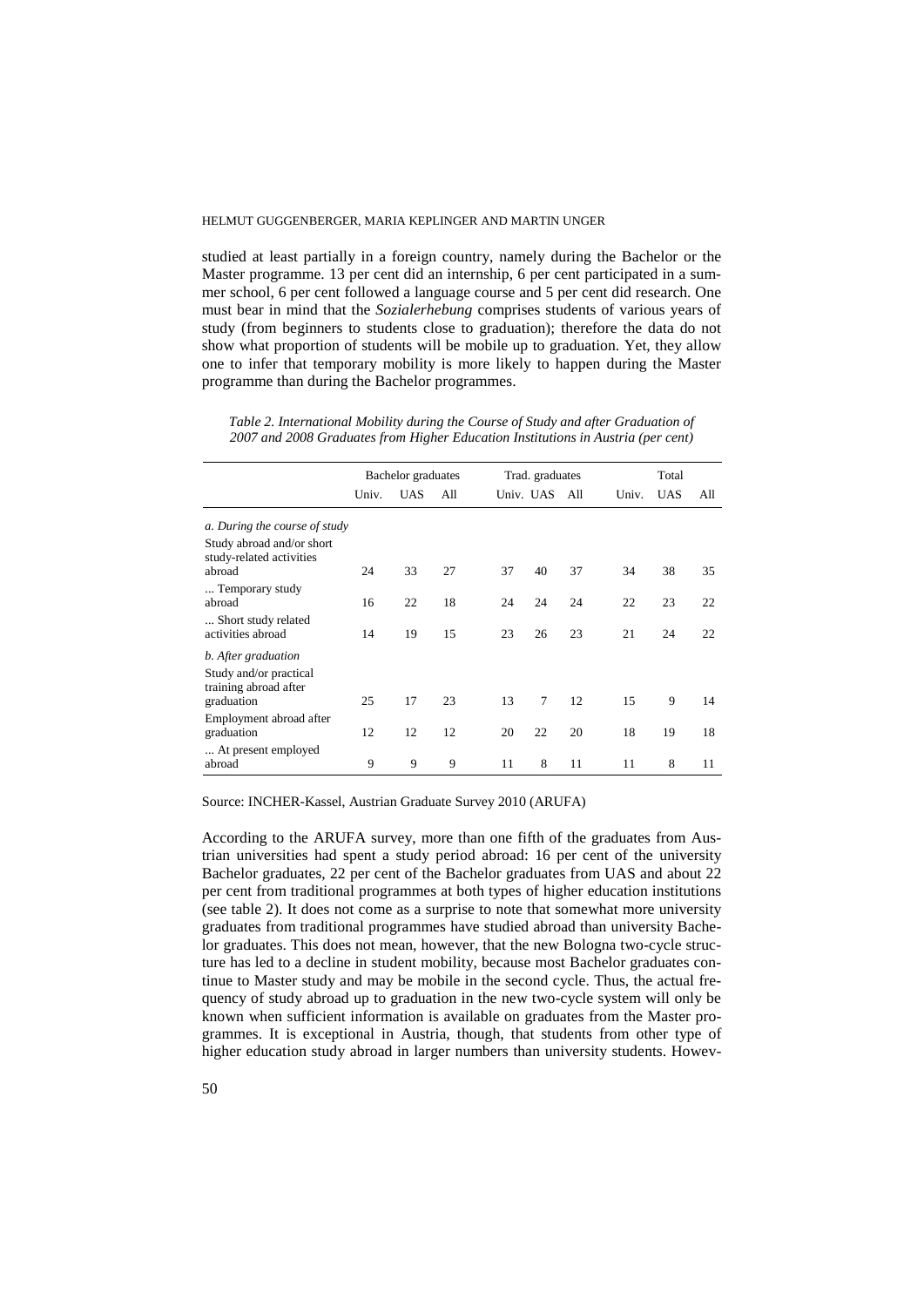studied at least partially in a foreign country, namely during the Bachelor or the Master programme. 13 per cent did an internship, 6 per cent participated in a summer school, 6 per cent followed a language course and 5 per cent did research. One must bear in mind that the *Sozialerhebung* comprises students of various years of study (from beginners to students close to graduation); therefore the data do not show what proportion of students will be mobile up to graduation. Yet, they allow one to infer that temporary mobility is more likely to happen during the Master programme than during the Bachelor programmes.

*Table 2. International Mobility during the Course of Study and after Graduation of 2007 and 2008 Graduates from Higher Education Institutions in Austria (per cent)*

| | Bachelor graduates | | | Trad. graduates | | | Total | | |
|---|---|---|---|---|---|---|---|---|---|
| | Univ. | UAS | All | Univ. | UAS | All | Univ. | UAS | All |
| *a. During the course of study* | | | | | | | | | |
| Study abroad and/or short study-related activities abroad | 24 | 33 | 27 | 37 | 40 | 37 | 34 | 38 | 35 |
| ... Temporary study abroad | 16 | 22 | 18 | 24 | 24 | 24 | 22 | 23 | 22 |
| ... Short study related activities abroad | 14 | 19 | 15 | 23 | 26 | 23 | 21 | 24 | 22 |
| *b. After graduation* | | | | | | | | | |
| Study and/or practical training abroad after graduation | 25 | 17 | 23 | 13 | 7 | 12 | 15 | 9 | 14 |
| Employment abroad after graduation | 12 | 12 | 12 | 20 | 22 | 20 | 18 | 19 | 18 |
| ... At present employed abroad | 9 | 9 | 9 | 11 | 8 | 11 | 11 | 8 | 11 |

Source: INCHER-Kassel, Austrian Graduate Survey 2010 (ARUFA)

According to the ARUFA survey, more than one fifth of the graduates from Austrian universities had spent a study period abroad: 16 per cent of the university Bachelor graduates, 22 per cent of the Bachelor graduates from UAS and about 22 per cent from traditional programmes at both types of higher education institutions (see table 2). It does not come as a surprise to note that somewhat more university graduates from traditional programmes have studied abroad than university Bachelor graduates. This does not mean, however, that the new Bologna two-cycle structure has led to a decline in student mobility, because most Bachelor graduates continue to Master study and may be mobile in the second cycle. Thus, the actual frequency of study abroad up to graduation in the new two-cycle system will only be known when sufficient information is available on graduates from the Master programmes. It is exceptional in Austria, though, that students from other type of higher education study abroad in larger numbers than university students. Howev-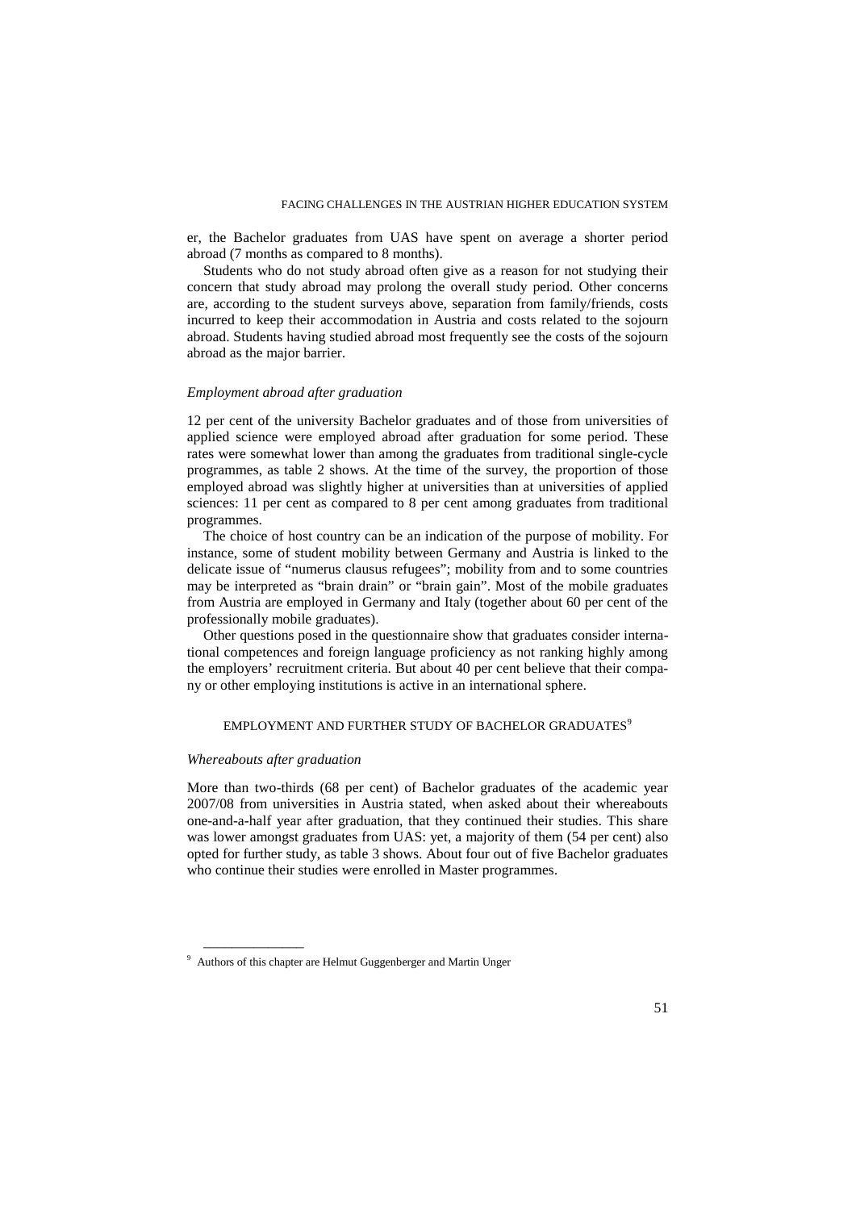er, the Bachelor graduates from UAS have spent on average a shorter period abroad (7 months as compared to 8 months).

Students who do not study abroad often give as a reason for not studying their concern that study abroad may prolong the overall study period. Other concerns are, according to the student surveys above, separation from family/friends, costs incurred to keep their accommodation in Austria and costs related to the sojourn abroad. Students having studied abroad most frequently see the costs of the sojourn abroad as the major barrier.

### *Employment abroad after graduation*

12 per cent of the university Bachelor graduates and of those from universities of applied science were employed abroad after graduation for some period. These rates were somewhat lower than among the graduates from traditional single-cycle programmes, as table 2 shows. At the time of the survey, the proportion of those employed abroad was slightly higher at universities than at universities of applied sciences: 11 per cent as compared to 8 per cent among graduates from traditional programmes.

The choice of host country can be an indication of the purpose of mobility. For instance, some of student mobility between Germany and Austria is linked to the delicate issue of "numerus clausus refugees"; mobility from and to some countries may be interpreted as "brain drain" or "brain gain". Most of the mobile graduates from Austria are employed in Germany and Italy (together about 60 per cent of the professionally mobile graduates).

Other questions posed in the questionnaire show that graduates consider international competences and foreign language proficiency as not ranking highly among the employers' recruitment criteria. But about 40 per cent believe that their company or other employing institutions is active in an international sphere.

## EMPLOYMENT AND FURTHER STUDY OF BACHELOR GRADUATES[9]

### *Whereabouts after graduation*

More than two-thirds (68 per cent) of Bachelor graduates of the academic year 2007/08 from universities in Austria stated, when asked about their whereabouts one-and-a-half year after graduation, that they continued their studies. This share was lower amongst graduates from UAS: yet, a majority of them (54 per cent) also opted for further study, as table 3 shows. About four out of five Bachelor graduates who continue their studies were enrolled in Master programmes.

[9] Authors of this chapter are Helmut Guggenberger and Martin Unger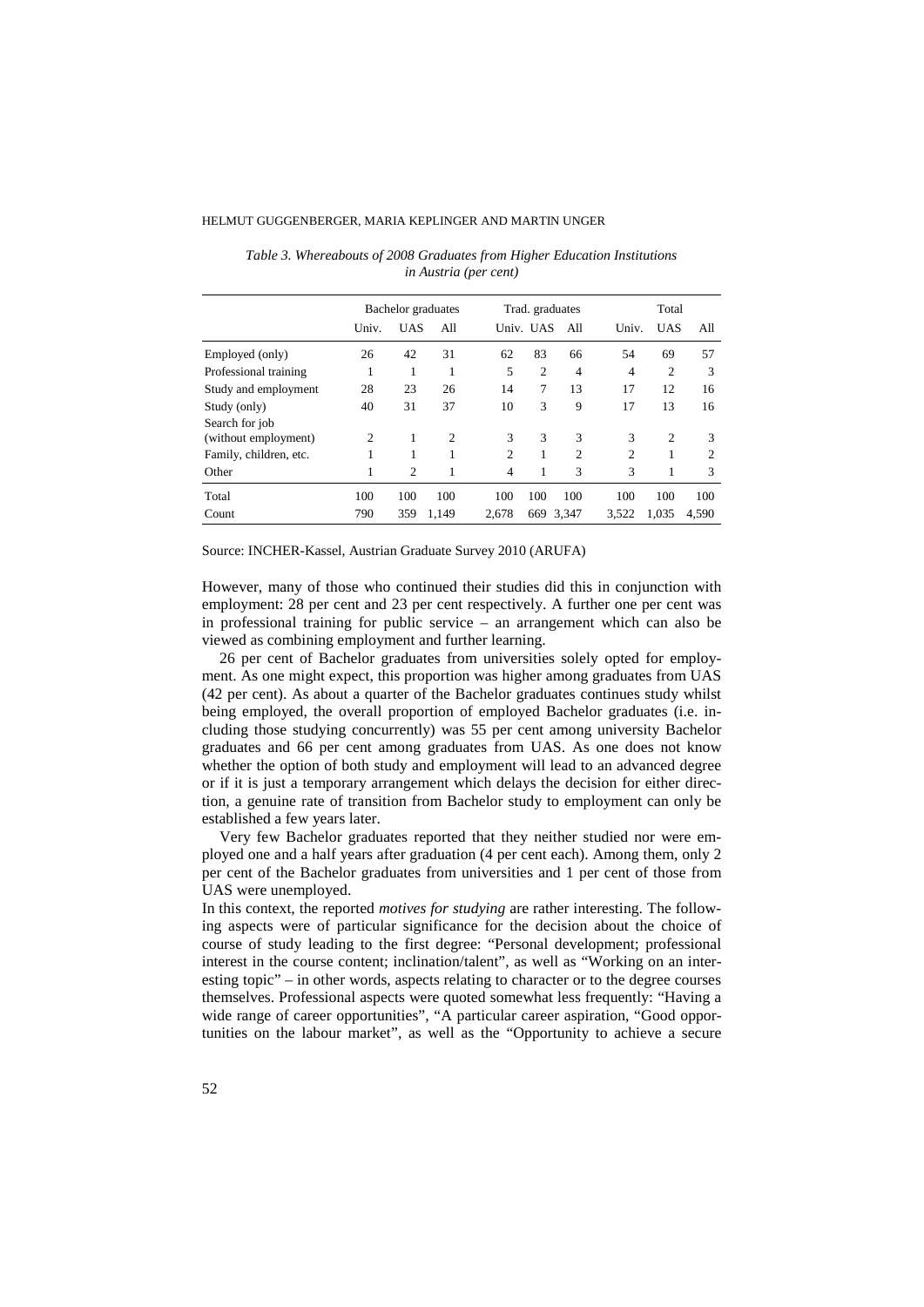*Table 3. Whereabouts of 2008 Graduates from Higher Education Institutions in Austria (per cent)*

| | Bachelor graduates | | | Trad. graduates | | | Total | | |
|---|---|---|---|---|---|---|---|---|---|
| | Univ. | UAS | All | Univ. | UAS | All | Univ. | UAS | All |
| Employed (only) | 26 | 42 | 31 | 62 | 83 | 66 | 54 | 69 | 57 |
| Professional training | 1 | 1 | 1 | 5 | 2 | 4 | 4 | 2 | 3 |
| Study and employment | 28 | 23 | 26 | 14 | 7 | 13 | 17 | 12 | 16 |
| Study (only) | 40 | 31 | 37 | 10 | 3 | 9 | 17 | 13 | 16 |
| Search for job (without employment) | 2 | 1 | 2 | 3 | 3 | 3 | 3 | 2 | 3 |
| Family, children, etc. | 1 | 1 | 1 | 2 | 1 | 2 | 2 | 1 | 2 |
| Other | 1 | 2 | 1 | 4 | 1 | 3 | 3 | 1 | 3 |
| Total | 100 | 100 | 100 | 100 | 100 | 100 | 100 | 100 | 100 |
| Count | 790 | 359 | 1,149 | 2,678 | 669 | 3,347 | 3,522 | 1,035 | 4,590 |

Source: INCHER-Kassel, Austrian Graduate Survey 2010 (ARUFA)

However, many of those who continued their studies did this in conjunction with employment: 28 per cent and 23 per cent respectively. A further one per cent was in professional training for public service – an arrangement which can also be viewed as combining employment and further learning.

26 per cent of Bachelor graduates from universities solely opted for employment. As one might expect, this proportion was higher among graduates from UAS (42 per cent). As about a quarter of the Bachelor graduates continues study whilst being employed, the overall proportion of employed Bachelor graduates (i.e. including those studying concurrently) was 55 per cent among university Bachelor graduates and 66 per cent among graduates from UAS. As one does not know whether the option of both study and employment will lead to an advanced degree or if it is just a temporary arrangement which delays the decision for either direction, a genuine rate of transition from Bachelor study to employment can only be established a few years later.

Very few Bachelor graduates reported that they neither studied nor were employed one and a half years after graduation (4 per cent each). Among them, only 2 per cent of the Bachelor graduates from universities and 1 per cent of those from UAS were unemployed.

In this context, the reported *motives for studying* are rather interesting. The following aspects were of particular significance for the decision about the choice of course of study leading to the first degree: "Personal development; professional interest in the course content; inclination/talent", as well as "Working on an interesting topic" – in other words, aspects relating to character or to the degree courses themselves. Professional aspects were quoted somewhat less frequently: "Having a wide range of career opportunities", "A particular career aspiration, "Good opportunities on the labour market", as well as the "Opportunity to achieve a secure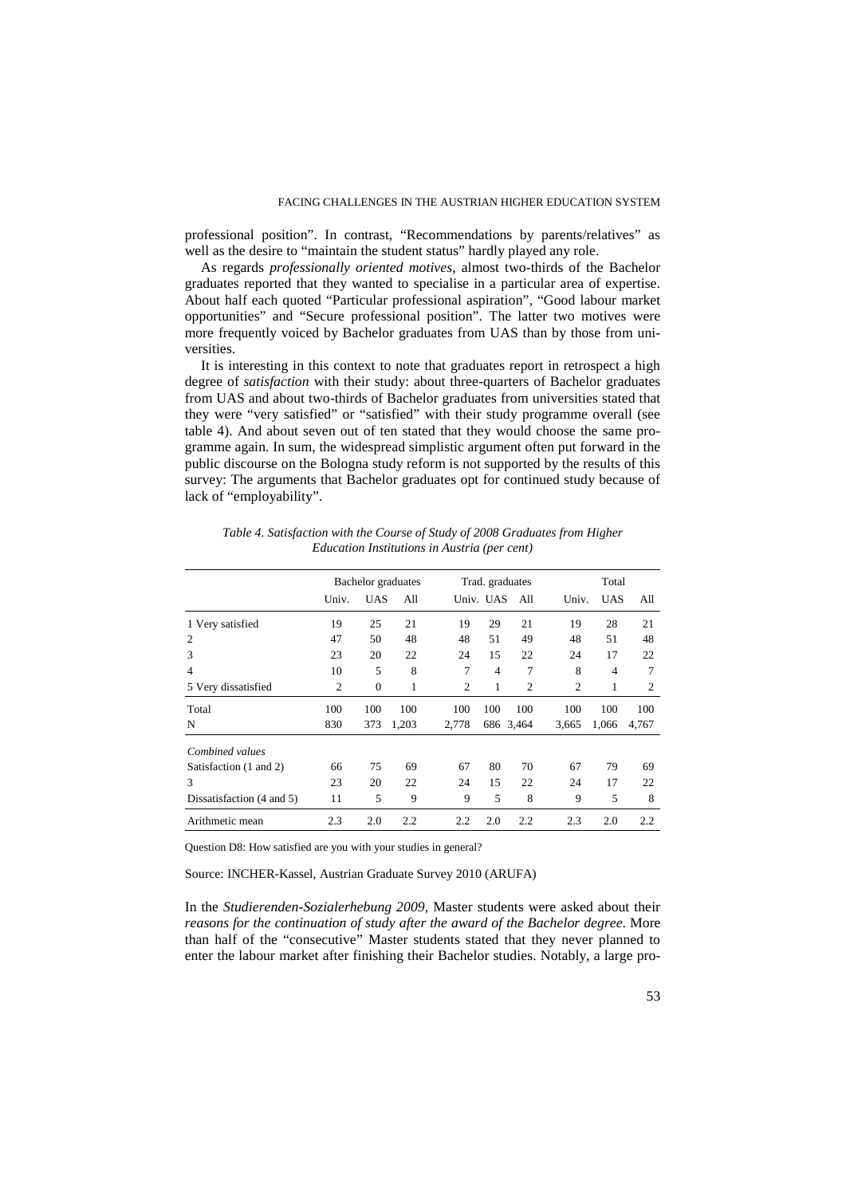professional position". In contrast, "Recommendations by parents/relatives" as well as the desire to "maintain the student status" hardly played any role.

As regards *professionally oriented motives*, almost two-thirds of the Bachelor graduates reported that they wanted to specialise in a particular area of expertise. About half each quoted "Particular professional aspiration", "Good labour market opportunities" and "Secure professional position". The latter two motives were more frequently voiced by Bachelor graduates from UAS than by those from universities.

It is interesting in this context to note that graduates report in retrospect a high degree of *satisfaction* with their study: about three-quarters of Bachelor graduates from UAS and about two-thirds of Bachelor graduates from universities stated that they were "very satisfied" or "satisfied" with their study programme overall (see table 4). And about seven out of ten stated that they would choose the same programme again. In sum, the widespread simplistic argument often put forward in the public discourse on the Bologna study reform is not supported by the results of this survey: The arguments that Bachelor graduates opt for continued study because of lack of "employability".

*Table 4. Satisfaction with the Course of Study of 2008 Graduates from Higher Education Institutions in Austria (per cent)*

| | Bachelor graduates | | | Trad. graduates | | | Total | | |
|---|---|---|---|---|---|---|---|---|---|
| | Univ. | UAS | All | Univ. | UAS | All | Univ. | UAS | All |
| 1 Very satisfied | 19 | 25 | 21 | 19 | 29 | 21 | 19 | 28 | 21 |
| 2 | 47 | 50 | 48 | 48 | 51 | 49 | 48 | 51 | 48 |
| 3 | 23 | 20 | 22 | 24 | 15 | 22 | 24 | 17 | 22 |
| 4 | 10 | 5 | 8 | 7 | 4 | 7 | 8 | 4 | 7 |
| 5 Very dissatisfied | 2 | 0 | 1 | 2 | 1 | 2 | 2 | 1 | 2 |
| Total | 100 | 100 | 100 | 100 | 100 | 100 | 100 | 100 | 100 |
| N | 830 | 373 | 1,203 | 2,778 | 686 | 3,464 | 3,665 | 1,066 | 4,767 |
| *Combined values* | | | | | | | | | |
| Satisfaction (1 and 2) | 66 | 75 | 69 | 67 | 80 | 70 | 67 | 79 | 69 |
| 3 | 23 | 20 | 22 | 24 | 15 | 22 | 24 | 17 | 22 |
| Dissatisfaction (4 and 5) | 11 | 5 | 9 | 9 | 5 | 8 | 9 | 5 | 8 |
| Arithmetic mean | 2.3 | 2.0 | 2.2 | 2.2 | 2.0 | 2.2 | 2.3 | 2.0 | 2.2 |

Question D8: How satisfied are you with your studies in general?

Source: INCHER-Kassel, Austrian Graduate Survey 2010 (ARUFA)

In the *Studierenden-Sozialerhebung 2009*, Master students were asked about their *reasons for the continuation of study after the award of the Bachelor degree*. More than half of the "consecutive" Master students stated that they never planned to enter the labour market after finishing their Bachelor studies. Notably, a large pro-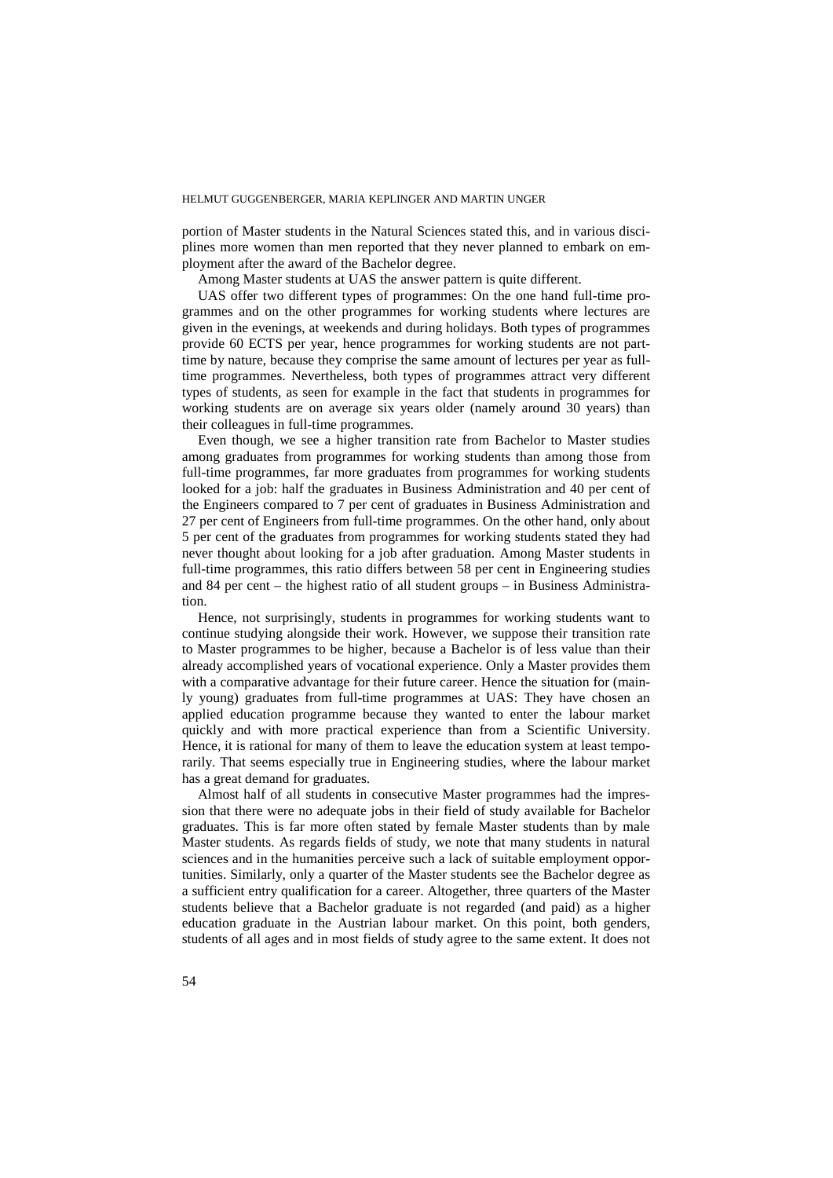portion of Master students in the Natural Sciences stated this, and in various disciplines more women than men reported that they never planned to embark on employment after the award of the Bachelor degree.

Among Master students at UAS the answer pattern is quite different.

UAS offer two different types of programmes: On the one hand full-time programmes and on the other programmes for working students where lectures are given in the evenings, at weekends and during holidays. Both types of programmes provide 60 ECTS per year, hence programmes for working students are not part-time by nature, because they comprise the same amount of lectures per year as full-time programmes. Nevertheless, both types of programmes attract very different types of students, as seen for example in the fact that students in programmes for working students are on average six years older (namely around 30 years) than their colleagues in full-time programmes.

Even though, we see a higher transition rate from Bachelor to Master studies among graduates from programmes for working students than among those from full-time programmes, far more graduates from programmes for working students looked for a job: half the graduates in Business Administration and 40 per cent of the Engineers compared to 7 per cent of graduates in Business Administration and 27 per cent of Engineers from full-time programmes. On the other hand, only about 5 per cent of the graduates from programmes for working students stated they had never thought about looking for a job after graduation. Among Master students in full-time programmes, this ratio differs between 58 per cent in Engineering studies and 84 per cent – the highest ratio of all student groups – in Business Administration.

Hence, not surprisingly, students in programmes for working students want to continue studying alongside their work. However, we suppose their transition rate to Master programmes to be higher, because a Bachelor is of less value than their already accomplished years of vocational experience. Only a Master provides them with a comparative advantage for their future career. Hence the situation for (mainly young) graduates from full-time programmes at UAS: They have chosen an applied education programme because they wanted to enter the labour market quickly and with more practical experience than from a Scientific University. Hence, it is rational for many of them to leave the education system at least temporarily. That seems especially true in Engineering studies, where the labour market has a great demand for graduates.

Almost half of all students in consecutive Master programmes had the impression that there were no adequate jobs in their field of study available for Bachelor graduates. This is far more often stated by female Master students than by male Master students. As regards fields of study, we note that many students in natural sciences and in the humanities perceive such a lack of suitable employment opportunities. Similarly, only a quarter of the Master students see the Bachelor degree as a sufficient entry qualification for a career. Altogether, three quarters of the Master students believe that a Bachelor graduate is not regarded (and paid) as a higher education graduate in the Austrian labour market. On this point, both genders, students of all ages and in most fields of study agree to the same extent. It does not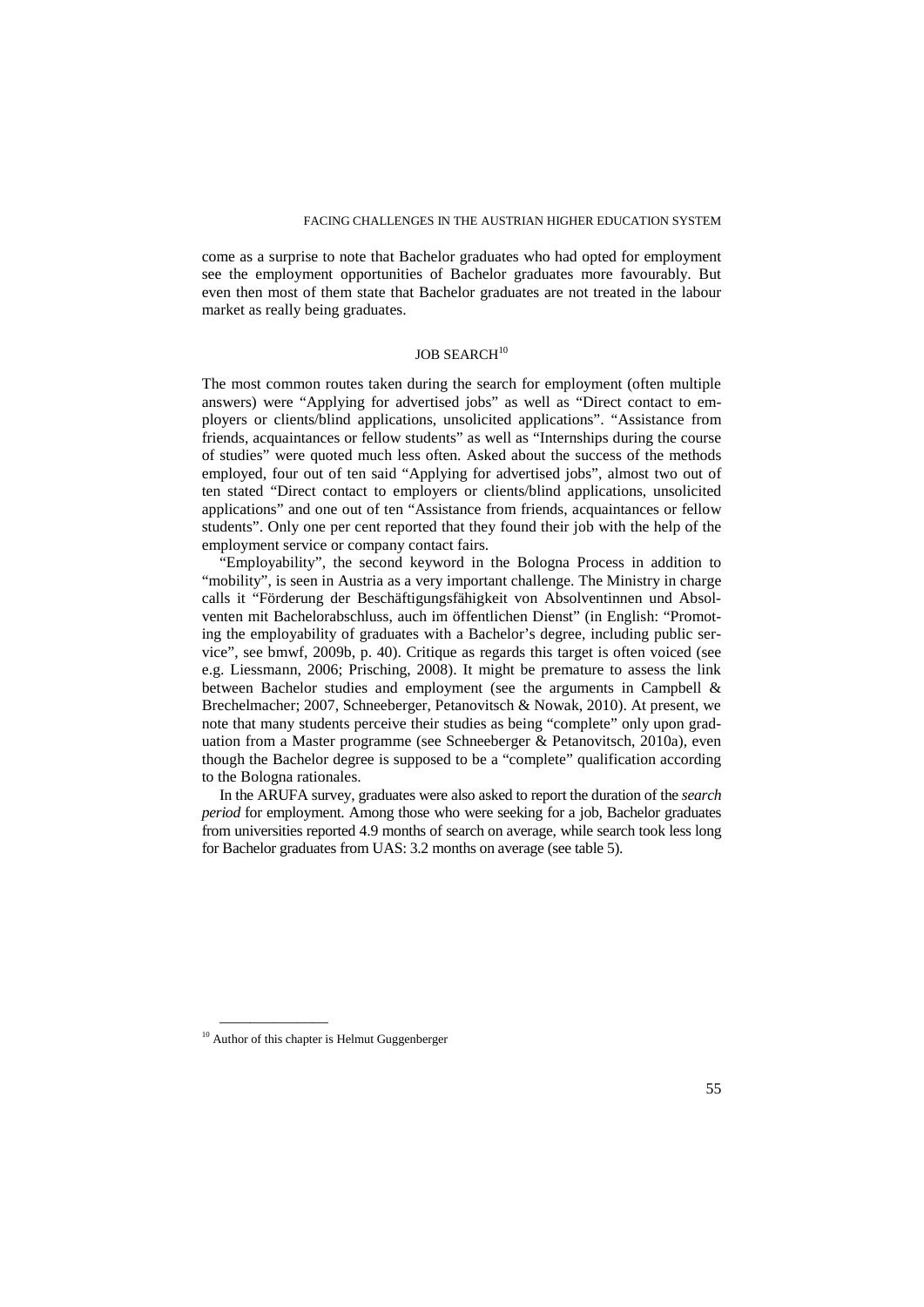come as a surprise to note that Bachelor graduates who had opted for employment see the employment opportunities of Bachelor graduates more favourably. But even then most of them state that Bachelor graduates are not treated in the labour market as really being graduates.

## JOB SEARCH[10]

The most common routes taken during the search for employment (often multiple answers) were "Applying for advertised jobs" as well as "Direct contact to employers or clients/blind applications, unsolicited applications". "Assistance from friends, acquaintances or fellow students" as well as "Internships during the course of studies" were quoted much less often. Asked about the success of the methods employed, four out of ten said "Applying for advertised jobs", almost two out of ten stated "Direct contact to employers or clients/blind applications, unsolicited applications" and one out of ten "Assistance from friends, acquaintances or fellow students". Only one per cent reported that they found their job with the help of the employment service or company contact fairs.

"Employability", the second keyword in the Bologna Process in addition to "mobility", is seen in Austria as a very important challenge. The Ministry in charge calls it "Förderung der Beschäftigungsfähigkeit von Absolventinnen und Absolventen mit Bachelorabschluss, auch im öffentlichen Dienst" (in English: "Promoting the employability of graduates with a Bachelor's degree, including public service", see bmwf, 2009b, p. 40). Critique as regards this target is often voiced (see e.g. Liessmann, 2006; Prisching, 2008). It might be premature to assess the link between Bachelor studies and employment (see the arguments in Campbell & Brechelmacher; 2007, Schneeberger, Petanovitsch & Nowak, 2010). At present, we note that many students perceive their studies as being "complete" only upon graduation from a Master programme (see Schneeberger & Petanovitsch, 2010a), even though the Bachelor degree is supposed to be a "complete" qualification according to the Bologna rationales.

In the ARUFA survey, graduates were also asked to report the duration of the *search period* for employment. Among those who were seeking for a job, Bachelor graduates from universities reported 4.9 months of search on average, while search took less long for Bachelor graduates from UAS: 3.2 months on average (see table 5).

---

[10] Author of this chapter is Helmut Guggenberger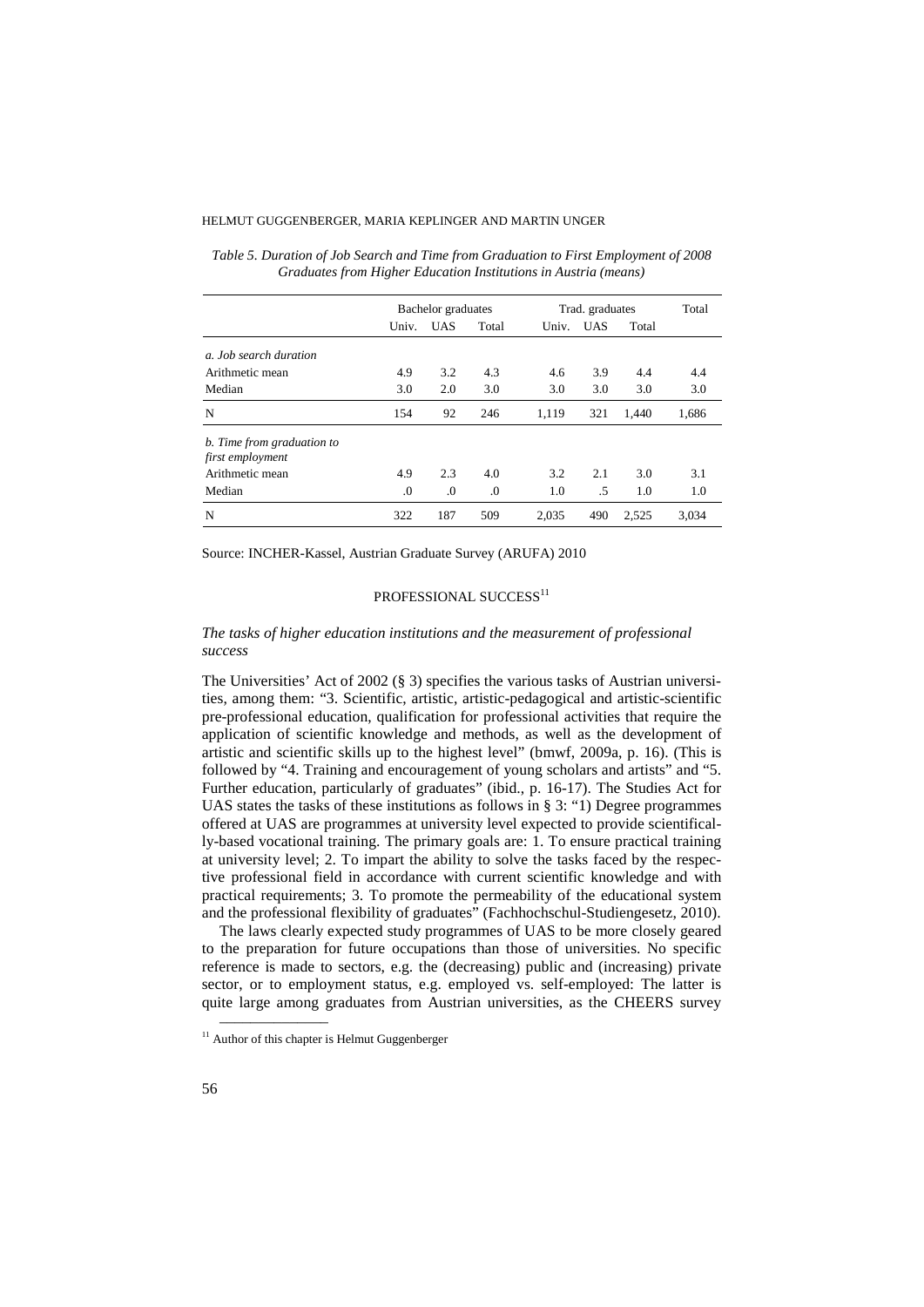*Table 5. Duration of Job Search and Time from Graduation to First Employment of 2008 Graduates from Higher Education Institutions in Austria (means)*

| | Bachelor graduates | | | Trad. graduates | | | Total |
|---|---|---|---|---|---|---|---|
| | Univ. | UAS | Total | Univ. | UAS | Total | |
| *a. Job search duration* | | | | | | | |
| Arithmetic mean | 4.9 | 3.2 | 4.3 | 4.6 | 3.9 | 4.4 | 4.4 |
| Median | 3.0 | 2.0 | 3.0 | 3.0 | 3.0 | 3.0 | 3.0 |
| N | 154 | 92 | 246 | 1,119 | 321 | 1,440 | 1,686 |
| *b. Time from graduation to first employment* | | | | | | | |
| Arithmetic mean | 4.9 | 2.3 | 4.0 | 3.2 | 2.1 | 3.0 | 3.1 |
| Median | .0 | .0 | .0 | 1.0 | .5 | 1.0 | 1.0 |
| N | 322 | 187 | 509 | 2,035 | 490 | 2,525 | 3,034 |

Source: INCHER-Kassel, Austrian Graduate Survey (ARUFA) 2010

## PROFESSIONAL SUCCESS[11]

### *The tasks of higher education institutions and the measurement of professional success*

The Universities' Act of 2002 (§ 3) specifies the various tasks of Austrian universities, among them: "3. Scientific, artistic, artistic-pedagogical and artistic-scientific pre-professional education, qualification for professional activities that require the application of scientific knowledge and methods, as well as the development of artistic and scientific skills up to the highest level" (bmwf, 2009a, p. 16). (This is followed by "4. Training and encouragement of young scholars and artists" and "5. Further education, particularly of graduates" (ibid., p. 16-17). The Studies Act for UAS states the tasks of these institutions as follows in § 3: "1) Degree programmes offered at UAS are programmes at university level expected to provide scientifically-based vocational training. The primary goals are: 1. To ensure practical training at university level; 2. To impart the ability to solve the tasks faced by the respective professional field in accordance with current scientific knowledge and with practical requirements; 3. To promote the permeability of the educational system and the professional flexibility of graduates" (Fachhochschul-Studiengesetz, 2010).

The laws clearly expected study programmes of UAS to be more closely geared to the preparation for future occupations than those of universities. No specific reference is made to sectors, e.g. the (decreasing) public and (increasing) private sector, or to employment status, e.g. employed vs. self-employed: The latter is quite large among graduates from Austrian universities, as the CHEERS survey

[11] Author of this chapter is Helmut Guggenberger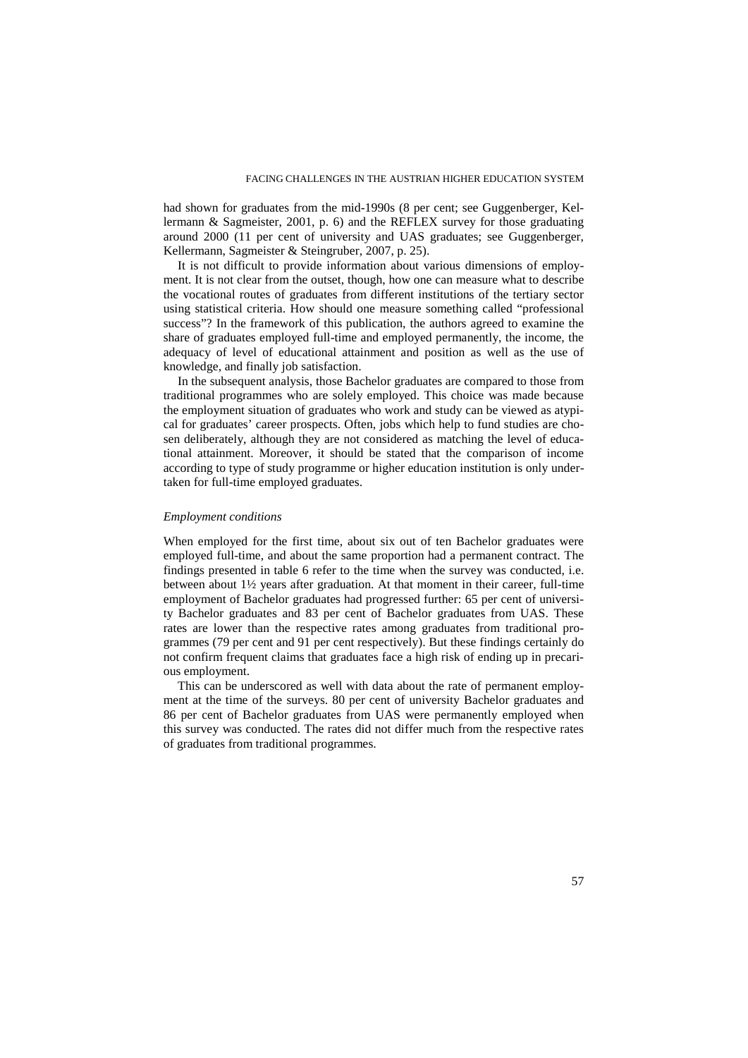had shown for graduates from the mid-1990s (8 per cent; see Guggenberger, Kellermann & Sagmeister, 2001, p. 6) and the REFLEX survey for those graduating around 2000 (11 per cent of university and UAS graduates; see Guggenberger, Kellermann, Sagmeister & Steingruber, 2007, p. 25).

It is not difficult to provide information about various dimensions of employment. It is not clear from the outset, though, how one can measure what to describe the vocational routes of graduates from different institutions of the tertiary sector using statistical criteria. How should one measure something called "professional success"? In the framework of this publication, the authors agreed to examine the share of graduates employed full-time and employed permanently, the income, the adequacy of level of educational attainment and position as well as the use of knowledge, and finally job satisfaction.

In the subsequent analysis, those Bachelor graduates are compared to those from traditional programmes who are solely employed. This choice was made because the employment situation of graduates who work and study can be viewed as atypical for graduates' career prospects. Often, jobs which help to fund studies are chosen deliberately, although they are not considered as matching the level of educational attainment. Moreover, it should be stated that the comparison of income according to type of study programme or higher education institution is only undertaken for full-time employed graduates.

*Employment conditions*

When employed for the first time, about six out of ten Bachelor graduates were employed full-time, and about the same proportion had a permanent contract. The findings presented in table 6 refer to the time when the survey was conducted, i.e. between about 1½ years after graduation. At that moment in their career, full-time employment of Bachelor graduates had progressed further: 65 per cent of university Bachelor graduates and 83 per cent of Bachelor graduates from UAS. These rates are lower than the respective rates among graduates from traditional programmes (79 per cent and 91 per cent respectively). But these findings certainly do not confirm frequent claims that graduates face a high risk of ending up in precarious employment.

This can be underscored as well with data about the rate of permanent employment at the time of the surveys. 80 per cent of university Bachelor graduates and 86 per cent of Bachelor graduates from UAS were permanently employed when this survey was conducted. The rates did not differ much from the respective rates of graduates from traditional programmes.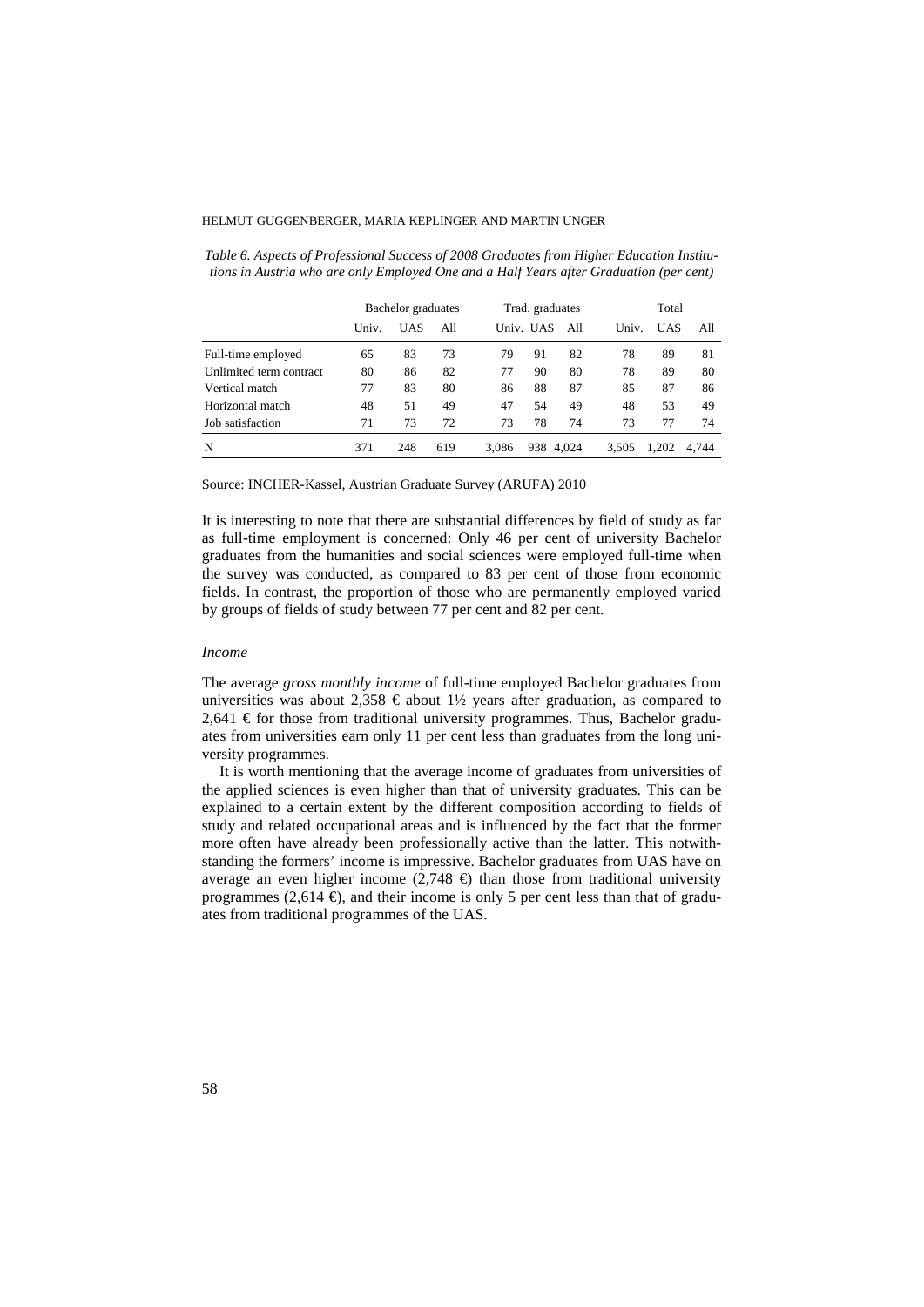*Table 6. Aspects of Professional Success of 2008 Graduates from Higher Education Institutions in Austria who are only Employed One and a Half Years after Graduation (per cent)*

| | Bachelor graduates | | | Trad. graduates | | | Total | | |
|---|---|---|---|---|---|---|---|---|---|
| | Univ. | UAS | All | Univ. | UAS | All | Univ. | UAS | All |
| Full-time employed | 65 | 83 | 73 | 79 | 91 | 82 | 78 | 89 | 81 |
| Unlimited term contract | 80 | 86 | 82 | 77 | 90 | 80 | 78 | 89 | 80 |
| Vertical match | 77 | 83 | 80 | 86 | 88 | 87 | 85 | 87 | 86 |
| Horizontal match | 48 | 51 | 49 | 47 | 54 | 49 | 48 | 53 | 49 |
| Job satisfaction | 71 | 73 | 72 | 73 | 78 | 74 | 73 | 77 | 74 |
| N | 371 | 248 | 619 | 3,086 | 938 | 4,024 | 3,505 | 1,202 | 4,744 |

Source: INCHER-Kassel, Austrian Graduate Survey (ARUFA) 2010

It is interesting to note that there are substantial differences by field of study as far as full-time employment is concerned: Only 46 per cent of university Bachelor graduates from the humanities and social sciences were employed full-time when the survey was conducted, as compared to 83 per cent of those from economic fields. In contrast, the proportion of those who are permanently employed varied by groups of fields of study between 77 per cent and 82 per cent.

### *Income*

The average *gross monthly income* of full-time employed Bachelor graduates from universities was about 2,358 € about 1½ years after graduation, as compared to 2,641 € for those from traditional university programmes. Thus, Bachelor graduates from universities earn only 11 per cent less than graduates from the long university programmes.

It is worth mentioning that the average income of graduates from universities of the applied sciences is even higher than that of university graduates. This can be explained to a certain extent by the different composition according to fields of study and related occupational areas and is influenced by the fact that the former more often have already been professionally active than the latter. This notwithstanding the formers' income is impressive. Bachelor graduates from UAS have on average an even higher income (2,748 €) than those from traditional university programmes (2,614 €), and their income is only 5 per cent less than that of graduates from traditional programmes of the UAS.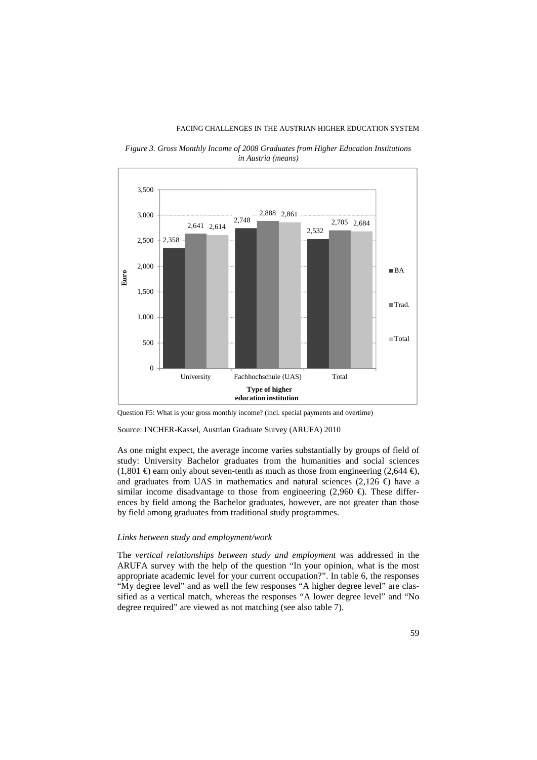*Figure 3. Gross Monthly Income of 2008 Graduates from Higher Education Institutions in Austria (means)*

| Type of higher education institution | BA | Trad. | Total |
|---|---|---|---|
| University | 2,358 | 2,641 | 2,614 |
| Fachhochschule (UAS) | 2,748 | 2,888 | 2,861 |
| Total | 2,532 | 2,705 | 2,684 |

Question F5: What is your gross monthly income? (incl. special payments and overtime)

Source: INCHER-Kassel, Austrian Graduate Survey (ARUFA) 2010

As one might expect, the average income varies substantially by groups of field of study: University Bachelor graduates from the humanities and social sciences (1,801 €) earn only about seven-tenth as much as those from engineering (2,644 €), and graduates from UAS in mathematics and natural sciences (2,126 €) have a similar income disadvantage to those from engineering (2,960 €). These differences by field among the Bachelor graduates, however, are not greater than those by field among graduates from traditional study programmes.

*Links between study and employment/work*

The *vertical relationships between study and employment* was addressed in the ARUFA survey with the help of the question "In your opinion, what is the most appropriate academic level for your current occupation?". In table 6, the responses "My degree level" and as well the few responses "A higher degree level" are classified as a vertical match, whereas the responses "A lower degree level" and "No degree required" are viewed as not matching (see also table 7).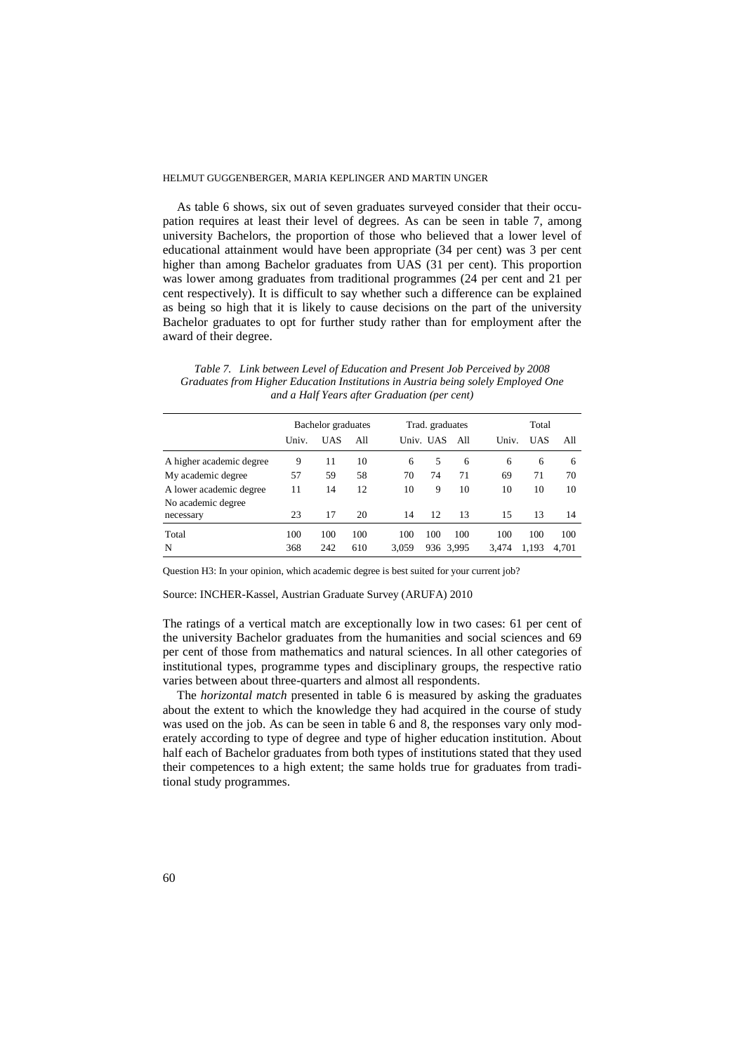As table 6 shows, six out of seven graduates surveyed consider that their occupation requires at least their level of degrees. As can be seen in table 7, among university Bachelors, the proportion of those who believed that a lower level of educational attainment would have been appropriate (34 per cent) was 3 per cent higher than among Bachelor graduates from UAS (31 per cent). This proportion was lower among graduates from traditional programmes (24 per cent and 21 per cent respectively). It is difficult to say whether such a difference can be explained as being so high that it is likely to cause decisions on the part of the university Bachelor graduates to opt for further study rather than for employment after the award of their degree.

*Table 7. Link between Level of Education and Present Job Perceived by 2008 Graduates from Higher Education Institutions in Austria being solely Employed One and a Half Years after Graduation (per cent)*

| | Bachelor graduates | | | Trad. graduates | | | Total | | |
|---|---|---|---|---|---|---|---|---|---|
| | Univ. | UAS | All | Univ. | UAS | All | Univ. | UAS | All |
| A higher academic degree | 9 | 11 | 10 | 6 | 5 | 6 | 6 | 6 | 6 |
| My academic degree | 57 | 59 | 58 | 70 | 74 | 71 | 69 | 71 | 70 |
| A lower academic degree | 11 | 14 | 12 | 10 | 9 | 10 | 10 | 10 | 10 |
| No academic degree necessary | 23 | 17 | 20 | 14 | 12 | 13 | 15 | 13 | 14 |
| Total | 100 | 100 | 100 | 100 | 100 | 100 | 100 | 100 | 100 |
| N | 368 | 242 | 610 | 3,059 | 936 | 3,995 | 3,474 | 1,193 | 4,701 |

Question H3: In your opinion, which academic degree is best suited for your current job?

Source: INCHER-Kassel, Austrian Graduate Survey (ARUFA) 2010

The ratings of a vertical match are exceptionally low in two cases: 61 per cent of the university Bachelor graduates from the humanities and social sciences and 69 per cent of those from mathematics and natural sciences. In all other categories of institutional types, programme types and disciplinary groups, the respective ratio varies between about three-quarters and almost all respondents.

The *horizontal match* presented in table 6 is measured by asking the graduates about the extent to which the knowledge they had acquired in the course of study was used on the job. As can be seen in table 6 and 8, the responses vary only moderately according to type of degree and type of higher education institution. About half each of Bachelor graduates from both types of institutions stated that they used their competences to a high extent; the same holds true for graduates from traditional study programmes.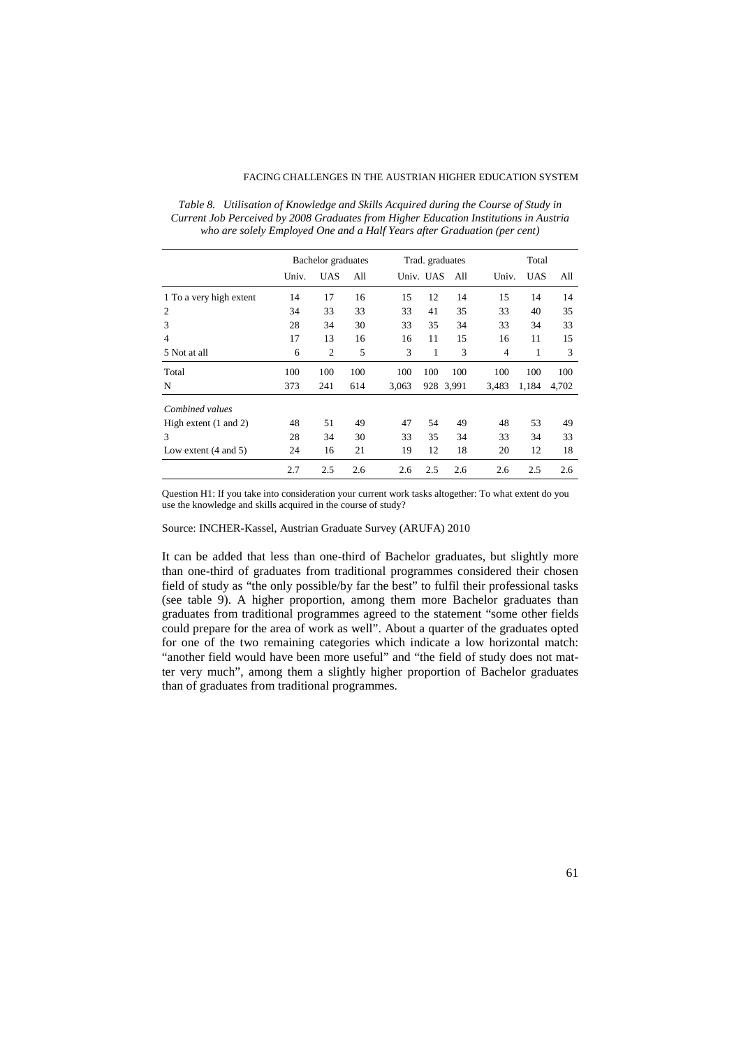*Table 8. Utilisation of Knowledge and Skills Acquired during the Course of Study in Current Job Perceived by 2008 Graduates from Higher Education Institutions in Austria who are solely Employed One and a Half Years after Graduation (per cent)*

| | Bachelor graduates | | | Trad. graduates | | | Total | | |
|---|---|---|---|---|---|---|---|---|---|
| | Univ. | UAS | All | Univ. | UAS | All | Univ. | UAS | All |
| 1 To a very high extent | 14 | 17 | 16 | 15 | 12 | 14 | 15 | 14 | 14 |
| 2 | 34 | 33 | 33 | 33 | 41 | 35 | 33 | 40 | 35 |
| 3 | 28 | 34 | 30 | 33 | 35 | 34 | 33 | 34 | 33 |
| 4 | 17 | 13 | 16 | 16 | 11 | 15 | 16 | 11 | 15 |
| 5 Not at all | 6 | 2 | 5 | 3 | 1 | 3 | 4 | 1 | 3 |
| Total | 100 | 100 | 100 | 100 | 100 | 100 | 100 | 100 | 100 |
| N | 373 | 241 | 614 | 3,063 | 928 | 3,991 | 3,483 | 1,184 | 4,702 |
| *Combined values* | | | | | | | | | |
| High extent (1 and 2) | 48 | 51 | 49 | 47 | 54 | 49 | 48 | 53 | 49 |
| 3 | 28 | 34 | 30 | 33 | 35 | 34 | 33 | 34 | 33 |
| Low extent (4 and 5) | 24 | 16 | 21 | 19 | 12 | 18 | 20 | 12 | 18 |
| | 2.7 | 2.5 | 2.6 | 2.6 | 2.5 | 2.6 | 2.6 | 2.5 | 2.6 |

Question H1: If you take into consideration your current work tasks altogether: To what extent do you use the knowledge and skills acquired in the course of study?

Source: INCHER-Kassel, Austrian Graduate Survey (ARUFA) 2010

It can be added that less than one-third of Bachelor graduates, but slightly more than one-third of graduates from traditional programmes considered their chosen field of study as "the only possible/by far the best" to fulfil their professional tasks (see table 9). A higher proportion, among them more Bachelor graduates than graduates from traditional programmes agreed to the statement "some other fields could prepare for the area of work as well". About a quarter of the graduates opted for one of the two remaining categories which indicate a low horizontal match: "another field would have been more useful" and "the field of study does not matter very much", among them a slightly higher proportion of Bachelor graduates than of graduates from traditional programmes.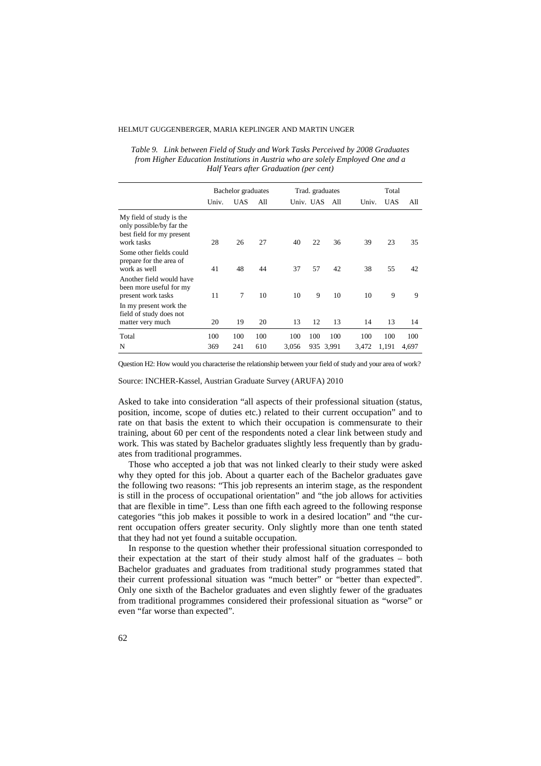*Table 9. Link between Field of Study and Work Tasks Perceived by 2008 Graduates from Higher Education Institutions in Austria who are solely Employed One and a Half Years after Graduation (per cent)*

| | Bachelor graduates | | | Trad. graduates | | | Total | | |
|---|---|---|---|---|---|---|---|---|---|
| | Univ. | UAS | All | Univ. | UAS | All | Univ. | UAS | All |
| My field of study is the only possible/by far the best field for my present work tasks | 28 | 26 | 27 | 40 | 22 | 36 | 39 | 23 | 35 |
| Some other fields could prepare for the area of work as well | 41 | 48 | 44 | 37 | 57 | 42 | 38 | 55 | 42 |
| Another field would have been more useful for my present work tasks | 11 | 7 | 10 | 10 | 9 | 10 | 10 | 9 | 9 |
| In my present work the field of study does not matter very much | 20 | 19 | 20 | 13 | 12 | 13 | 14 | 13 | 14 |
| Total | 100 | 100 | 100 | 100 | 100 | 100 | 100 | 100 | 100 |
| N | 369 | 241 | 610 | 3,056 | 935 | 3,991 | 3,472 | 1,191 | 4,697 |

Question H2: How would you characterise the relationship between your field of study and your area of work?

Source: INCHER-Kassel, Austrian Graduate Survey (ARUFA) 2010

Asked to take into consideration "all aspects of their professional situation (status, position, income, scope of duties etc.) related to their current occupation" and to rate on that basis the extent to which their occupation is commensurate to their training, about 60 per cent of the respondents noted a clear link between study and work. This was stated by Bachelor graduates slightly less frequently than by graduates from traditional programmes.

Those who accepted a job that was not linked clearly to their study were asked why they opted for this job. About a quarter each of the Bachelor graduates gave the following two reasons: "This job represents an interim stage, as the respondent is still in the process of occupational orientation" and "the job allows for activities that are flexible in time". Less than one fifth each agreed to the following response categories "this job makes it possible to work in a desired location" and "the current occupation offers greater security. Only slightly more than one tenth stated that they had not yet found a suitable occupation.

In response to the question whether their professional situation corresponded to their expectation at the start of their study almost half of the graduates – both Bachelor graduates and graduates from traditional study programmes stated that their current professional situation was "much better" or "better than expected". Only one sixth of the Bachelor graduates and even slightly fewer of the graduates from traditional programmes considered their professional situation as "worse" or even "far worse than expected".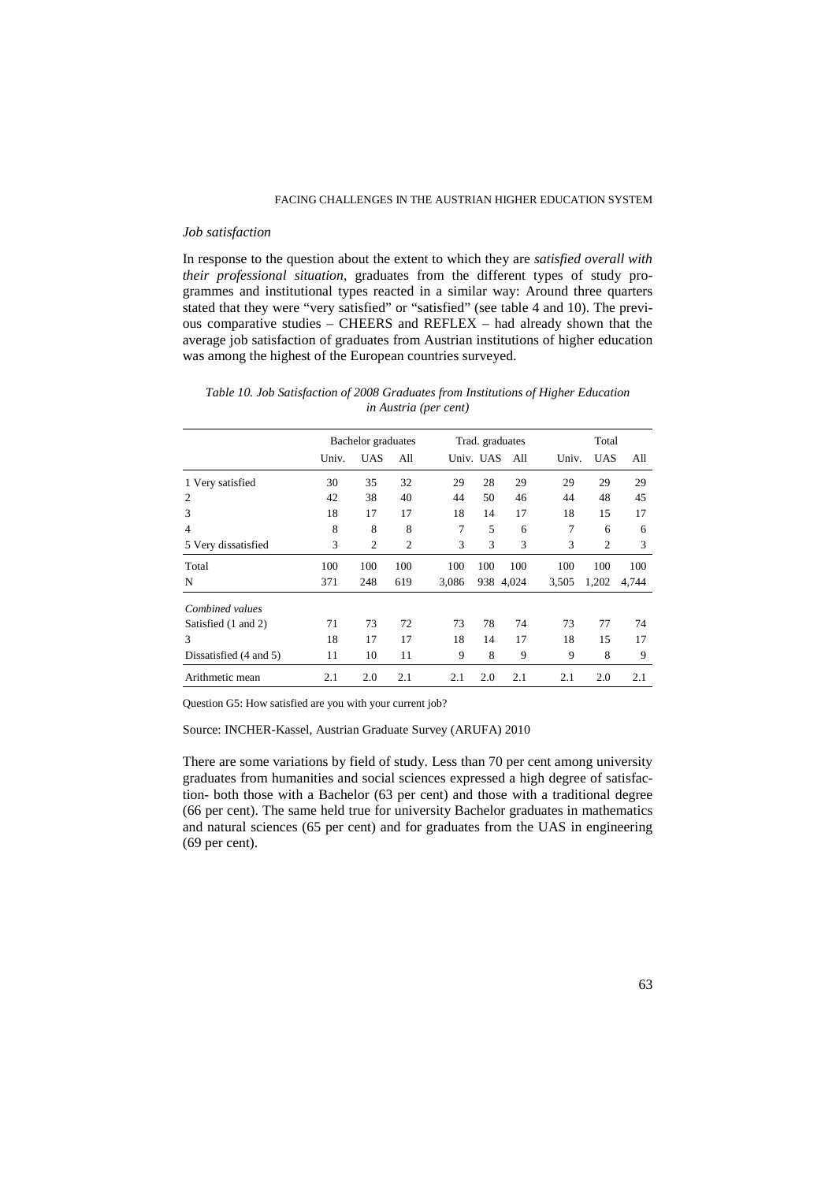*Job satisfaction*

In response to the question about the extent to which they are *satisfied overall with their professional situation*, graduates from the different types of study programmes and institutional types reacted in a similar way: Around three quarters stated that they were "very satisfied" or "satisfied" (see table 4 and 10). The previous comparative studies – CHEERS and REFLEX – had already shown that the average job satisfaction of graduates from Austrian institutions of higher education was among the highest of the European countries surveyed.

*Table 10. Job Satisfaction of 2008 Graduates from Institutions of Higher Education in Austria (per cent)*

| | Bachelor graduates | | | Trad. graduates | | | Total | | |
|---|---|---|---|---|---|---|---|---|---|
| | Univ. | UAS | All | Univ. | UAS | All | Univ. | UAS | All |
| 1 Very satisfied | 30 | 35 | 32 | 29 | 28 | 29 | 29 | 29 | 29 |
| 2 | 42 | 38 | 40 | 44 | 50 | 46 | 44 | 48 | 45 |
| 3 | 18 | 17 | 17 | 18 | 14 | 17 | 18 | 15 | 17 |
| 4 | 8 | 8 | 8 | 7 | 5 | 6 | 7 | 6 | 6 |
| 5 Very dissatisfied | 3 | 2 | 2 | 3 | 3 | 3 | 3 | 2 | 3 |
| Total | 100 | 100 | 100 | 100 | 100 | 100 | 100 | 100 | 100 |
| N | 371 | 248 | 619 | 3,086 | 938 | 4,024 | 3,505 | 1,202 | 4,744 |
| *Combined values* | | | | | | | | | |
| Satisfied (1 and 2) | 71 | 73 | 72 | 73 | 78 | 74 | 73 | 77 | 74 |
| 3 | 18 | 17 | 17 | 18 | 14 | 17 | 18 | 15 | 17 |
| Dissatisfied (4 and 5) | 11 | 10 | 11 | 9 | 8 | 9 | 9 | 8 | 9 |
| Arithmetic mean | 2.1 | 2.0 | 2.1 | 2.1 | 2.0 | 2.1 | 2.1 | 2.0 | 2.1 |

Question G5: How satisfied are you with your current job?

Source: INCHER-Kassel, Austrian Graduate Survey (ARUFA) 2010

There are some variations by field of study. Less than 70 per cent among university graduates from humanities and social sciences expressed a high degree of satisfaction- both those with a Bachelor (63 per cent) and those with a traditional degree (66 per cent). The same held true for university Bachelor graduates in mathematics and natural sciences (65 per cent) and for graduates from the UAS in engineering (69 per cent).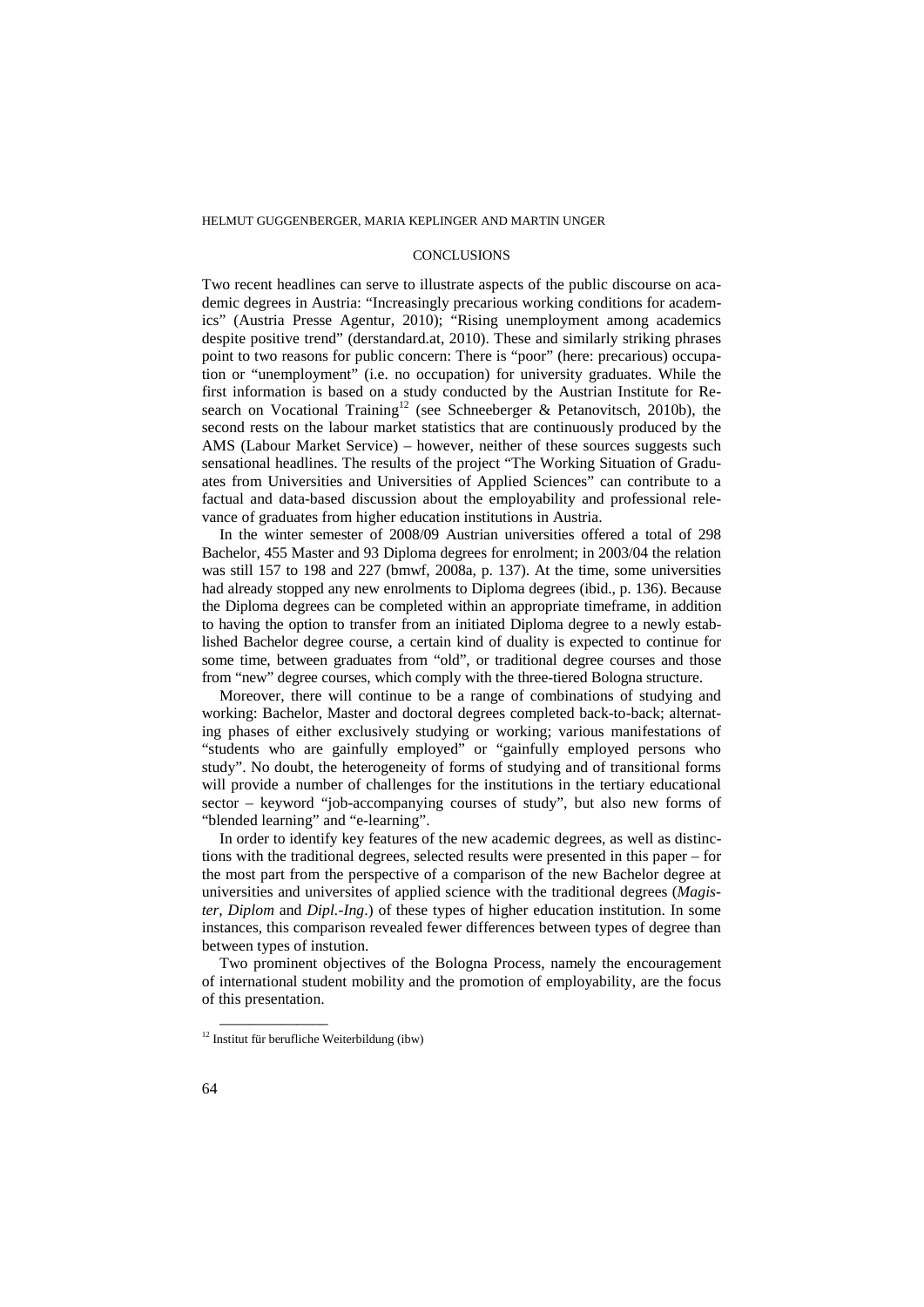## CONCLUSIONS

Two recent headlines can serve to illustrate aspects of the public discourse on academic degrees in Austria: "Increasingly precarious working conditions for academics" (Austria Presse Agentur, 2010); "Rising unemployment among academics despite positive trend" (derstandard.at, 2010). These and similarly striking phrases point to two reasons for public concern: There is "poor" (here: precarious) occupation or "unemployment" (i.e. no occupation) for university graduates. While the first information is based on a study conducted by the Austrian Institute for Research on Vocational Training[12] (see Schneeberger & Petanovitsch, 2010b), the second rests on the labour market statistics that are continuously produced by the AMS (Labour Market Service) – however, neither of these sources suggests such sensational headlines. The results of the project "The Working Situation of Graduates from Universities and Universities of Applied Sciences" can contribute to a factual and data-based discussion about the employability and professional relevance of graduates from higher education institutions in Austria.

In the winter semester of 2008/09 Austrian universities offered a total of 298 Bachelor, 455 Master and 93 Diploma degrees for enrolment; in 2003/04 the relation was still 157 to 198 and 227 (bmwf, 2008a, p. 137). At the time, some universities had already stopped any new enrolments to Diploma degrees (ibid., p. 136). Because the Diploma degrees can be completed within an appropriate timeframe, in addition to having the option to transfer from an initiated Diploma degree to a newly established Bachelor degree course, a certain kind of duality is expected to continue for some time, between graduates from "old", or traditional degree courses and those from "new" degree courses, which comply with the three-tiered Bologna structure.

Moreover, there will continue to be a range of combinations of studying and working: Bachelor, Master and doctoral degrees completed back-to-back; alternating phases of either exclusively studying or working; various manifestations of "students who are gainfully employed" or "gainfully employed persons who study". No doubt, the heterogeneity of forms of studying and of transitional forms will provide a number of challenges for the institutions in the tertiary educational sector – keyword "job-accompanying courses of study", but also new forms of "blended learning" and "e-learning".

In order to identify key features of the new academic degrees, as well as distinctions with the traditional degrees, selected results were presented in this paper – for the most part from the perspective of a comparison of the new Bachelor degree at universities and universites of applied science with the traditional degrees (*Magister*, *Diplom* and *Dipl.-Ing*.) of these types of higher education institution. In some instances, this comparison revealed fewer differences between types of degree than between types of instution.

Two prominent objectives of the Bologna Process, namely the encouragement of international student mobility and the promotion of employability, are the focus of this presentation.

---

[12] Institut für berufliche Weiterbildung (ibw)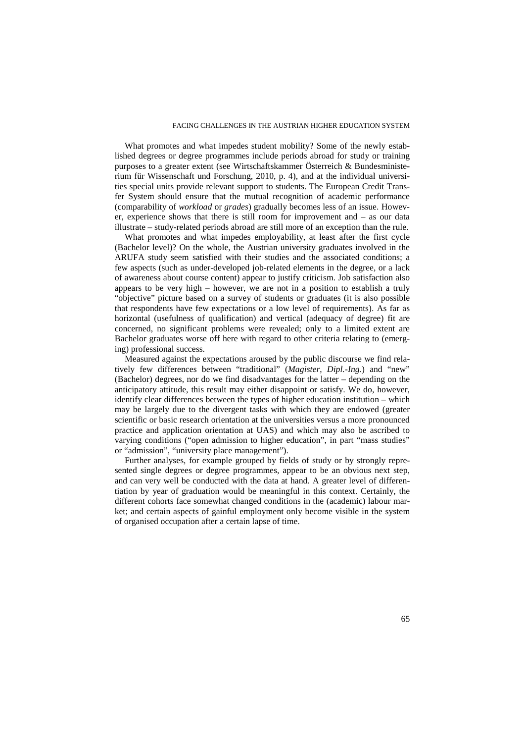What promotes and what impedes student mobility? Some of the newly established degrees or degree programmes include periods abroad for study or training purposes to a greater extent (see Wirtschaftskammer Österreich & Bundesministerium für Wissenschaft und Forschung, 2010, p. 4), and at the individual universities special units provide relevant support to students. The European Credit Transfer System should ensure that the mutual recognition of academic performance (comparability of *workload* or *grades*) gradually becomes less of an issue. However, experience shows that there is still room for improvement and – as our data illustrate – study-related periods abroad are still more of an exception than the rule.

What promotes and what impedes employability, at least after the first cycle (Bachelor level)? On the whole, the Austrian university graduates involved in the ARUFA study seem satisfied with their studies and the associated conditions; a few aspects (such as under-developed job-related elements in the degree, or a lack of awareness about course content) appear to justify criticism. Job satisfaction also appears to be very high – however, we are not in a position to establish a truly "objective" picture based on a survey of students or graduates (it is also possible that respondents have few expectations or a low level of requirements). As far as horizontal (usefulness of qualification) and vertical (adequacy of degree) fit are concerned, no significant problems were revealed; only to a limited extent are Bachelor graduates worse off here with regard to other criteria relating to (emerging) professional success.

Measured against the expectations aroused by the public discourse we find relatively few differences between "traditional" (*Magister*, *Dipl.-Ing*.) and "new" (Bachelor) degrees, nor do we find disadvantages for the latter – depending on the anticipatory attitude, this result may either disappoint or satisfy. We do, however, identify clear differences between the types of higher education institution – which may be largely due to the divergent tasks with which they are endowed (greater scientific or basic research orientation at the universities versus a more pronounced practice and application orientation at UAS) and which may also be ascribed to varying conditions ("open admission to higher education", in part "mass studies" or "admission", "university place management").

Further analyses, for example grouped by fields of study or by strongly represented single degrees or degree programmes, appear to be an obvious next step, and can very well be conducted with the data at hand. A greater level of differentiation by year of graduation would be meaningful in this context. Certainly, the different cohorts face somewhat changed conditions in the (academic) labour market; and certain aspects of gainful employment only become visible in the system of organised occupation after a certain lapse of time.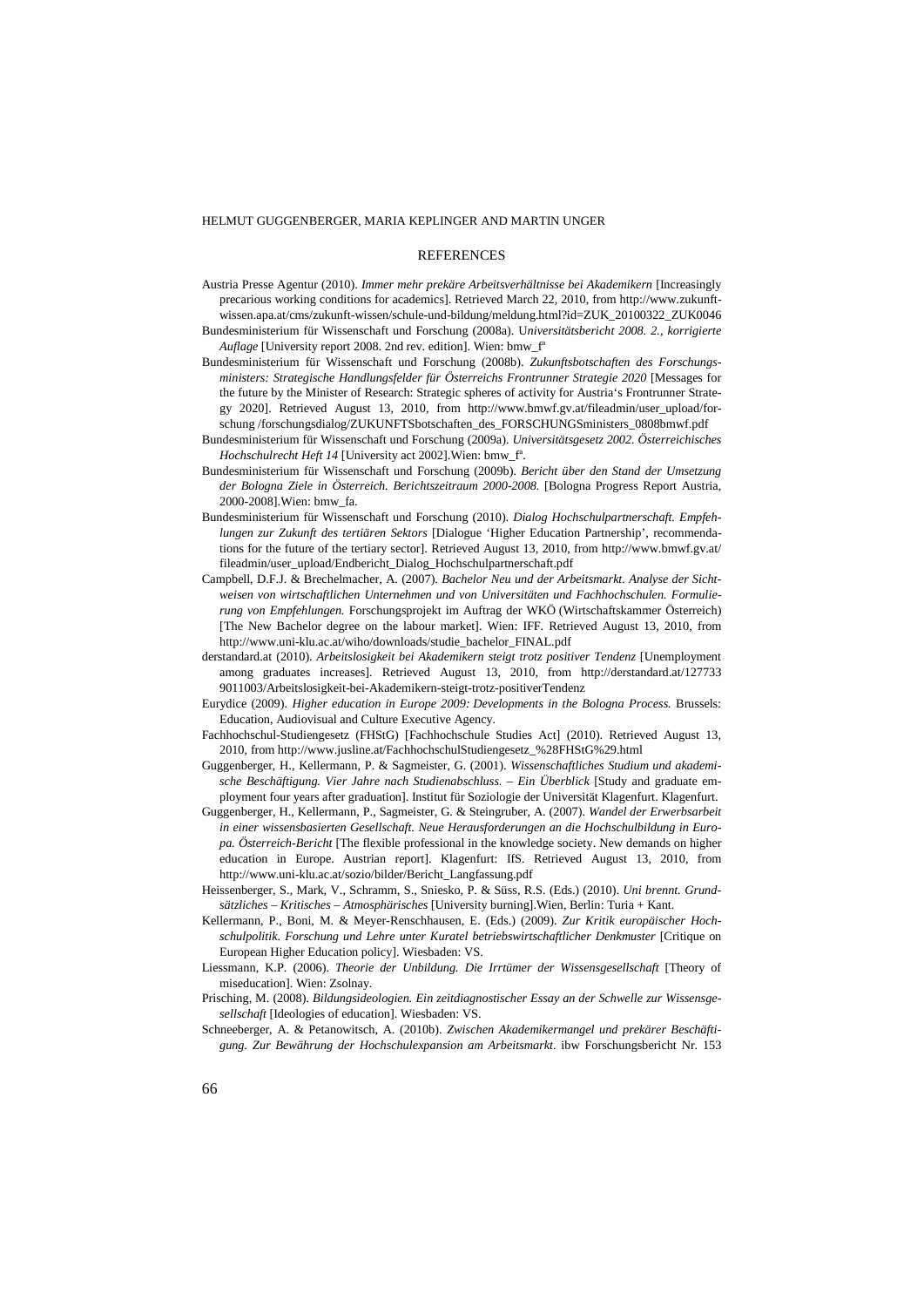## REFERENCES

Austria Presse Agentur (2010). *Immer mehr prekäre Arbeitsverhältnisse bei Akademikern* [Increasingly precarious working conditions for academics]. Retrieved March 22, 2010, from http://www.zukunft-wissen.apa.at/cms/zukunft-wissen/schule-und-bildung/meldung.html?id=ZUK_20100322_ZUK0046

Bundesministerium für Wissenschaft und Forschung (2008a). *Universitätsbericht 2008. 2., korrigierte Auflage* [University report 2008. 2nd rev. edition]. Wien: bmw_fª

Bundesministerium für Wissenschaft und Forschung (2008b). *Zukunftsbotschaften des Forschungsministers: Strategische Handlungsfelder für Österreichs Frontrunner Strategie 2020* [Messages for the future by the Minister of Research: Strategic spheres of activity for Austria's Frontrunner Strategy 2020]. Retrieved August 13, 2010, from http://www.bmwf.gv.at/fileadmin/user_upload/forschung /forschungsdialog/ZUKUNFTSbotschaften_des_FORSCHUNGSministers_0808bmwf.pdf

Bundesministerium für Wissenschaft und Forschung (2009a). *Universitätsgesetz 2002. Österreichisches Hochschulrecht Heft 14* [University act 2002].Wien: bmw_fª.

Bundesministerium für Wissenschaft und Forschung (2009b). *Bericht über den Stand der Umsetzung der Bologna Ziele in Österreich. Berichtszeitraum 2000-2008.* [Bologna Progress Report Austria, 2000-2008].Wien: bmw_fa.

Bundesministerium für Wissenschaft und Forschung (2010). *Dialog Hochschulpartnerschaft. Empfehlungen zur Zukunft des tertiären Sektors* [Dialogue 'Higher Education Partnership', recommendations for the future of the tertiary sector]. Retrieved August 13, 2010, from http://www.bmwf.gv.at/ fileadmin/user_upload/Endbericht_Dialog_Hochschulpartnerschaft.pdf

Campbell, D.F.J. & Brechelmacher, A. (2007). *Bachelor Neu und der Arbeitsmarkt. Analyse der Sichtweisen von wirtschaftlichen Unternehmen und von Universitäten und Fachhochschulen. Formulierung von Empfehlungen.* Forschungsprojekt im Auftrag der WKÖ (Wirtschaftskammer Österreich) [The New Bachelor degree on the labour market]. Wien: IFF. Retrieved August 13, 2010, from http://www.uni-klu.ac.at/wiho/downloads/studie_bachelor_FINAL.pdf

derstandard.at (2010). *Arbeitslosigkeit bei Akademikern steigt trotz positiver Tendenz* [Unemployment among graduates increases]. Retrieved August 13, 2010, from http://derstandard.at/127733 9011003/Arbeitslosigkeit-bei-Akademikern-steigt-trotz-positiverTendenz

Eurydice (2009). *Higher education in Europe 2009: Developments in the Bologna Process.* Brussels: Education, Audiovisual and Culture Executive Agency.

Fachhochschul-Studiengesetz (FHStG) [Fachhochschule Studies Act] (2010). Retrieved August 13, 2010, from http://www.jusline.at/FachhochschulStudiengesetz_%28FHStG%29.html

Guggenberger, H., Kellermann, P. & Sagmeister, G. (2001). *Wissenschaftliches Studium und akademische Beschäftigung. Vier Jahre nach Studienabschluss. – Ein Überblick* [Study and graduate employment four years after graduation]. Institut für Soziologie der Universität Klagenfurt. Klagenfurt.

Guggenberger, H., Kellermann, P., Sagmeister, G. & Steingruber, A. (2007). *Wandel der Erwerbsarbeit in einer wissensbasierten Gesellschaft. Neue Herausforderungen an die Hochschulbildung in Europa. Österreich-Bericht* [The flexible professional in the knowledge society. New demands on higher education in Europe. Austrian report]. Klagenfurt: IfS. Retrieved August 13, 2010, from http://www.uni-klu.ac.at/sozio/bilder/Bericht_Langfassung.pdf

Heissenberger, S., Mark, V., Schramm, S., Sniesko, P. & Süss, R.S. (Eds.) (2010). *Uni brennt. Grundsätzliches – Kritisches – Atmosphärisches* [University burning].Wien, Berlin: Turia + Kant.

Kellermann, P., Boni, M. & Meyer-Renschhausen, E. (Eds.) (2009). *Zur Kritik europäischer Hochschulpolitik. Forschung und Lehre unter Kuratel betriebswirtschaftlicher Denkmuster* [Critique on European Higher Education policy]. Wiesbaden: VS.

Liessmann, K.P. (2006). *Theorie der Unbildung. Die Irrtümer der Wissensgesellschaft* [Theory of miseducation]. Wien: Zsolnay.

Prisching, M. (2008). *Bildungsideologien. Ein zeitdiagnostischer Essay an der Schwelle zur Wissensgesellschaft* [Ideologies of education]. Wiesbaden: VS.

Schneeberger, A. & Petanowitsch, A. (2010b). *Zwischen Akademikermangel und prekärer Beschäftigung. Zur Bewährung der Hochschulexpansion am Arbeitsmarkt*. ibw Forschungsbericht Nr. 153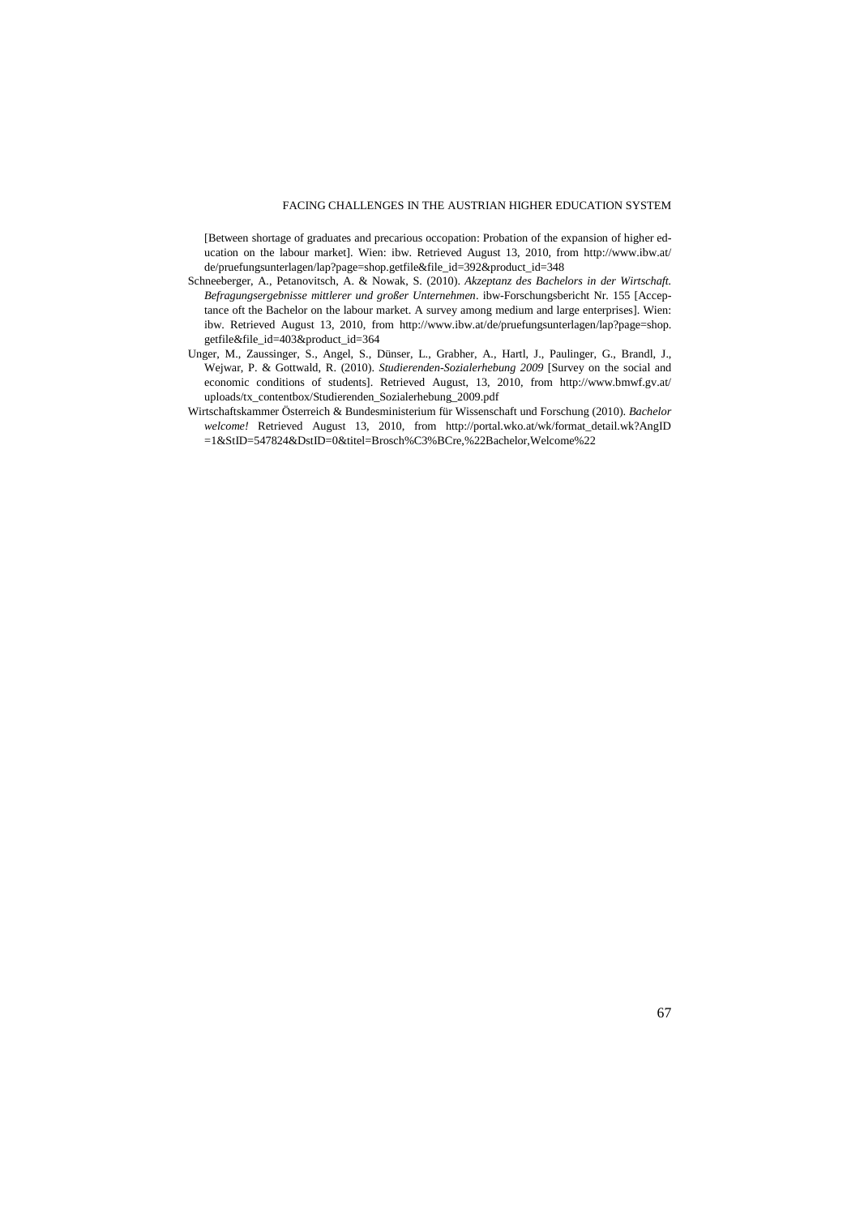[Between shortage of graduates and precarious occopation: Probation of the expansion of higher education on the labour market]. Wien: ibw. Retrieved August 13, 2010, from http://www.ibw.at/de/pruefungsunterlagen/lap?page=shop.getfile&file_id=392&product_id=348

Schneeberger, A., Petanovitsch, A. & Nowak, S. (2010). *Akzeptanz des Bachelors in der Wirtschaft. Befragungsergebnisse mittlerer und großer Unternehmen*. ibw-Forschungsbericht Nr. 155 [Acceptance oft the Bachelor on the labour market. A survey among medium and large enterprises]. Wien: ibw. Retrieved August 13, 2010, from http://www.ibw.at/de/pruefungsunterlagen/lap?page=shop.getfile&file_id=403&product_id=364

Unger, M., Zaussinger, S., Angel, S., Dünser, L., Grabher, A., Hartl, J., Paulinger, G., Brandl, J., Wejwar, P. & Gottwald, R. (2010). *Studierenden-Sozialerhebung 2009* [Survey on the social and economic conditions of students]. Retrieved August, 13, 2010, from http://www.bmwf.gv.at/uploads/tx_contentbox/Studierenden_Sozialerhebung_2009.pdf

Wirtschaftskammer Österreich & Bundesministerium für Wissenschaft und Forschung (2010). *Bachelor welcome!* Retrieved August 13, 2010, from http://portal.wko.at/wk/format_detail.wk?AngID=1&StID=547824&DstID=0&titel=Brosch%C3%BCre,%22Bachelor,Welcome%22